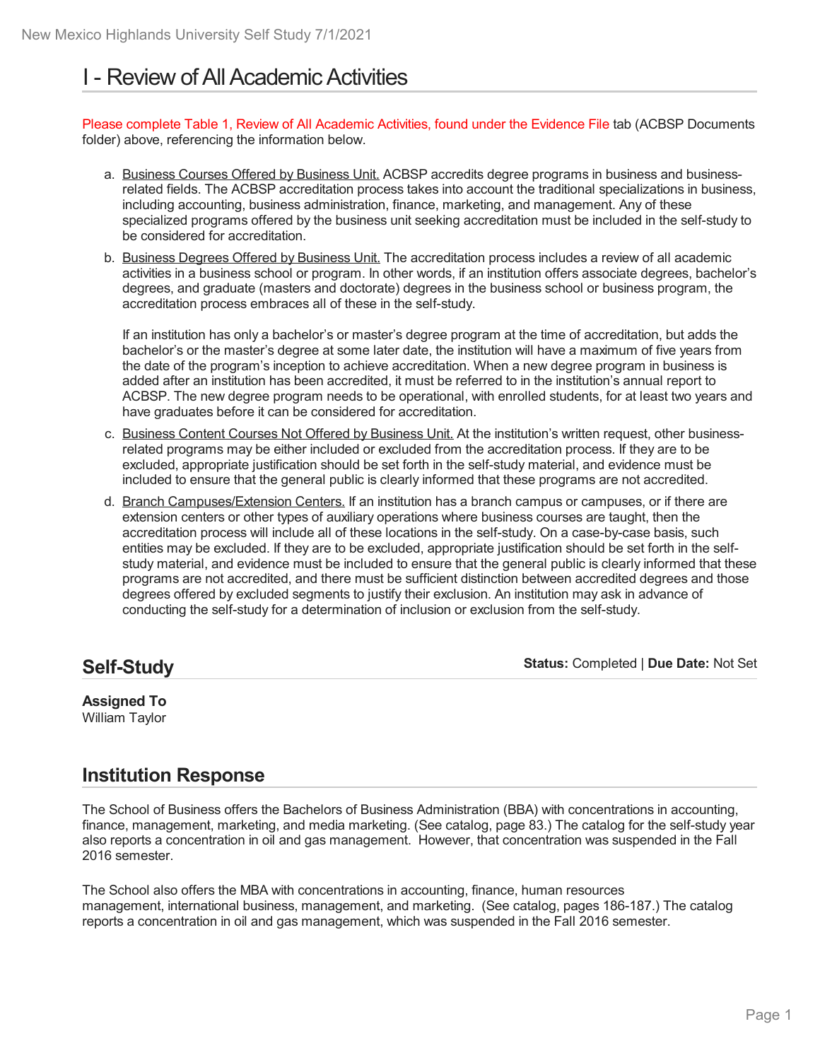# I - Review of All Academic Activities

Please complete Table 1, Review of All Academic Activities, found under the Evidence File tab (ACBSP Documents folder) above, referencing the information below.

a. Business Courses Offered by Business Unit. ACBSP accredits degree programs in business and business-related fields. The ACBSP accreditation process takes into account the traditional specializations in business, including accounting, business administration, finance, marketing, and management. Any of these specialized programs offered by the business unit seeking accreditation must be included in the self-study to be considered for accreditation.

b. Business Degrees Offered by Business Unit. The accreditation process includes a review of all academic activities in a business school or program. In other words, if an institution offers associate degrees, bachelor's degrees, and graduate (masters and doctorate) degrees in the business school or business program, the accreditation process embraces all of these in the self-study.

   If an institution has only a bachelor's or master's degree program at the time of accreditation, but adds the bachelor's or the master's degree at some later date, the institution will have a maximum of five years from the date of the program's inception to achieve accreditation. When a new degree program in business is added after an institution has been accredited, it must be referred to in the institution's annual report to ACBSP. The new degree program needs to be operational, with enrolled students, for at least two years and have graduates before it can be considered for accreditation.

c. Business Content Courses Not Offered by Business Unit. At the institution's written request, other business-related programs may be either included or excluded from the accreditation process. If they are to be excluded, appropriate justification should be set forth in the self-study material, and evidence must be included to ensure that the general public is clearly informed that these programs are not accredited.

d. Branch Campuses/Extension Centers. If an institution has a branch campus or campuses, or if there are extension centers or other types of auxiliary operations where business courses are taught, then the accreditation process will include all of these locations in the self-study. On a case-by-case basis, such entities may be excluded. If they are to be excluded, appropriate justification should be set forth in the self-study material, and evidence must be included to ensure that the general public is clearly informed that these programs are not accredited, and there must be sufficient distinction between accredited degrees and those degrees offered by excluded segments to justify their exclusion. An institution may ask in advance of conducting the self-study for a determination of inclusion or exclusion from the self-study.

## Self-Study

**Status:** Completed | **Due Date:** Not Set

**Assigned To**
William Taylor

## Institution Response

The School of Business offers the Bachelors of Business Administration (BBA) with concentrations in accounting, finance, management, marketing, and media marketing. (See catalog, page 83.) The catalog for the self-study year also reports a concentration in oil and gas management. However, that concentration was suspended in the Fall 2016 semester.

The School also offers the MBA with concentrations in accounting, finance, human resources management, international business, management, and marketing. (See catalog, pages 186-187.) The catalog reports a concentration in oil and gas management, which was suspended in the Fall 2016 semester.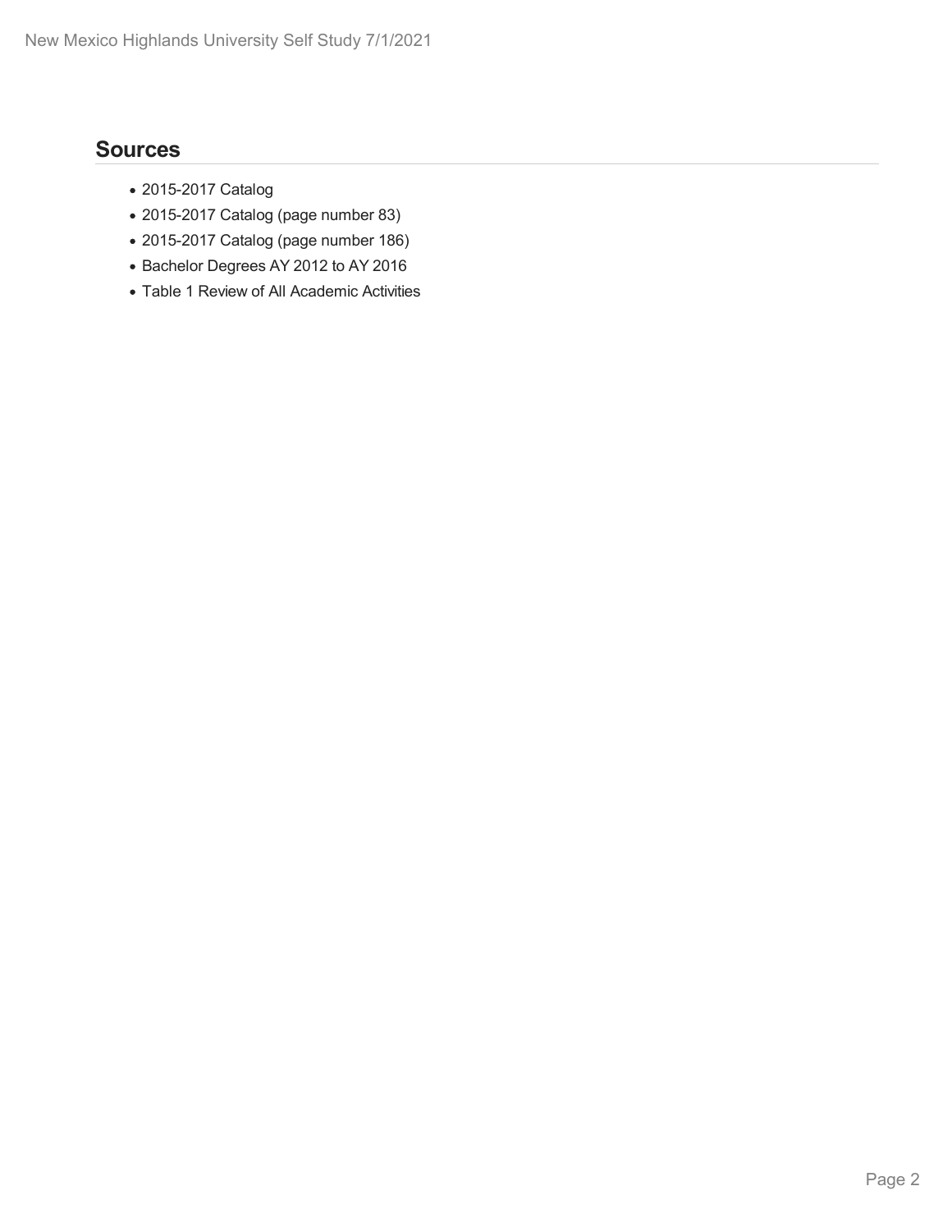## Sources

- 2015-2017 Catalog
- 2015-2017 Catalog (page number 83)
- 2015-2017 Catalog (page number 186)
- Bachelor Degrees AY 2012 to AY 2016
- Table 1 Review of All Academic Activities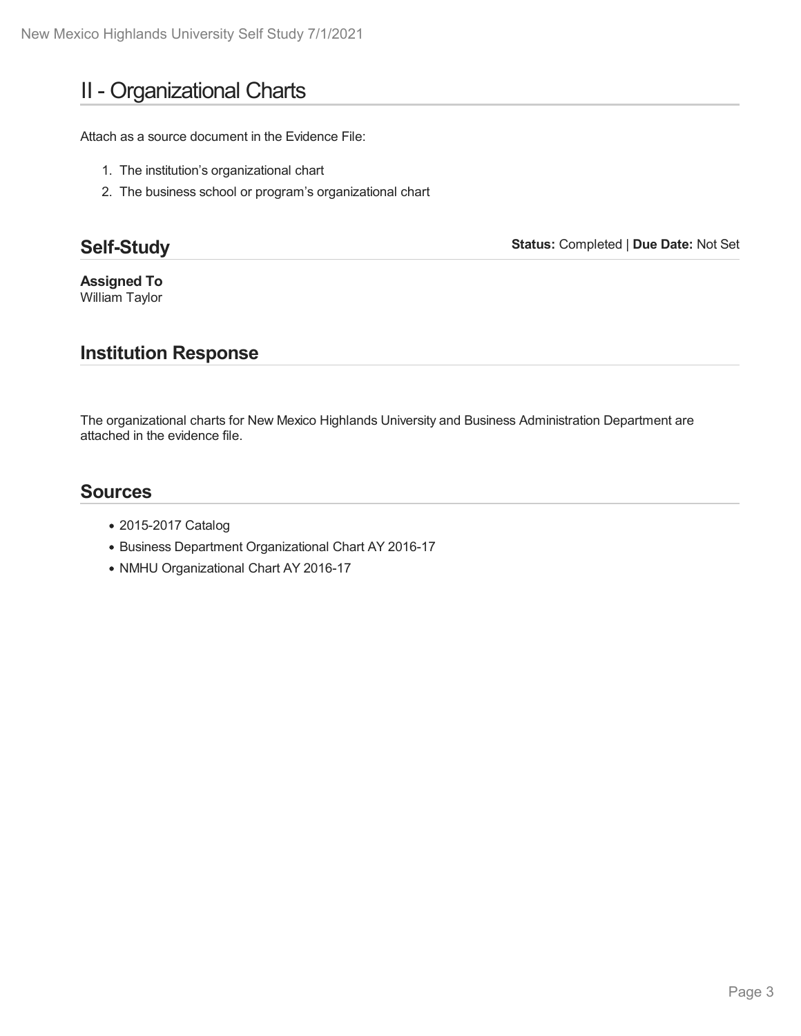# II - Organizational Charts

Attach as a source document in the Evidence File:

1. The institution's organizational chart
2. The business school or program's organizational chart

## Self-Study

**Status:** Completed | **Due Date:** Not Set

**Assigned To**
William Taylor

## Institution Response

The organizational charts for New Mexico Highlands University and Business Administration Department are attached in the evidence file.

## Sources

- 2015-2017 Catalog
- Business Department Organizational Chart AY 2016-17
- NMHU Organizational Chart AY 2016-17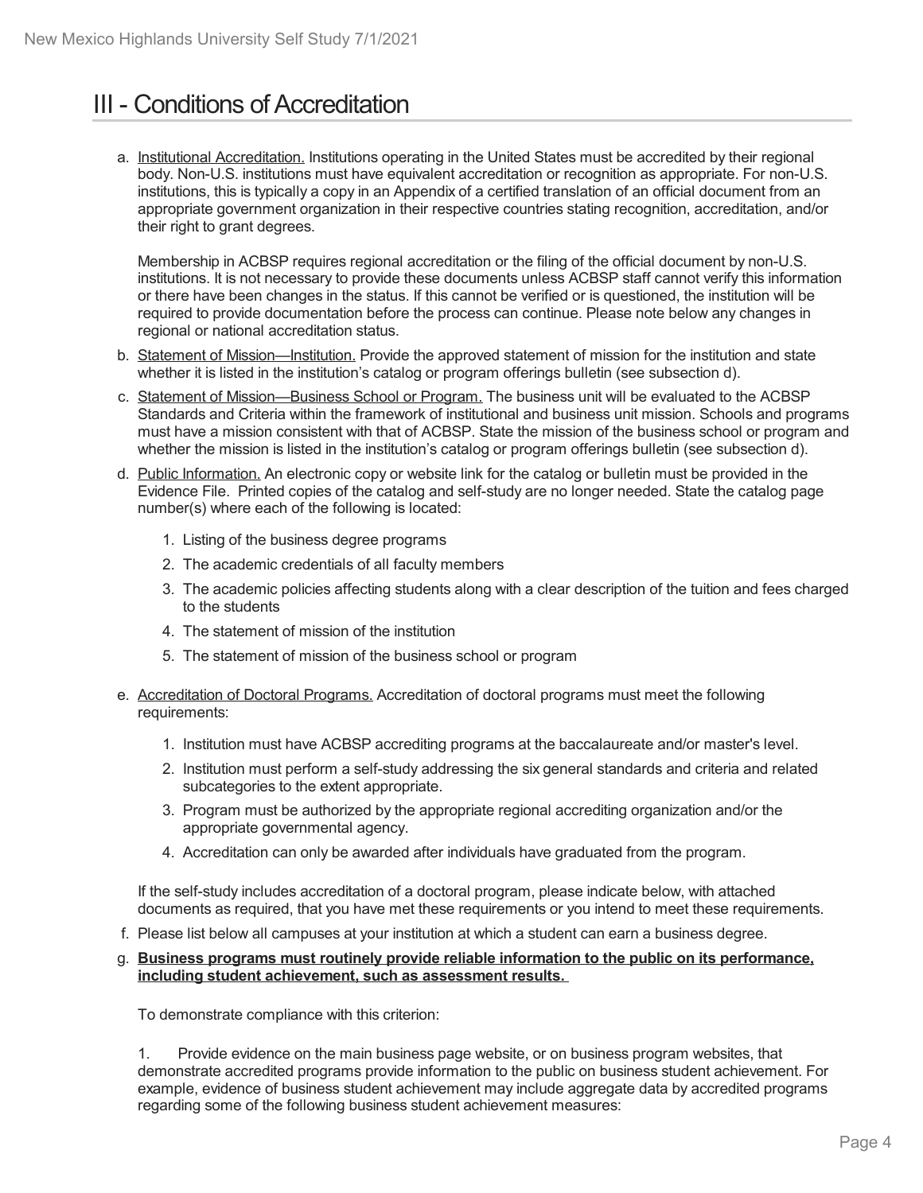# III - Conditions of Accreditation

a. Institutional Accreditation. Institutions operating in the United States must be accredited by their regional body. Non-U.S. institutions must have equivalent accreditation or recognition as appropriate. For non-U.S. institutions, this is typically a copy in an Appendix of a certified translation of an official document from an appropriate government organization in their respective countries stating recognition, accreditation, and/or their right to grant degrees.

   Membership in ACBSP requires regional accreditation or the filing of the official document by non-U.S. institutions. It is not necessary to provide these documents unless ACBSP staff cannot verify this information or there have been changes in the status. If this cannot be verified or is questioned, the institution will be required to provide documentation before the process can continue. Please note below any changes in regional or national accreditation status.

b. Statement of Mission—Institution. Provide the approved statement of mission for the institution and state whether it is listed in the institution's catalog or program offerings bulletin (see subsection d).

c. Statement of Mission—Business School or Program. The business unit will be evaluated to the ACBSP Standards and Criteria within the framework of institutional and business unit mission. Schools and programs must have a mission consistent with that of ACBSP. State the mission of the business school or program and whether the mission is listed in the institution's catalog or program offerings bulletin (see subsection d).

d. Public Information. An electronic copy or website link for the catalog or bulletin must be provided in the Evidence File. Printed copies of the catalog and self-study are no longer needed. State the catalog page number(s) where each of the following is located:

   1. Listing of the business degree programs
   2. The academic credentials of all faculty members
   3. The academic policies affecting students along with a clear description of the tuition and fees charged to the students
   4. The statement of mission of the institution
   5. The statement of mission of the business school or program

e. Accreditation of Doctoral Programs. Accreditation of doctoral programs must meet the following requirements:

   1. Institution must have ACBSP accrediting programs at the baccalaureate and/or master's level.
   2. Institution must perform a self-study addressing the six general standards and criteria and related subcategories to the extent appropriate.
   3. Program must be authorized by the appropriate regional accrediting organization and/or the appropriate governmental agency.
   4. Accreditation can only be awarded after individuals have graduated from the program.

   If the self-study includes accreditation of a doctoral program, please indicate below, with attached documents as required, that you have met these requirements or you intend to meet these requirements.

f. Please list below all campuses at your institution at which a student can earn a business degree.

g. **Business programs must routinely provide reliable information to the public on its performance, including student achievement, such as assessment results.**

   To demonstrate compliance with this criterion:

   1. Provide evidence on the main business page website, or on business program websites, that demonstrate accredited programs provide information to the public on business student achievement. For example, evidence of business student achievement may include aggregate data by accredited programs regarding some of the following business student achievement measures: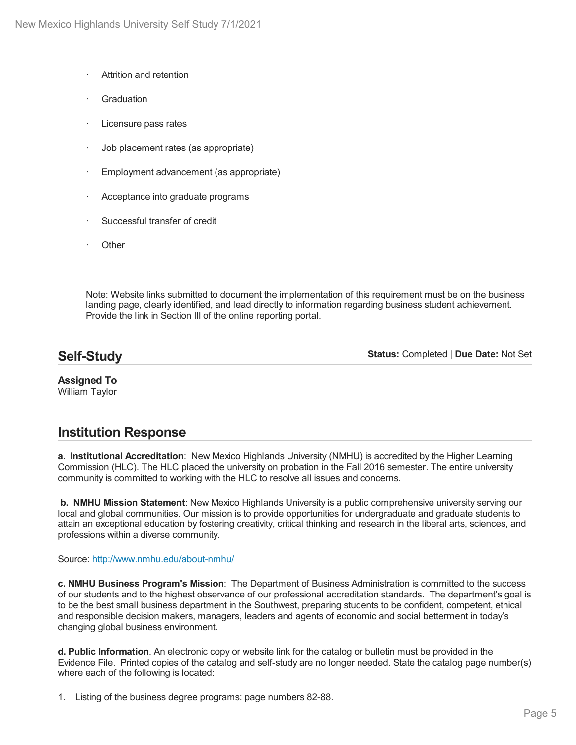- Attrition and retention
- Graduation
- Licensure pass rates
- Job placement rates (as appropriate)
- Employment advancement (as appropriate)
- Acceptance into graduate programs
- Successful transfer of credit
- Other

Note: Website links submitted to document the implementation of this requirement must be on the business landing page, clearly identified, and lead directly to information regarding business student achievement. Provide the link in Section III of the online reporting portal.

## Self-Study

**Status:** Completed | **Due Date:** Not Set

**Assigned To**
William Taylor

## Institution Response

**a. Institutional Accreditation**: New Mexico Highlands University (NMHU) is accredited by the Higher Learning Commission (HLC). The HLC placed the university on probation in the Fall 2016 semester. The entire university community is committed to working with the HLC to resolve all issues and concerns.

**b. NMHU Mission Statement**: New Mexico Highlands University is a public comprehensive university serving our local and global communities. Our mission is to provide opportunities for undergraduate and graduate students to attain an exceptional education by fostering creativity, critical thinking and research in the liberal arts, sciences, and professions within a diverse community.

Source: http://www.nmhu.edu/about-nmhu/

**c. NMHU Business Program's Mission**: The Department of Business Administration is committed to the success of our students and to the highest observance of our professional accreditation standards. The department's goal is to be the best small business department in the Southwest, preparing students to be confident, competent, ethical and responsible decision makers, managers, leaders and agents of economic and social betterment in today's changing global business environment.

**d. Public Information**. An electronic copy or website link for the catalog or bulletin must be provided in the Evidence File. Printed copies of the catalog and self-study are no longer needed. State the catalog page number(s) where each of the following is located:

1. Listing of the business degree programs: page numbers 82-88.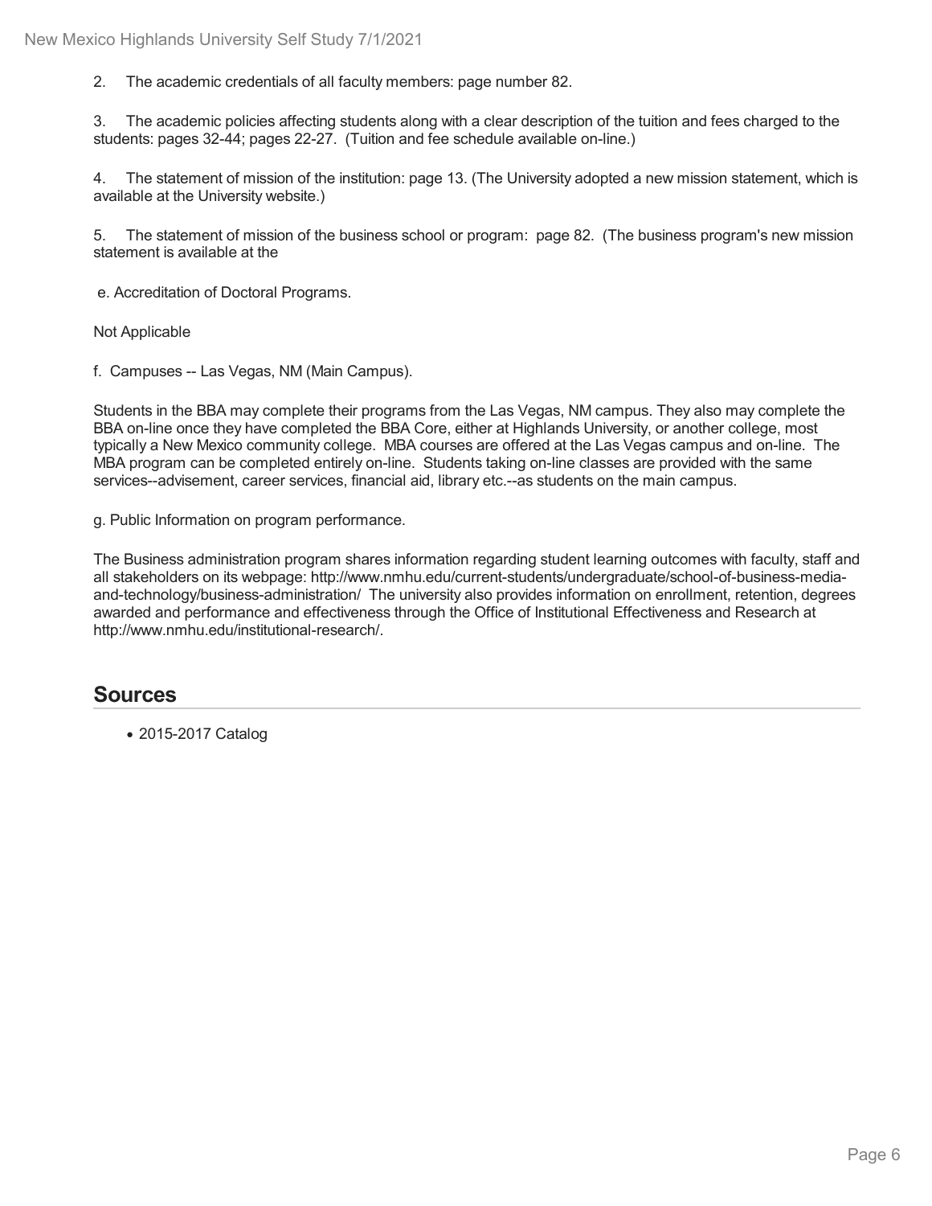2. The academic credentials of all faculty members: page number 82.

3. The academic policies affecting students along with a clear description of the tuition and fees charged to the students: pages 32-44; pages 22-27. (Tuition and fee schedule available on-line.)

4. The statement of mission of the institution: page 13. (The University adopted a new mission statement, which is available at the University website.)

5. The statement of mission of the business school or program: page 82. (The business program's new mission statement is available at the

e. Accreditation of Doctoral Programs.

Not Applicable

f. Campuses -- Las Vegas, NM (Main Campus).

Students in the BBA may complete their programs from the Las Vegas, NM campus. They also may complete the BBA on-line once they have completed the BBA Core, either at Highlands University, or another college, most typically a New Mexico community college. MBA courses are offered at the Las Vegas campus and on-line. The MBA program can be completed entirely on-line. Students taking on-line classes are provided with the same services--advisement, career services, financial aid, library etc.--as students on the main campus.

g. Public Information on program performance.

The Business administration program shares information regarding student learning outcomes with faculty, staff and all stakeholders on its webpage: http://www.nmhu.edu/current-students/undergraduate/school-of-business-media-and-technology/business-administration/ The university also provides information on enrollment, retention, degrees awarded and performance and effectiveness through the Office of Institutional Effectiveness and Research at http://www.nmhu.edu/institutional-research/.

## Sources

- 2015-2017 Catalog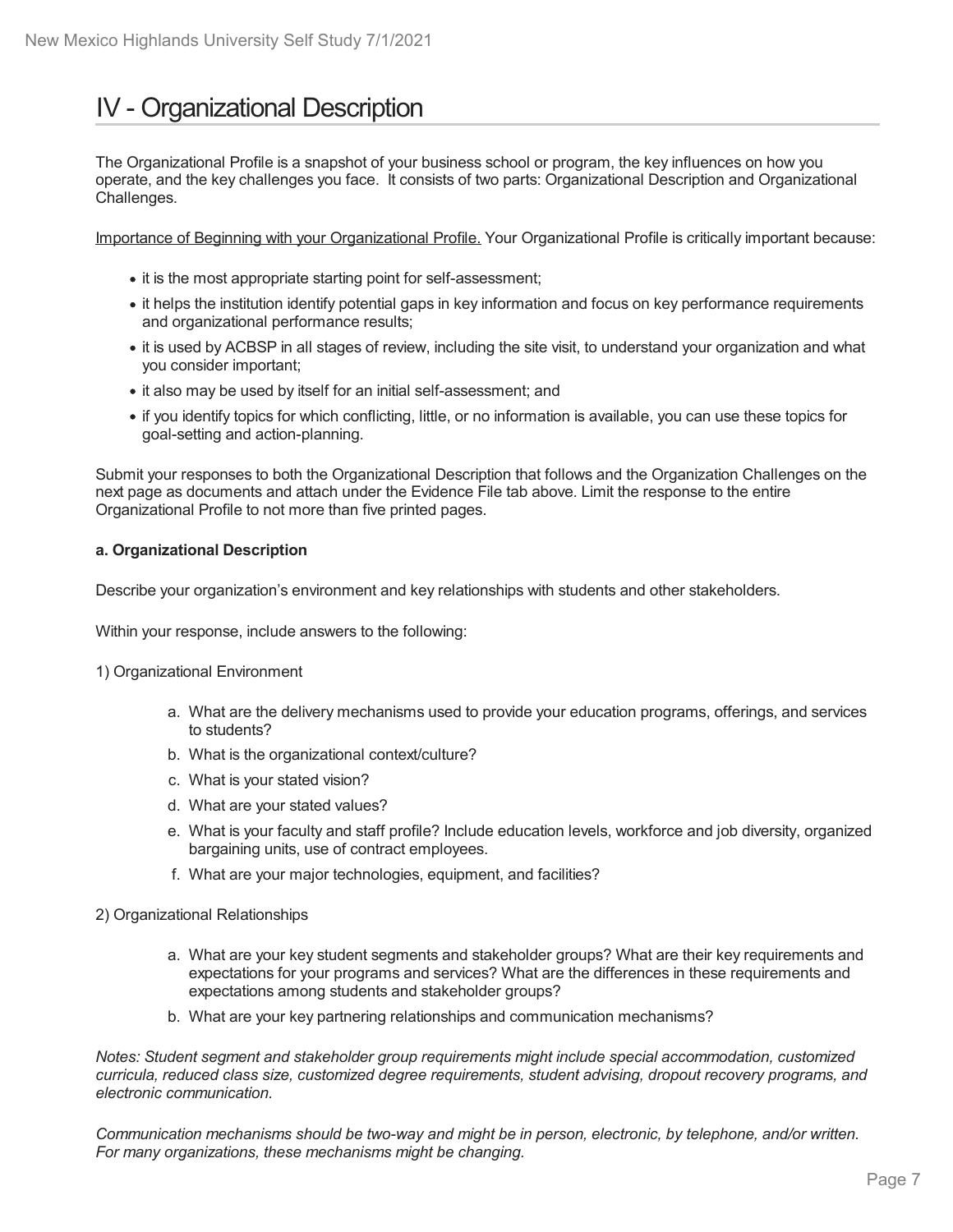# IV - Organizational Description

The Organizational Profile is a snapshot of your business school or program, the key influences on how you operate, and the key challenges you face. It consists of two parts: Organizational Description and Organizational Challenges.

Importance of Beginning with your Organizational Profile. Your Organizational Profile is critically important because:

- it is the most appropriate starting point for self-assessment;
- it helps the institution identify potential gaps in key information and focus on key performance requirements and organizational performance results;
- it is used by ACBSP in all stages of review, including the site visit, to understand your organization and what you consider important;
- it also may be used by itself for an initial self-assessment; and
- if you identify topics for which conflicting, little, or no information is available, you can use these topics for goal-setting and action-planning.

Submit your responses to both the Organizational Description that follows and the Organization Challenges on the next page as documents and attach under the Evidence File tab above. Limit the response to the entire Organizational Profile to not more than five printed pages.

**a. Organizational Description**

Describe your organization's environment and key relationships with students and other stakeholders.

Within your response, include answers to the following:

1) Organizational Environment

a. What are the delivery mechanisms used to provide your education programs, offerings, and services to students?
b. What is the organizational context/culture?
c. What is your stated vision?
d. What are your stated values?
e. What is your faculty and staff profile? Include education levels, workforce and job diversity, organized bargaining units, use of contract employees.
f. What are your major technologies, equipment, and facilities?

2) Organizational Relationships

a. What are your key student segments and stakeholder groups? What are their key requirements and expectations for your programs and services? What are the differences in these requirements and expectations among students and stakeholder groups?
b. What are your key partnering relationships and communication mechanisms?

*Notes: Student segment and stakeholder group requirements might include special accommodation, customized curricula, reduced class size, customized degree requirements, student advising, dropout recovery programs, and electronic communication.*

*Communication mechanisms should be two-way and might be in person, electronic, by telephone, and/or written. For many organizations, these mechanisms might be changing.*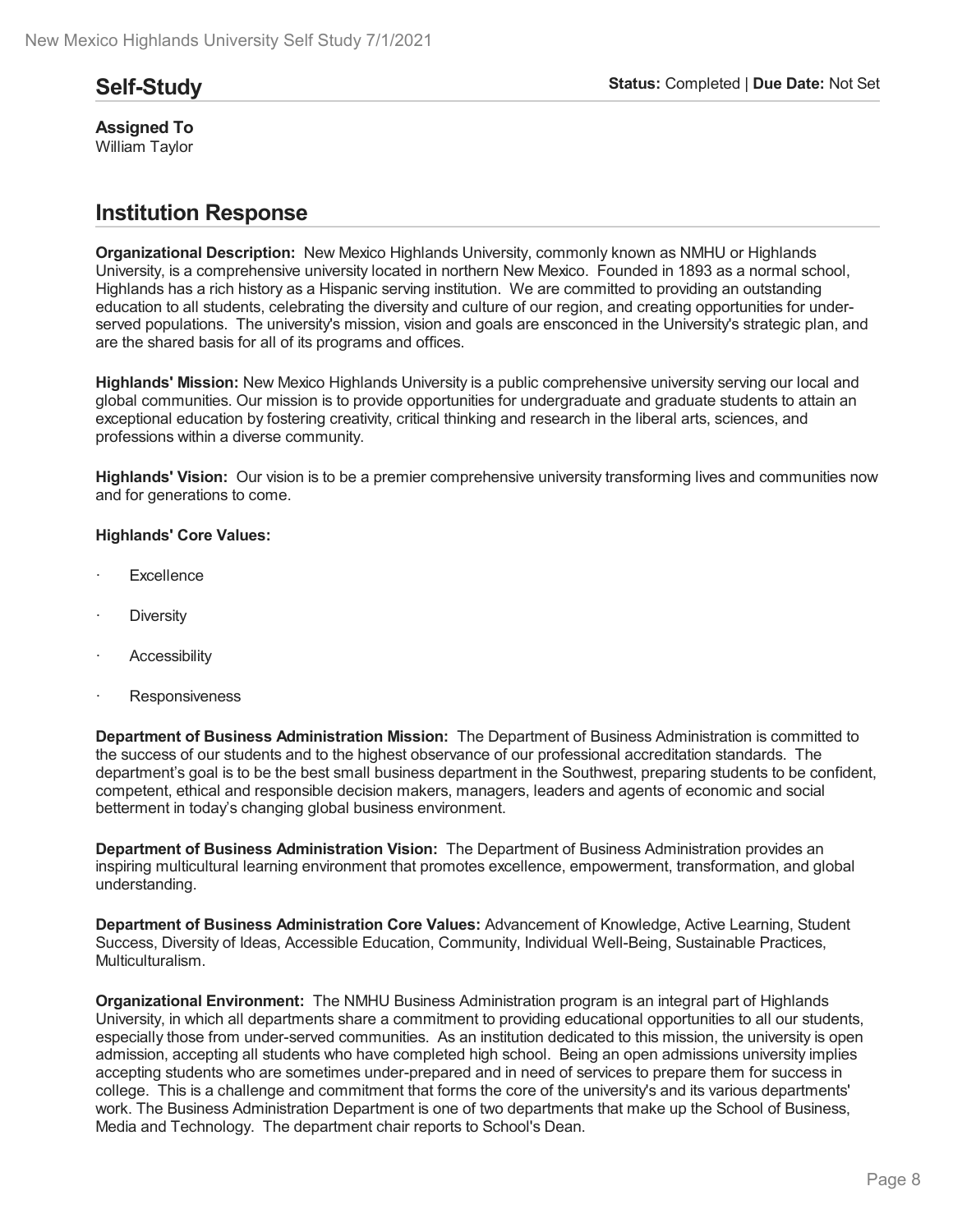## Self-Study

**Status:** Completed | **Due Date:** Not Set

**Assigned To**
William Taylor

## Institution Response

**Organizational Description:** New Mexico Highlands University, commonly known as NMHU or Highlands University, is a comprehensive university located in northern New Mexico. Founded in 1893 as a normal school, Highlands has a rich history as a Hispanic serving institution. We are committed to providing an outstanding education to all students, celebrating the diversity and culture of our region, and creating opportunities for under-served populations. The university's mission, vision and goals are ensconced in the University's strategic plan, and are the shared basis for all of its programs and offices.

**Highlands' Mission:** New Mexico Highlands University is a public comprehensive university serving our local and global communities. Our mission is to provide opportunities for undergraduate and graduate students to attain an exceptional education by fostering creativity, critical thinking and research in the liberal arts, sciences, and professions within a diverse community.

**Highlands' Vision:** Our vision is to be a premier comprehensive university transforming lives and communities now and for generations to come.

**Highlands' Core Values:**

- Excellence
- Diversity
- Accessibility
- Responsiveness

**Department of Business Administration Mission:** The Department of Business Administration is committed to the success of our students and to the highest observance of our professional accreditation standards. The department's goal is to be the best small business department in the Southwest, preparing students to be confident, competent, ethical and responsible decision makers, managers, leaders and agents of economic and social betterment in today's changing global business environment.

**Department of Business Administration Vision:** The Department of Business Administration provides an inspiring multicultural learning environment that promotes excellence, empowerment, transformation, and global understanding.

**Department of Business Administration Core Values:** Advancement of Knowledge, Active Learning, Student Success, Diversity of Ideas, Accessible Education, Community, Individual Well-Being, Sustainable Practices, Multiculturalism.

**Organizational Environment:** The NMHU Business Administration program is an integral part of Highlands University, in which all departments share a commitment to providing educational opportunities to all our students, especially those from under-served communities. As an institution dedicated to this mission, the university is open admission, accepting all students who have completed high school. Being an open admissions university implies accepting students who are sometimes under-prepared and in need of services to prepare them for success in college. This is a challenge and commitment that forms the core of the university's and its various departments' work. The Business Administration Department is one of two departments that make up the School of Business, Media and Technology. The department chair reports to School's Dean.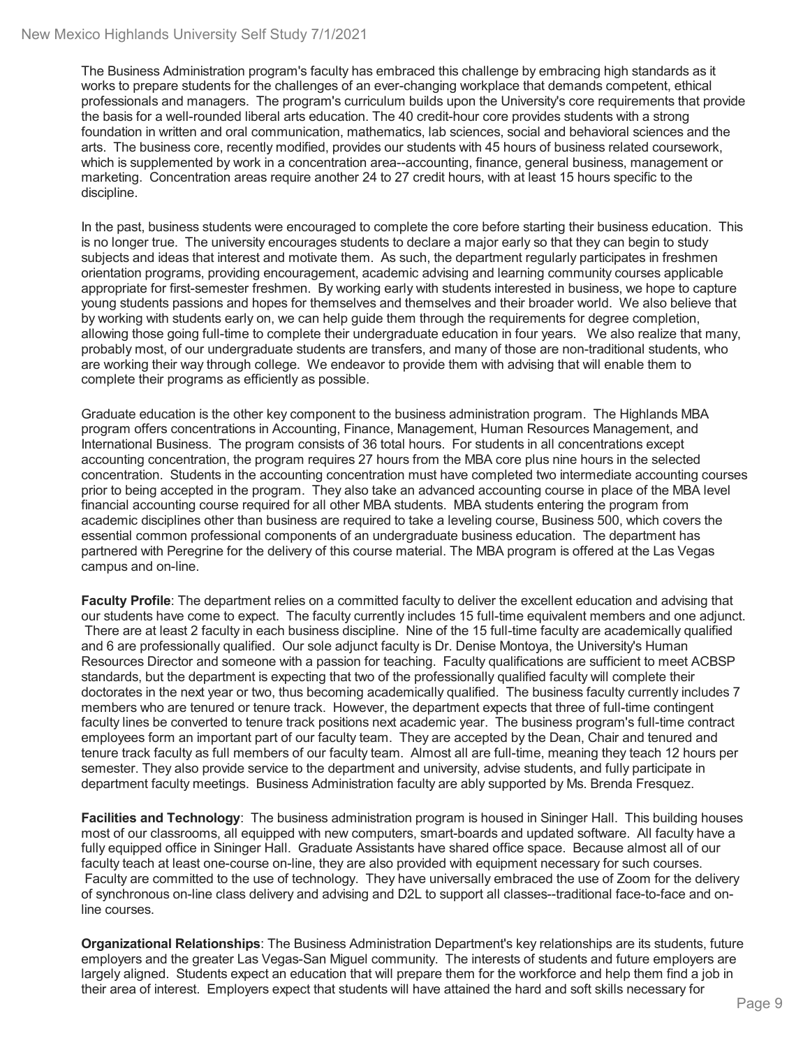The Business Administration program's faculty has embraced this challenge by embracing high standards as it works to prepare students for the challenges of an ever-changing workplace that demands competent, ethical professionals and managers. The program's curriculum builds upon the University's core requirements that provide the basis for a well-rounded liberal arts education. The 40 credit-hour core provides students with a strong foundation in written and oral communication, mathematics, lab sciences, social and behavioral sciences and the arts. The business core, recently modified, provides our students with 45 hours of business related coursework, which is supplemented by work in a concentration area--accounting, finance, general business, management or marketing. Concentration areas require another 24 to 27 credit hours, with at least 15 hours specific to the discipline.

In the past, business students were encouraged to complete the core before starting their business education. This is no longer true. The university encourages students to declare a major early so that they can begin to study subjects and ideas that interest and motivate them. As such, the department regularly participates in freshmen orientation programs, providing encouragement, academic advising and learning community courses applicable appropriate for first-semester freshmen. By working early with students interested in business, we hope to capture young students passions and hopes for themselves and themselves and their broader world. We also believe that by working with students early on, we can help guide them through the requirements for degree completion, allowing those going full-time to complete their undergraduate education in four years. We also realize that many, probably most, of our undergraduate students are transfers, and many of those are non-traditional students, who are working their way through college. We endeavor to provide them with advising that will enable them to complete their programs as efficiently as possible.

Graduate education is the other key component to the business administration program. The Highlands MBA program offers concentrations in Accounting, Finance, Management, Human Resources Management, and International Business. The program consists of 36 total hours. For students in all concentrations except accounting concentration, the program requires 27 hours from the MBA core plus nine hours in the selected concentration. Students in the accounting concentration must have completed two intermediate accounting courses prior to being accepted in the program. They also take an advanced accounting course in place of the MBA level financial accounting course required for all other MBA students. MBA students entering the program from academic disciplines other than business are required to take a leveling course, Business 500, which covers the essential common professional components of an undergraduate business education. The department has partnered with Peregrine for the delivery of this course material. The MBA program is offered at the Las Vegas campus and on-line.

**Faculty Profile**: The department relies on a committed faculty to deliver the excellent education and advising that our students have come to expect. The faculty currently includes 15 full-time equivalent members and one adjunct. There are at least 2 faculty in each business discipline. Nine of the 15 full-time faculty are academically qualified and 6 are professionally qualified. Our sole adjunct faculty is Dr. Denise Montoya, the University's Human Resources Director and someone with a passion for teaching. Faculty qualifications are sufficient to meet ACBSP standards, but the department is expecting that two of the professionally qualified faculty will complete their doctorates in the next year or two, thus becoming academically qualified. The business faculty currently includes 7 members who are tenured or tenure track. However, the department expects that three of full-time contingent faculty lines be converted to tenure track positions next academic year. The business program's full-time contract employees form an important part of our faculty team. They are accepted by the Dean, Chair and tenured and tenure track faculty as full members of our faculty team. Almost all are full-time, meaning they teach 12 hours per semester. They also provide service to the department and university, advise students, and fully participate in department faculty meetings. Business Administration faculty are ably supported by Ms. Brenda Fresquez.

**Facilities and Technology**: The business administration program is housed in Sininger Hall. This building houses most of our classrooms, all equipped with new computers, smart-boards and updated software. All faculty have a fully equipped office in Sininger Hall. Graduate Assistants have shared office space. Because almost all of our faculty teach at least one-course on-line, they are also provided with equipment necessary for such courses. Faculty are committed to the use of technology. They have universally embraced the use of Zoom for the delivery of synchronous on-line class delivery and advising and D2L to support all classes--traditional face-to-face and on-line courses.

**Organizational Relationships**: The Business Administration Department's key relationships are its students, future employers and the greater Las Vegas-San Miguel community. The interests of students and future employers are largely aligned. Students expect an education that will prepare them for the workforce and help them find a job in their area of interest. Employers expect that students will have attained the hard and soft skills necessary for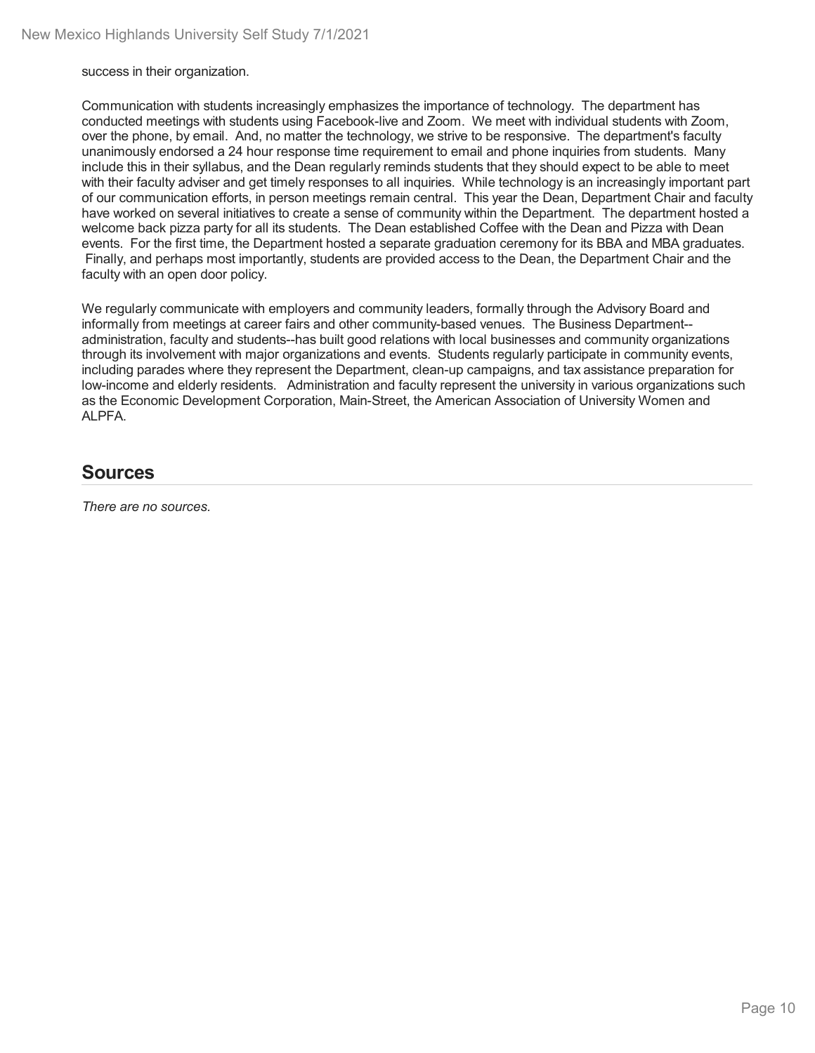success in their organization.

Communication with students increasingly emphasizes the importance of technology. The department has conducted meetings with students using Facebook-live and Zoom. We meet with individual students with Zoom, over the phone, by email. And, no matter the technology, we strive to be responsive. The department's faculty unanimously endorsed a 24 hour response time requirement to email and phone inquiries from students. Many include this in their syllabus, and the Dean regularly reminds students that they should expect to be able to meet with their faculty adviser and get timely responses to all inquiries. While technology is an increasingly important part of our communication efforts, in person meetings remain central. This year the Dean, Department Chair and faculty have worked on several initiatives to create a sense of community within the Department. The department hosted a welcome back pizza party for all its students. The Dean established Coffee with the Dean and Pizza with Dean events. For the first time, the Department hosted a separate graduation ceremony for its BBA and MBA graduates. Finally, and perhaps most importantly, students are provided access to the Dean, the Department Chair and the faculty with an open door policy.

We regularly communicate with employers and community leaders, formally through the Advisory Board and informally from meetings at career fairs and other community-based venues. The Business Department--administration, faculty and students--has built good relations with local businesses and community organizations through its involvement with major organizations and events. Students regularly participate in community events, including parades where they represent the Department, clean-up campaigns, and tax assistance preparation for low-income and elderly residents. Administration and faculty represent the university in various organizations such as the Economic Development Corporation, Main-Street, the American Association of University Women and ALPFA.

## Sources

*There are no sources.*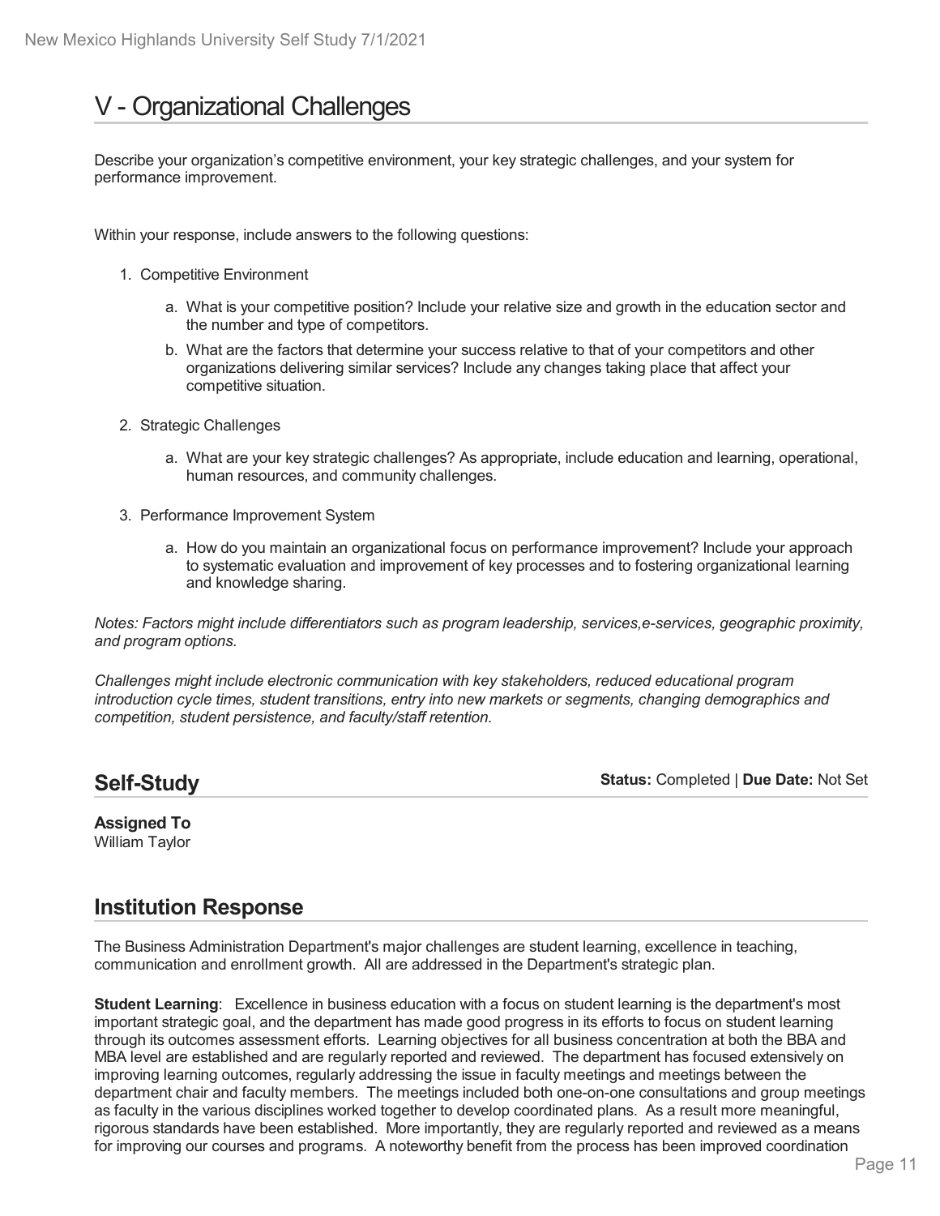# V - Organizational Challenges

Describe your organization's competitive environment, your key strategic challenges, and your system for performance improvement.

Within your response, include answers to the following questions:

1. Competitive Environment
    a. What is your competitive position? Include your relative size and growth in the education sector and the number and type of competitors.
    b. What are the factors that determine your success relative to that of your competitors and other organizations delivering similar services? Include any changes taking place that affect your competitive situation.
2. Strategic Challenges
    a. What are your key strategic challenges? As appropriate, include education and learning, operational, human resources, and community challenges.
3. Performance Improvement System
    a. How do you maintain an organizational focus on performance improvement? Include your approach to systematic evaluation and improvement of key processes and to fostering organizational learning and knowledge sharing.

*Notes: Factors might include differentiators such as program leadership, services,e-services, geographic proximity, and program options.*

*Challenges might include electronic communication with key stakeholders, reduced educational program introduction cycle times, student transitions, entry into new markets or segments, changing demographics and competition, student persistence, and faculty/staff retention.*

## Self-Study

**Status:** Completed | **Due Date:** Not Set

**Assigned To**
William Taylor

## Institution Response

The Business Administration Department's major challenges are student learning, excellence in teaching, communication and enrollment growth. All are addressed in the Department's strategic plan.

**Student Learning**: Excellence in business education with a focus on student learning is the department's most important strategic goal, and the department has made good progress in its efforts to focus on student learning through its outcomes assessment efforts. Learning objectives for all business concentration at both the BBA and MBA level are established and are regularly reported and reviewed. The department has focused extensively on improving learning outcomes, regularly addressing the issue in faculty meetings and meetings between the department chair and faculty members. The meetings included both one-on-one consultations and group meetings as faculty in the various disciplines worked together to develop coordinated plans. As a result more meaningful, rigorous standards have been established. More importantly, they are regularly reported and reviewed as a means for improving our courses and programs. A noteworthy benefit from the process has been improved coordination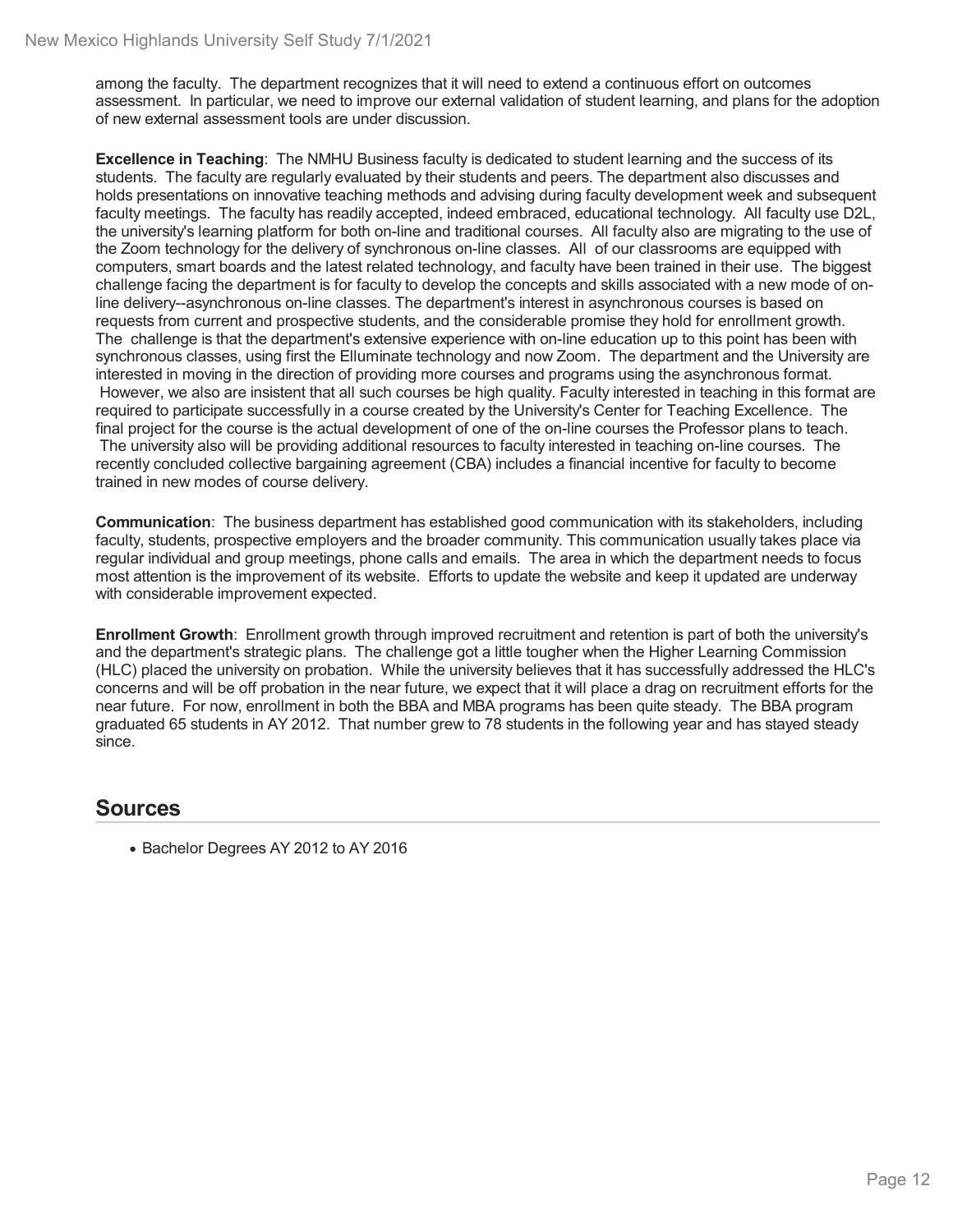among the faculty. The department recognizes that it will need to extend a continuous effort on outcomes assessment. In particular, we need to improve our external validation of student learning, and plans for the adoption of new external assessment tools are under discussion.

**Excellence in Teaching**: The NMHU Business faculty is dedicated to student learning and the success of its students. The faculty are regularly evaluated by their students and peers. The department also discusses and holds presentations on innovative teaching methods and advising during faculty development week and subsequent faculty meetings. The faculty has readily accepted, indeed embraced, educational technology. All faculty use D2L, the university's learning platform for both on-line and traditional courses. All faculty also are migrating to the use of the Zoom technology for the delivery of synchronous on-line classes. All of our classrooms are equipped with computers, smart boards and the latest related technology, and faculty have been trained in their use. The biggest challenge facing the department is for faculty to develop the concepts and skills associated with a new mode of on-line delivery--asynchronous on-line classes. The department's interest in asynchronous courses is based on requests from current and prospective students, and the considerable promise they hold for enrollment growth. The challenge is that the department's extensive experience with on-line education up to this point has been with synchronous classes, using first the Elluminate technology and now Zoom. The department and the University are interested in moving in the direction of providing more courses and programs using the asynchronous format. However, we also are insistent that all such courses be high quality. Faculty interested in teaching in this format are required to participate successfully in a course created by the University's Center for Teaching Excellence. The final project for the course is the actual development of one of the on-line courses the Professor plans to teach. The university also will be providing additional resources to faculty interested in teaching on-line courses. The recently concluded collective bargaining agreement (CBA) includes a financial incentive for faculty to become trained in new modes of course delivery.

**Communication**: The business department has established good communication with its stakeholders, including faculty, students, prospective employers and the broader community. This communication usually takes place via regular individual and group meetings, phone calls and emails. The area in which the department needs to focus most attention is the improvement of its website. Efforts to update the website and keep it updated are underway with considerable improvement expected.

**Enrollment Growth**: Enrollment growth through improved recruitment and retention is part of both the university's and the department's strategic plans. The challenge got a little tougher when the Higher Learning Commission (HLC) placed the university on probation. While the university believes that it has successfully addressed the HLC's concerns and will be off probation in the near future, we expect that it will place a drag on recruitment efforts for the near future. For now, enrollment in both the BBA and MBA programs has been quite steady. The BBA program graduated 65 students in AY 2012. That number grew to 78 students in the following year and has stayed steady since.

## Sources

- Bachelor Degrees AY 2012 to AY 2016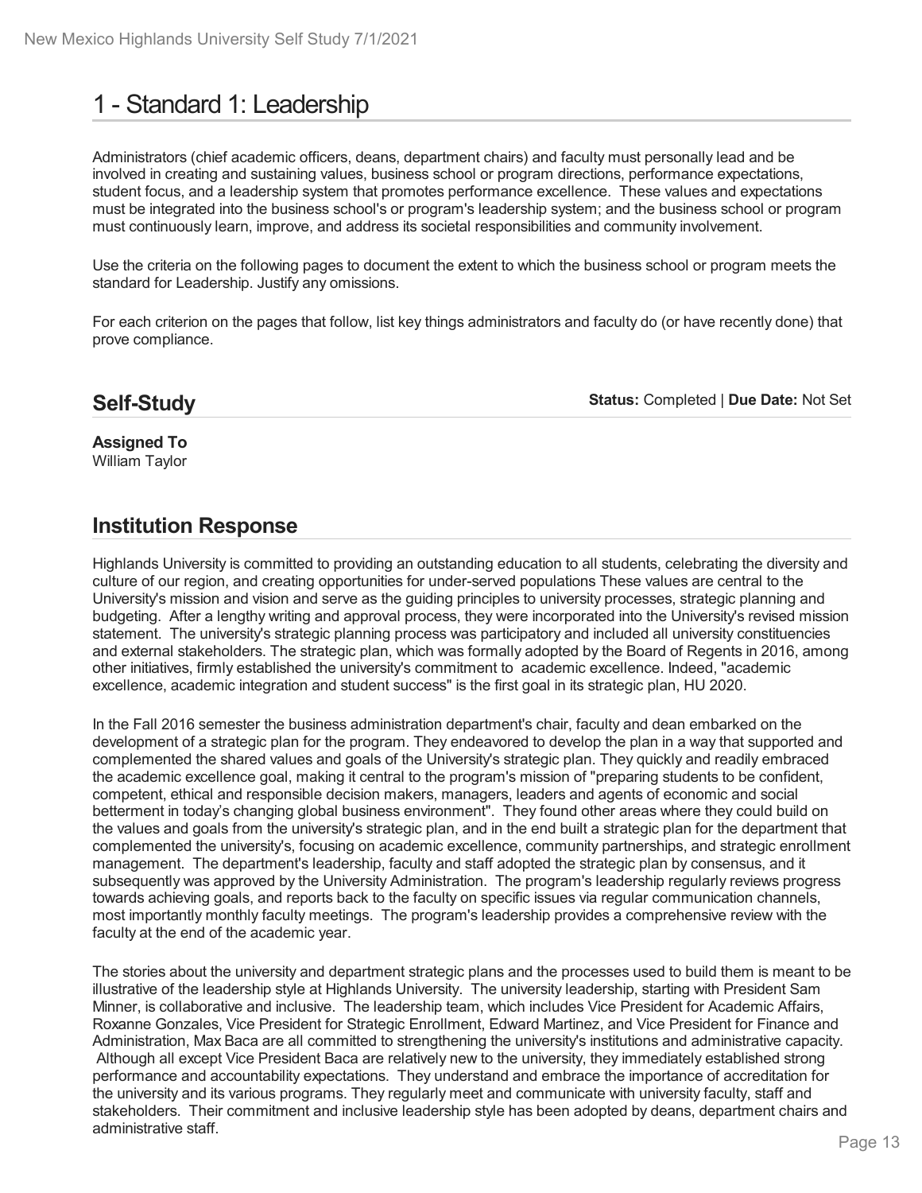# 1 - Standard 1: Leadership

Administrators (chief academic officers, deans, department chairs) and faculty must personally lead and be involved in creating and sustaining values, business school or program directions, performance expectations, student focus, and a leadership system that promotes performance excellence. These values and expectations must be integrated into the business school's or program's leadership system; and the business school or program must continuously learn, improve, and address its societal responsibilities and community involvement.

Use the criteria on the following pages to document the extent to which the business school or program meets the standard for Leadership. Justify any omissions.

For each criterion on the pages that follow, list key things administrators and faculty do (or have recently done) that prove compliance.

## Self-Study

**Status:** Completed | **Due Date:** Not Set

**Assigned To**
William Taylor

## Institution Response

Highlands University is committed to providing an outstanding education to all students, celebrating the diversity and culture of our region, and creating opportunities for under-served populations These values are central to the University's mission and vision and serve as the guiding principles to university processes, strategic planning and budgeting. After a lengthy writing and approval process, they were incorporated into the University's revised mission statement. The university's strategic planning process was participatory and included all university constituencies and external stakeholders. The strategic plan, which was formally adopted by the Board of Regents in 2016, among other initiatives, firmly established the university's commitment to academic excellence. Indeed, "academic excellence, academic integration and student success" is the first goal in its strategic plan, HU 2020.

In the Fall 2016 semester the business administration department's chair, faculty and dean embarked on the development of a strategic plan for the program. They endeavored to develop the plan in a way that supported and complemented the shared values and goals of the University's strategic plan. They quickly and readily embraced the academic excellence goal, making it central to the program's mission of "preparing students to be confident, competent, ethical and responsible decision makers, managers, leaders and agents of economic and social betterment in today's changing global business environment". They found other areas where they could build on the values and goals from the university's strategic plan, and in the end built a strategic plan for the department that complemented the university's, focusing on academic excellence, community partnerships, and strategic enrollment management. The department's leadership, faculty and staff adopted the strategic plan by consensus, and it subsequently was approved by the University Administration. The program's leadership regularly reviews progress towards achieving goals, and reports back to the faculty on specific issues via regular communication channels, most importantly monthly faculty meetings. The program's leadership provides a comprehensive review with the faculty at the end of the academic year.

The stories about the university and department strategic plans and the processes used to build them is meant to be illustrative of the leadership style at Highlands University. The university leadership, starting with President Sam Minner, is collaborative and inclusive. The leadership team, which includes Vice President for Academic Affairs, Roxanne Gonzales, Vice President for Strategic Enrollment, Edward Martinez, and Vice President for Finance and Administration, Max Baca are all committed to strengthening the university's institutions and administrative capacity. Although all except Vice President Baca are relatively new to the university, they immediately established strong performance and accountability expectations. They understand and embrace the importance of accreditation for the university and its various programs. They regularly meet and communicate with university faculty, staff and stakeholders. Their commitment and inclusive leadership style has been adopted by deans, department chairs and administrative staff.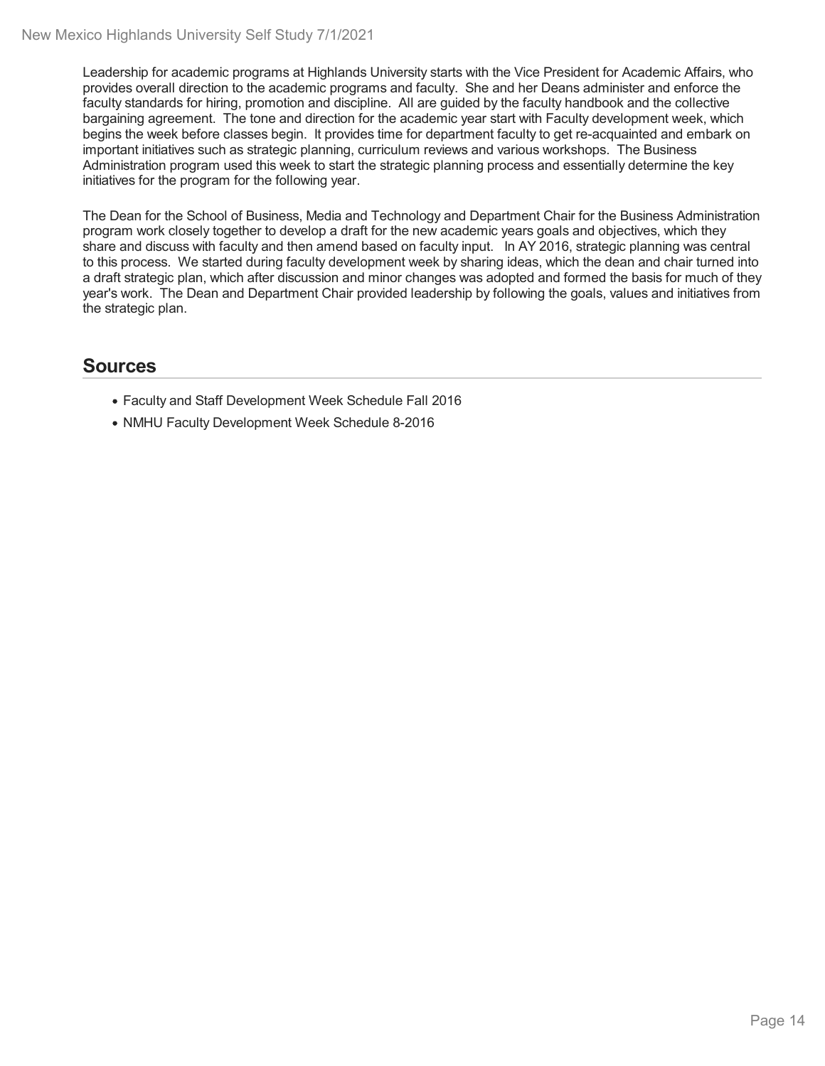Leadership for academic programs at Highlands University starts with the Vice President for Academic Affairs, who provides overall direction to the academic programs and faculty. She and her Deans administer and enforce the faculty standards for hiring, promotion and discipline. All are guided by the faculty handbook and the collective bargaining agreement. The tone and direction for the academic year start with Faculty development week, which begins the week before classes begin. It provides time for department faculty to get re-acquainted and embark on important initiatives such as strategic planning, curriculum reviews and various workshops. The Business Administration program used this week to start the strategic planning process and essentially determine the key initiatives for the program for the following year.

The Dean for the School of Business, Media and Technology and Department Chair for the Business Administration program work closely together to develop a draft for the new academic years goals and objectives, which they share and discuss with faculty and then amend based on faculty input. In AY 2016, strategic planning was central to this process. We started during faculty development week by sharing ideas, which the dean and chair turned into a draft strategic plan, which after discussion and minor changes was adopted and formed the basis for much of they year's work. The Dean and Department Chair provided leadership by following the goals, values and initiatives from the strategic plan.

## Sources

- Faculty and Staff Development Week Schedule Fall 2016
- NMHU Faculty Development Week Schedule 8-2016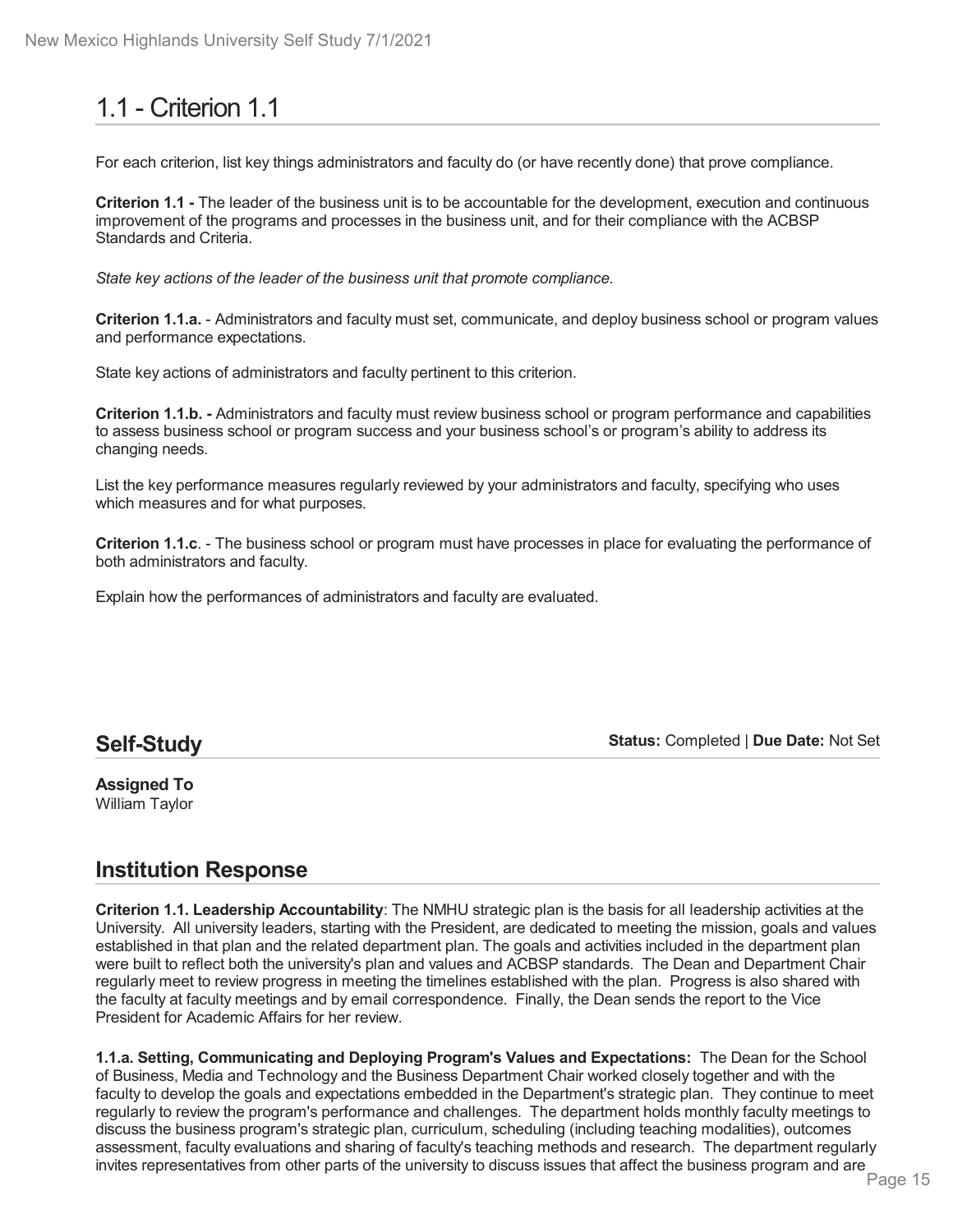# 1.1 - Criterion 1.1

For each criterion, list key things administrators and faculty do (or have recently done) that prove compliance.

**Criterion 1.1 -** The leader of the business unit is to be accountable for the development, execution and continuous improvement of the programs and processes in the business unit, and for their compliance with the ACBSP Standards and Criteria.

*State key actions of the leader of the business unit that promote compliance.*

**Criterion 1.1.a.** - Administrators and faculty must set, communicate, and deploy business school or program values and performance expectations.

State key actions of administrators and faculty pertinent to this criterion.

**Criterion 1.1.b. -** Administrators and faculty must review business school or program performance and capabilities to assess business school or program success and your business school's or program's ability to address its changing needs.

List the key performance measures regularly reviewed by your administrators and faculty, specifying who uses which measures and for what purposes.

**Criterion 1.1.c**. - The business school or program must have processes in place for evaluating the performance of both administrators and faculty.

Explain how the performances of administrators and faculty are evaluated.

## Self-Study

**Status:** Completed | **Due Date:** Not Set

**Assigned To**
William Taylor

## Institution Response

**Criterion 1.1. Leadership Accountability**: The NMHU strategic plan is the basis for all leadership activities at the University. All university leaders, starting with the President, are dedicated to meeting the mission, goals and values established in that plan and the related department plan. The goals and activities included in the department plan were built to reflect both the university's plan and values and ACBSP standards. The Dean and Department Chair regularly meet to review progress in meeting the timelines established with the plan. Progress is also shared with the faculty at faculty meetings and by email correspondence. Finally, the Dean sends the report to the Vice President for Academic Affairs for her review.

**1.1.a. Setting, Communicating and Deploying Program's Values and Expectations:** The Dean for the School of Business, Media and Technology and the Business Department Chair worked closely together and with the faculty to develop the goals and expectations embedded in the Department's strategic plan. They continue to meet regularly to review the program's performance and challenges. The department holds monthly faculty meetings to discuss the business program's strategic plan, curriculum, scheduling (including teaching modalities), outcomes assessment, faculty evaluations and sharing of faculty's teaching methods and research. The department regularly invites representatives from other parts of the university to discuss issues that affect the business program and are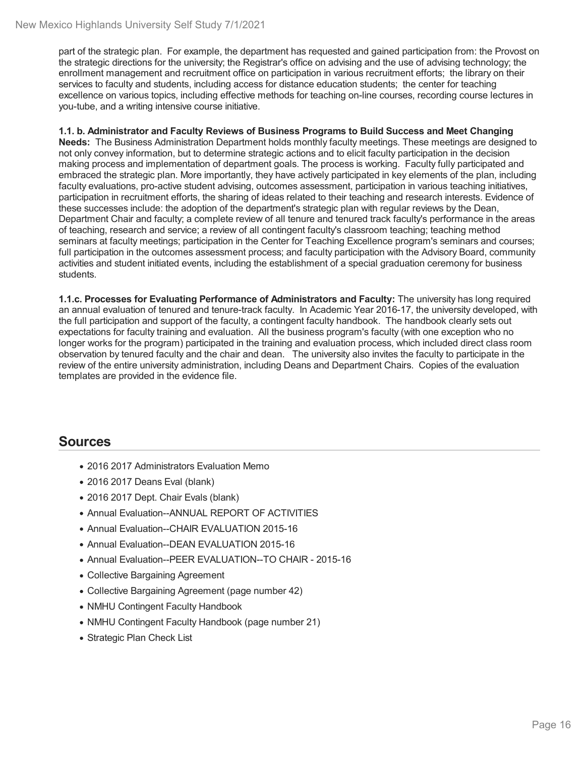part of the strategic plan. For example, the department has requested and gained participation from: the Provost on the strategic directions for the university; the Registrar's office on advising and the use of advising technology; the enrollment management and recruitment office on participation in various recruitment efforts; the library on their services to faculty and students, including access for distance education students; the center for teaching excellence on various topics, including effective methods for teaching on-line courses, recording course lectures in you-tube, and a writing intensive course initiative.

**1.1. b. Administrator and Faculty Reviews of Business Programs to Build Success and Meet Changing Needs:** The Business Administration Department holds monthly faculty meetings. These meetings are designed to not only convey information, but to determine strategic actions and to elicit faculty participation in the decision making process and implementation of department goals. The process is working. Faculty fully participated and embraced the strategic plan. More importantly, they have actively participated in key elements of the plan, including faculty evaluations, pro-active student advising, outcomes assessment, participation in various teaching initiatives, participation in recruitment efforts, the sharing of ideas related to their teaching and research interests. Evidence of these successes include: the adoption of the department's strategic plan with regular reviews by the Dean, Department Chair and faculty; a complete review of all tenure and tenured track faculty's performance in the areas of teaching, research and service; a review of all contingent faculty's classroom teaching; teaching method seminars at faculty meetings; participation in the Center for Teaching Excellence program's seminars and courses; full participation in the outcomes assessment process; and faculty participation with the Advisory Board, community activities and student initiated events, including the establishment of a special graduation ceremony for business students.

**1.1.c. Processes for Evaluating Performance of Administrators and Faculty:** The university has long required an annual evaluation of tenured and tenure-track faculty. In Academic Year 2016-17, the university developed, with the full participation and support of the faculty, a contingent faculty handbook. The handbook clearly sets out expectations for faculty training and evaluation. All the business program's faculty (with one exception who no longer works for the program) participated in the training and evaluation process, which included direct class room observation by tenured faculty and the chair and dean. The university also invites the faculty to participate in the review of the entire university administration, including Deans and Department Chairs. Copies of the evaluation templates are provided in the evidence file.

## Sources

- 2016 2017 Administrators Evaluation Memo
- 2016 2017 Deans Eval (blank)
- 2016 2017 Dept. Chair Evals (blank)
- Annual Evaluation--ANNUAL REPORT OF ACTIVITIES
- Annual Evaluation--CHAIR EVALUATION 2015-16
- Annual Evaluation--DEAN EVALUATION 2015-16
- Annual Evaluation--PEER EVALUATION--TO CHAIR - 2015-16
- Collective Bargaining Agreement
- Collective Bargaining Agreement (page number 42)
- NMHU Contingent Faculty Handbook
- NMHU Contingent Faculty Handbook (page number 21)
- Strategic Plan Check List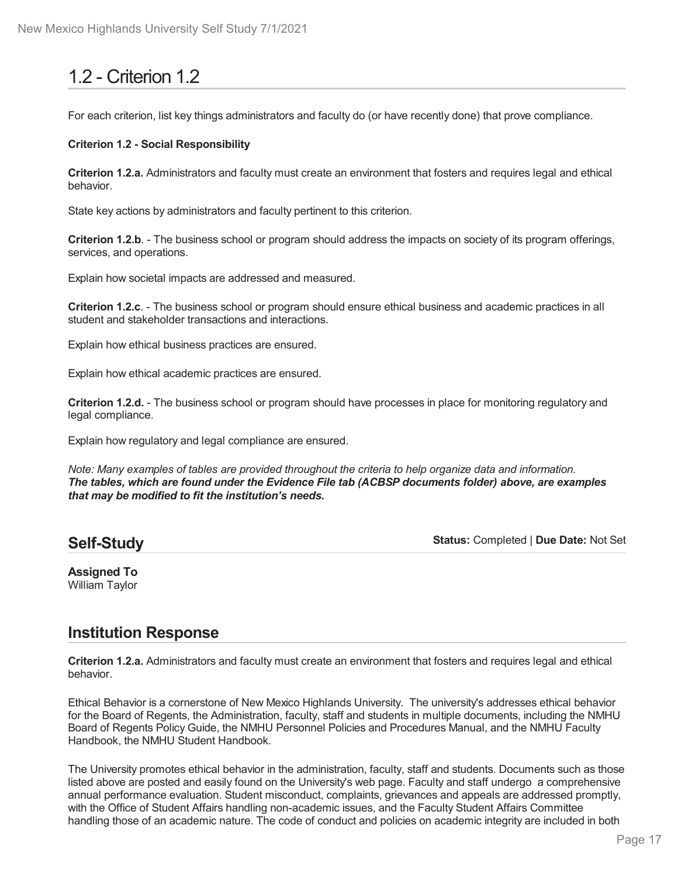# 1.2 - Criterion 1.2

For each criterion, list key things administrators and faculty do (or have recently done) that prove compliance.

**Criterion 1.2 - Social Responsibility**

**Criterion 1.2.a.** Administrators and faculty must create an environment that fosters and requires legal and ethical behavior.

State key actions by administrators and faculty pertinent to this criterion.

**Criterion 1.2.b**. - The business school or program should address the impacts on society of its program offerings, services, and operations.

Explain how societal impacts are addressed and measured.

**Criterion 1.2.c**. - The business school or program should ensure ethical business and academic practices in all student and stakeholder transactions and interactions.

Explain how ethical business practices are ensured.

Explain how ethical academic practices are ensured.

**Criterion 1.2.d.** - The business school or program should have processes in place for monitoring regulatory and legal compliance.

Explain how regulatory and legal compliance are ensured.

*Note: Many examples of tables are provided throughout the criteria to help organize data and information.* ***The tables, which are found under the Evidence File tab (ACBSP documents folder) above, are examples that may be modified to fit the institution's needs.***

## Self-Study

**Status:** Completed | **Due Date:** Not Set

**Assigned To**
William Taylor

## Institution Response

**Criterion 1.2.a.** Administrators and faculty must create an environment that fosters and requires legal and ethical behavior.

Ethical Behavior is a cornerstone of New Mexico Highlands University. The university's addresses ethical behavior for the Board of Regents, the Administration, faculty, staff and students in multiple documents, including the NMHU Board of Regents Policy Guide, the NMHU Personnel Policies and Procedures Manual, and the NMHU Faculty Handbook, the NMHU Student Handbook.

The University promotes ethical behavior in the administration, faculty, staff and students. Documents such as those listed above are posted and easily found on the University's web page. Faculty and staff undergo a comprehensive annual performance evaluation. Student misconduct, complaints, grievances and appeals are addressed promptly, with the Office of Student Affairs handling non-academic issues, and the Faculty Student Affairs Committee handling those of an academic nature. The code of conduct and policies on academic integrity are included in both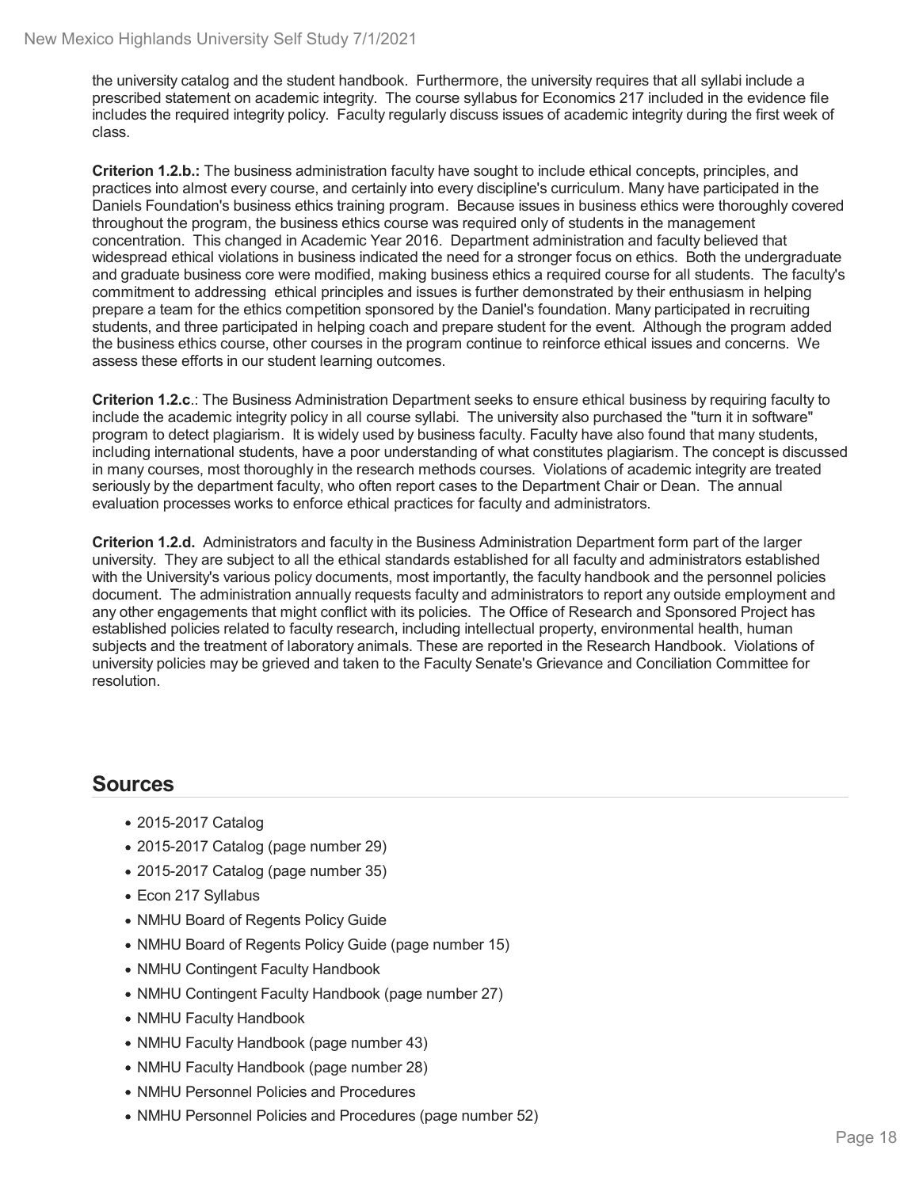the university catalog and the student handbook. Furthermore, the university requires that all syllabi include a prescribed statement on academic integrity. The course syllabus for Economics 217 included in the evidence file includes the required integrity policy. Faculty regularly discuss issues of academic integrity during the first week of class.

**Criterion 1.2.b.:** The business administration faculty have sought to include ethical concepts, principles, and practices into almost every course, and certainly into every discipline's curriculum. Many have participated in the Daniels Foundation's business ethics training program. Because issues in business ethics were thoroughly covered throughout the program, the business ethics course was required only of students in the management concentration. This changed in Academic Year 2016. Department administration and faculty believed that widespread ethical violations in business indicated the need for a stronger focus on ethics. Both the undergraduate and graduate business core were modified, making business ethics a required course for all students. The faculty's commitment to addressing ethical principles and issues is further demonstrated by their enthusiasm in helping prepare a team for the ethics competition sponsored by the Daniel's foundation. Many participated in recruiting students, and three participated in helping coach and prepare student for the event. Although the program added the business ethics course, other courses in the program continue to reinforce ethical issues and concerns. We assess these efforts in our student learning outcomes.

**Criterion 1.2.c**.: The Business Administration Department seeks to ensure ethical business by requiring faculty to include the academic integrity policy in all course syllabi. The university also purchased the "turn it in software" program to detect plagiarism. It is widely used by business faculty. Faculty have also found that many students, including international students, have a poor understanding of what constitutes plagiarism. The concept is discussed in many courses, most thoroughly in the research methods courses. Violations of academic integrity are treated seriously by the department faculty, who often report cases to the Department Chair or Dean. The annual evaluation processes works to enforce ethical practices for faculty and administrators.

**Criterion 1.2.d.** Administrators and faculty in the Business Administration Department form part of the larger university. They are subject to all the ethical standards established for all faculty and administrators established with the University's various policy documents, most importantly, the faculty handbook and the personnel policies document. The administration annually requests faculty and administrators to report any outside employment and any other engagements that might conflict with its policies. The Office of Research and Sponsored Project has established policies related to faculty research, including intellectual property, environmental health, human subjects and the treatment of laboratory animals. These are reported in the Research Handbook. Violations of university policies may be grieved and taken to the Faculty Senate's Grievance and Conciliation Committee for resolution.

## Sources

- 2015-2017 Catalog
- 2015-2017 Catalog (page number 29)
- 2015-2017 Catalog (page number 35)
- Econ 217 Syllabus
- NMHU Board of Regents Policy Guide
- NMHU Board of Regents Policy Guide (page number 15)
- NMHU Contingent Faculty Handbook
- NMHU Contingent Faculty Handbook (page number 27)
- NMHU Faculty Handbook
- NMHU Faculty Handbook (page number 43)
- NMHU Faculty Handbook (page number 28)
- NMHU Personnel Policies and Procedures
- NMHU Personnel Policies and Procedures (page number 52)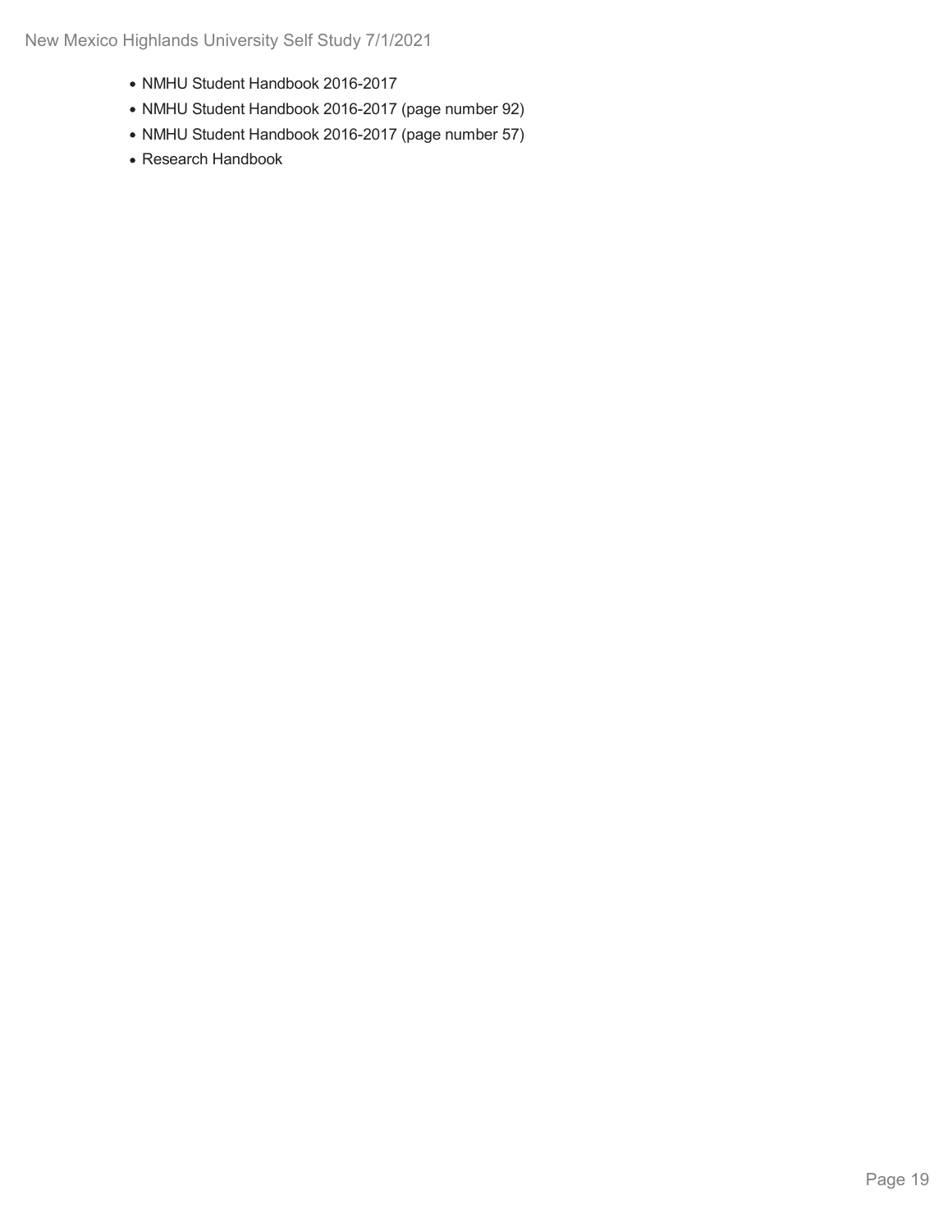- NMHU Student Handbook 2016-2017
- NMHU Student Handbook 2016-2017 (page number 92)
- NMHU Student Handbook 2016-2017 (page number 57)
- Research Handbook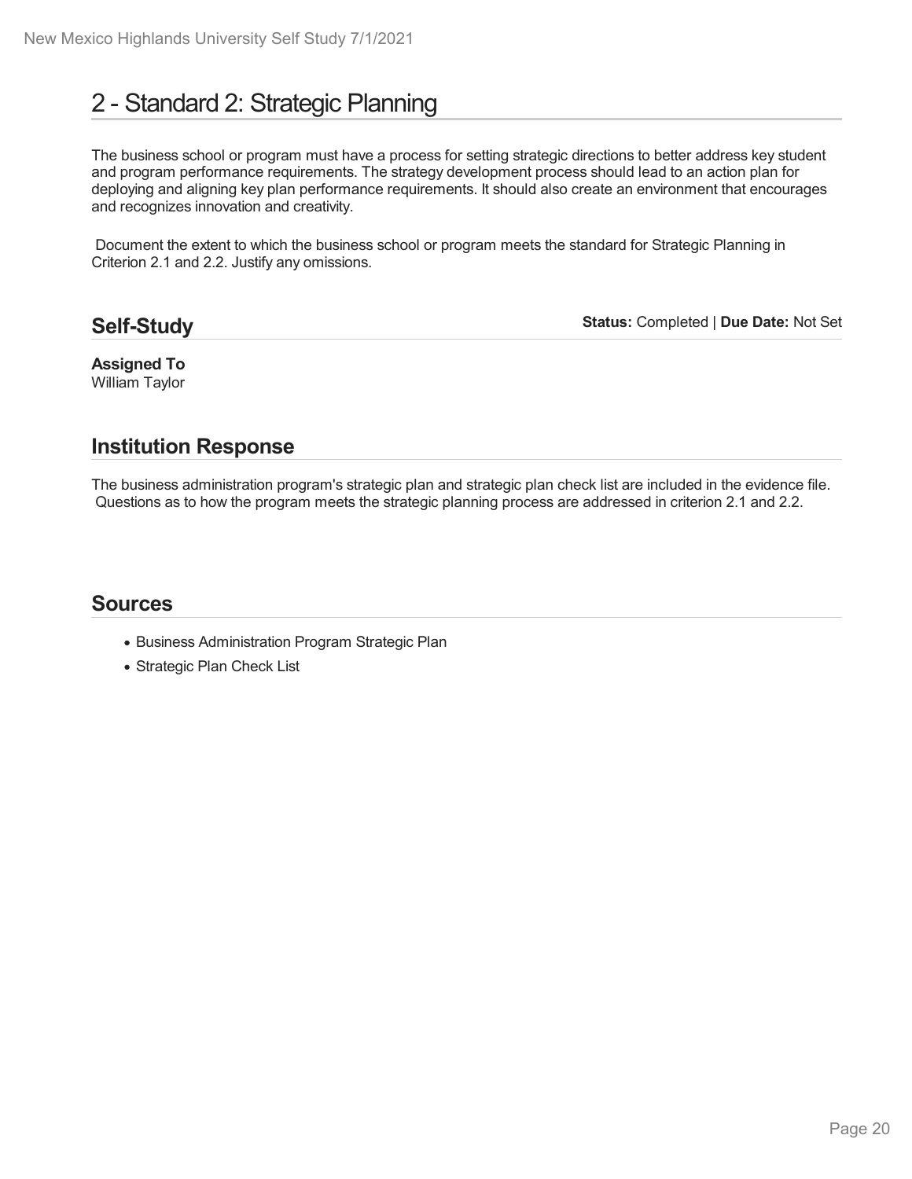# 2 - Standard 2: Strategic Planning

The business school or program must have a process for setting strategic directions to better address key student and program performance requirements. The strategy development process should lead to an action plan for deploying and aligning key plan performance requirements. It should also create an environment that encourages and recognizes innovation and creativity.

Document the extent to which the business school or program meets the standard for Strategic Planning in Criterion 2.1 and 2.2. Justify any omissions.

## Self-Study

**Status:** Completed | **Due Date:** Not Set

**Assigned To**
William Taylor

## Institution Response

The business administration program's strategic plan and strategic plan check list are included in the evidence file. Questions as to how the program meets the strategic planning process are addressed in criterion 2.1 and 2.2.

## Sources

- Business Administration Program Strategic Plan
- Strategic Plan Check List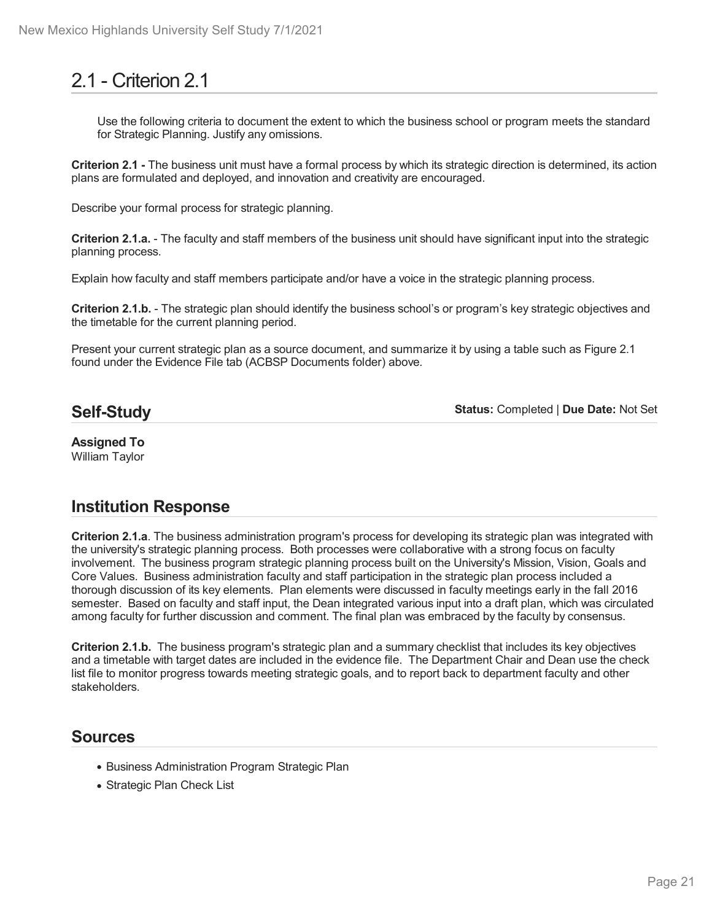# 2.1 - Criterion 2.1

Use the following criteria to document the extent to which the business school or program meets the standard for Strategic Planning. Justify any omissions.

**Criterion 2.1 -** The business unit must have a formal process by which its strategic direction is determined, its action plans are formulated and deployed, and innovation and creativity are encouraged.

Describe your formal process for strategic planning.

**Criterion 2.1.a.** - The faculty and staff members of the business unit should have significant input into the strategic planning process.

Explain how faculty and staff members participate and/or have a voice in the strategic planning process.

**Criterion 2.1.b.** - The strategic plan should identify the business school's or program's key strategic objectives and the timetable for the current planning period.

Present your current strategic plan as a source document, and summarize it by using a table such as Figure 2.1 found under the Evidence File tab (ACBSP Documents folder) above.

## Self-Study

**Status:** Completed | **Due Date:** Not Set

**Assigned To**
William Taylor

## Institution Response

**Criterion 2.1.a**. The business administration program's process for developing its strategic plan was integrated with the university's strategic planning process. Both processes were collaborative with a strong focus on faculty involvement. The business program strategic planning process built on the University's Mission, Vision, Goals and Core Values. Business administration faculty and staff participation in the strategic plan process included a thorough discussion of its key elements. Plan elements were discussed in faculty meetings early in the fall 2016 semester. Based on faculty and staff input, the Dean integrated various input into a draft plan, which was circulated among faculty for further discussion and comment. The final plan was embraced by the faculty by consensus.

**Criterion 2.1.b.** The business program's strategic plan and a summary checklist that includes its key objectives and a timetable with target dates are included in the evidence file. The Department Chair and Dean use the check list file to monitor progress towards meeting strategic goals, and to report back to department faculty and other stakeholders.

## Sources

- Business Administration Program Strategic Plan
- Strategic Plan Check List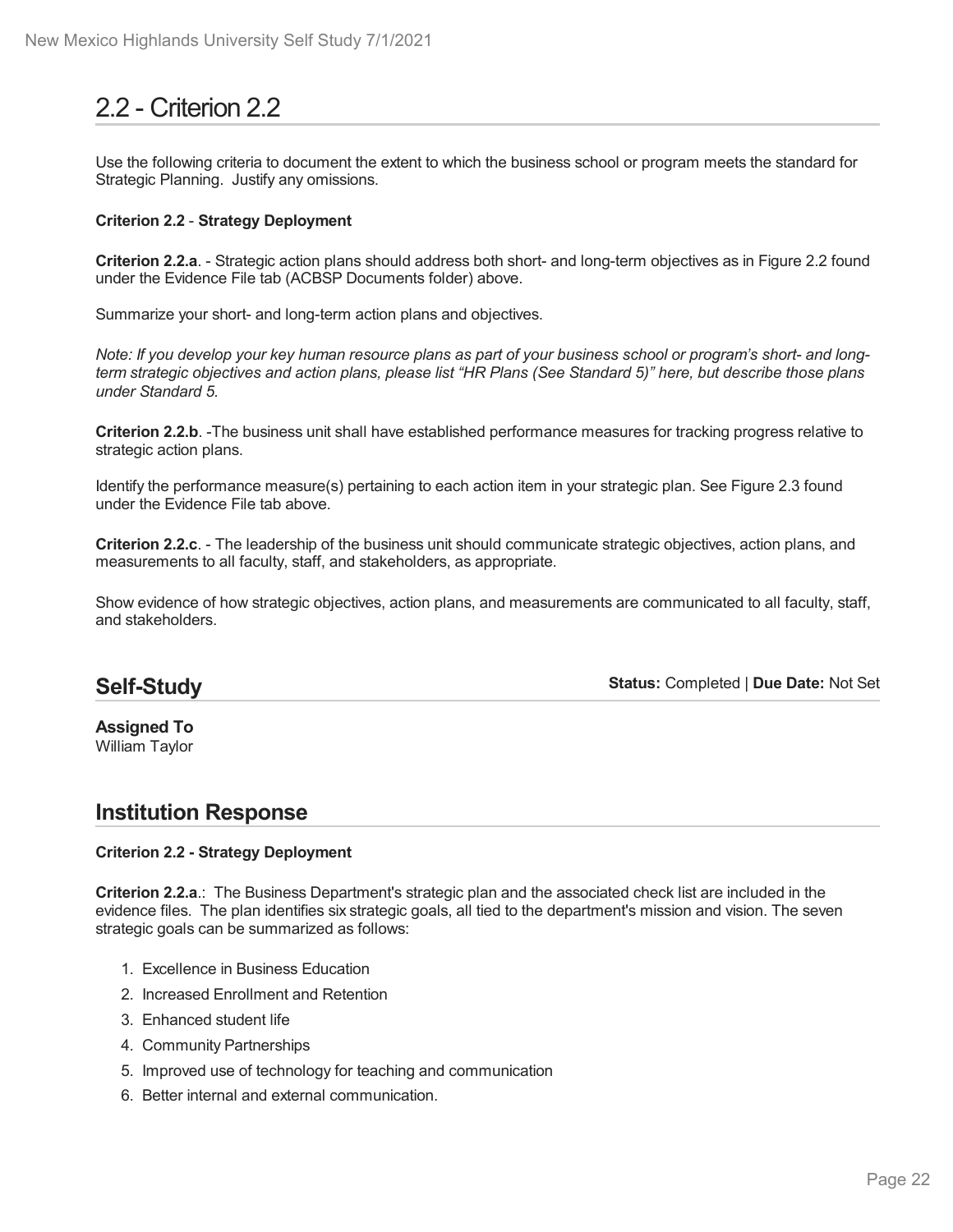# 2.2 - Criterion 2.2

Use the following criteria to document the extent to which the business school or program meets the standard for Strategic Planning. Justify any omissions.

**Criterion 2.2** - **Strategy Deployment**

**Criterion 2.2.a**. - Strategic action plans should address both short- and long-term objectives as in Figure 2.2 found under the Evidence File tab (ACBSP Documents folder) above.

Summarize your short- and long-term action plans and objectives.

*Note: If you develop your key human resource plans as part of your business school or program's short- and long-term strategic objectives and action plans, please list "HR Plans (See Standard 5)" here, but describe those plans under Standard 5.*

**Criterion 2.2.b**. -The business unit shall have established performance measures for tracking progress relative to strategic action plans.

Identify the performance measure(s) pertaining to each action item in your strategic plan. See Figure 2.3 found under the Evidence File tab above.

**Criterion 2.2.c**. - The leadership of the business unit should communicate strategic objectives, action plans, and measurements to all faculty, staff, and stakeholders, as appropriate.

Show evidence of how strategic objectives, action plans, and measurements are communicated to all faculty, staff, and stakeholders.

## Self-Study

**Status:** Completed | **Due Date:** Not Set

**Assigned To**
William Taylor

## Institution Response

**Criterion 2.2 - Strategy Deployment**

**Criterion 2.2.a**.: The Business Department's strategic plan and the associated check list are included in the evidence files. The plan identifies six strategic goals, all tied to the department's mission and vision. The seven strategic goals can be summarized as follows:

1. Excellence in Business Education
2. Increased Enrollment and Retention
3. Enhanced student life
4. Community Partnerships
5. Improved use of technology for teaching and communication
6. Better internal and external communication.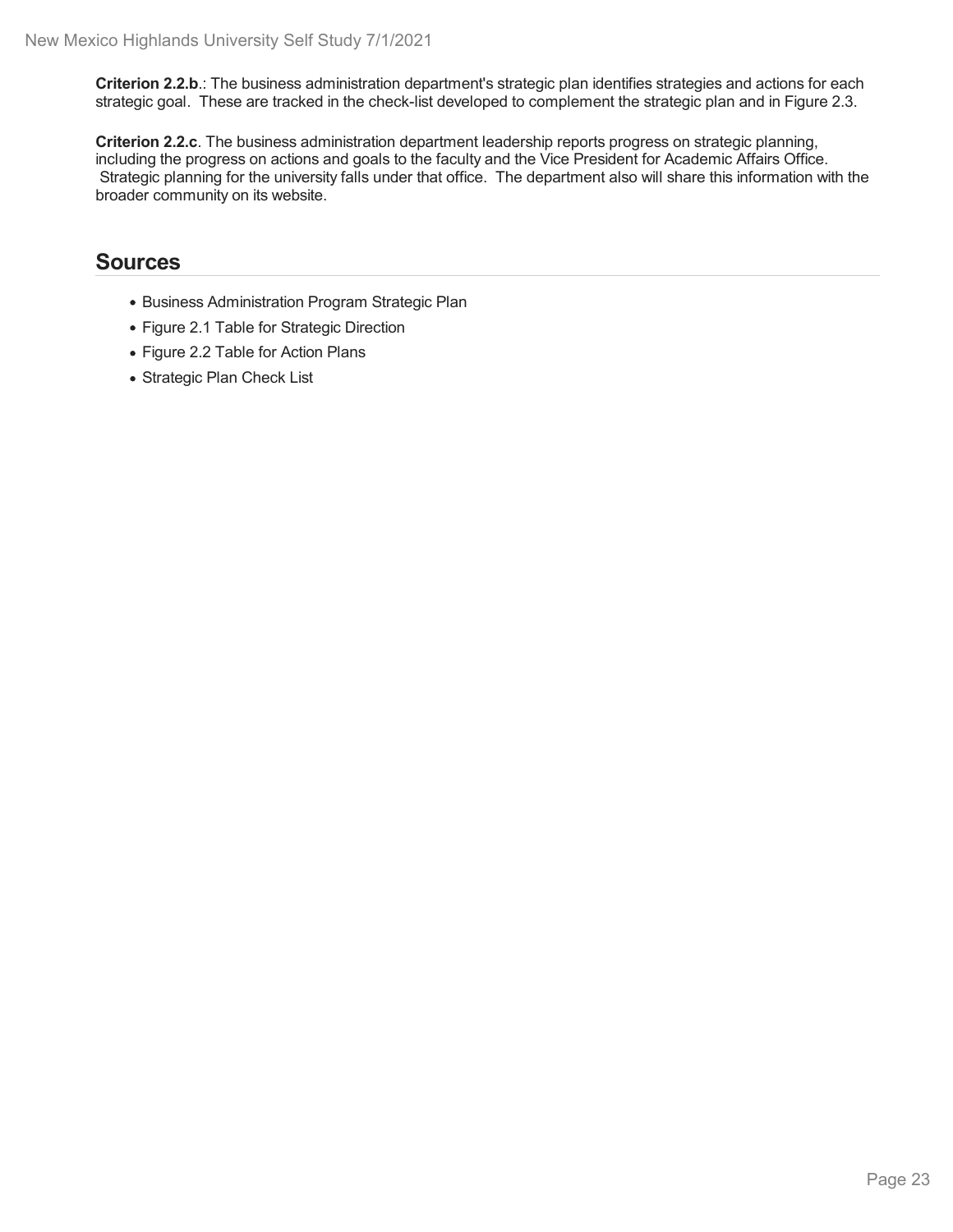**Criterion 2.2.b**.: The business administration department's strategic plan identifies strategies and actions for each strategic goal. These are tracked in the check-list developed to complement the strategic plan and in Figure 2.3.

**Criterion 2.2.c**. The business administration department leadership reports progress on strategic planning, including the progress on actions and goals to the faculty and the Vice President for Academic Affairs Office. Strategic planning for the university falls under that office. The department also will share this information with the broader community on its website.

## Sources

- Business Administration Program Strategic Plan
- Figure 2.1 Table for Strategic Direction
- Figure 2.2 Table for Action Plans
- Strategic Plan Check List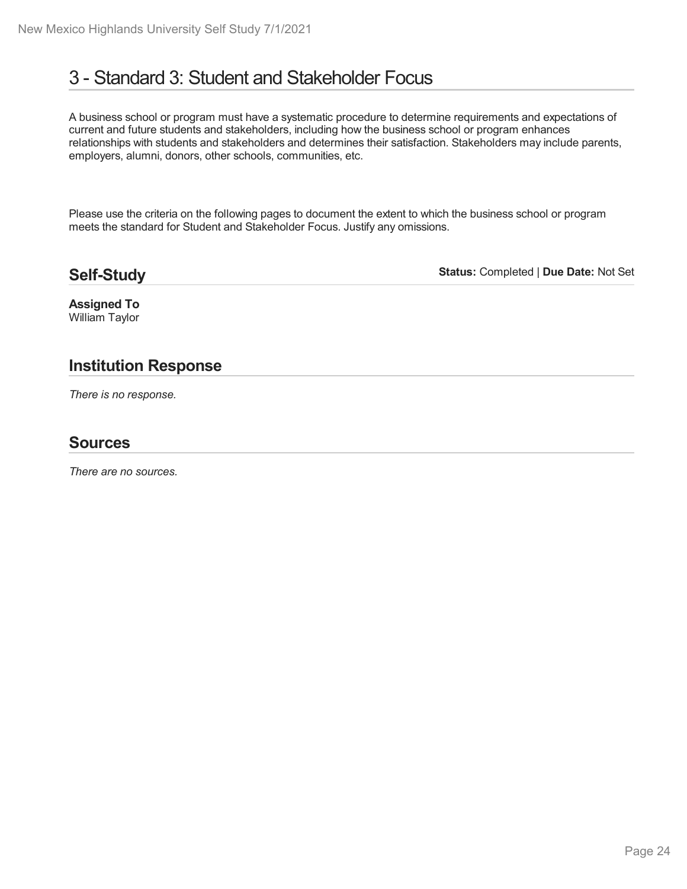# 3 - Standard 3: Student and Stakeholder Focus

A business school or program must have a systematic procedure to determine requirements and expectations of current and future students and stakeholders, including how the business school or program enhances relationships with students and stakeholders and determines their satisfaction. Stakeholders may include parents, employers, alumni, donors, other schools, communities, etc.

Please use the criteria on the following pages to document the extent to which the business school or program meets the standard for Student and Stakeholder Focus. Justify any omissions.

## Self-Study

**Status:** Completed | **Due Date:** Not Set

**Assigned To**
William Taylor

## Institution Response

*There is no response.*

## Sources

*There are no sources.*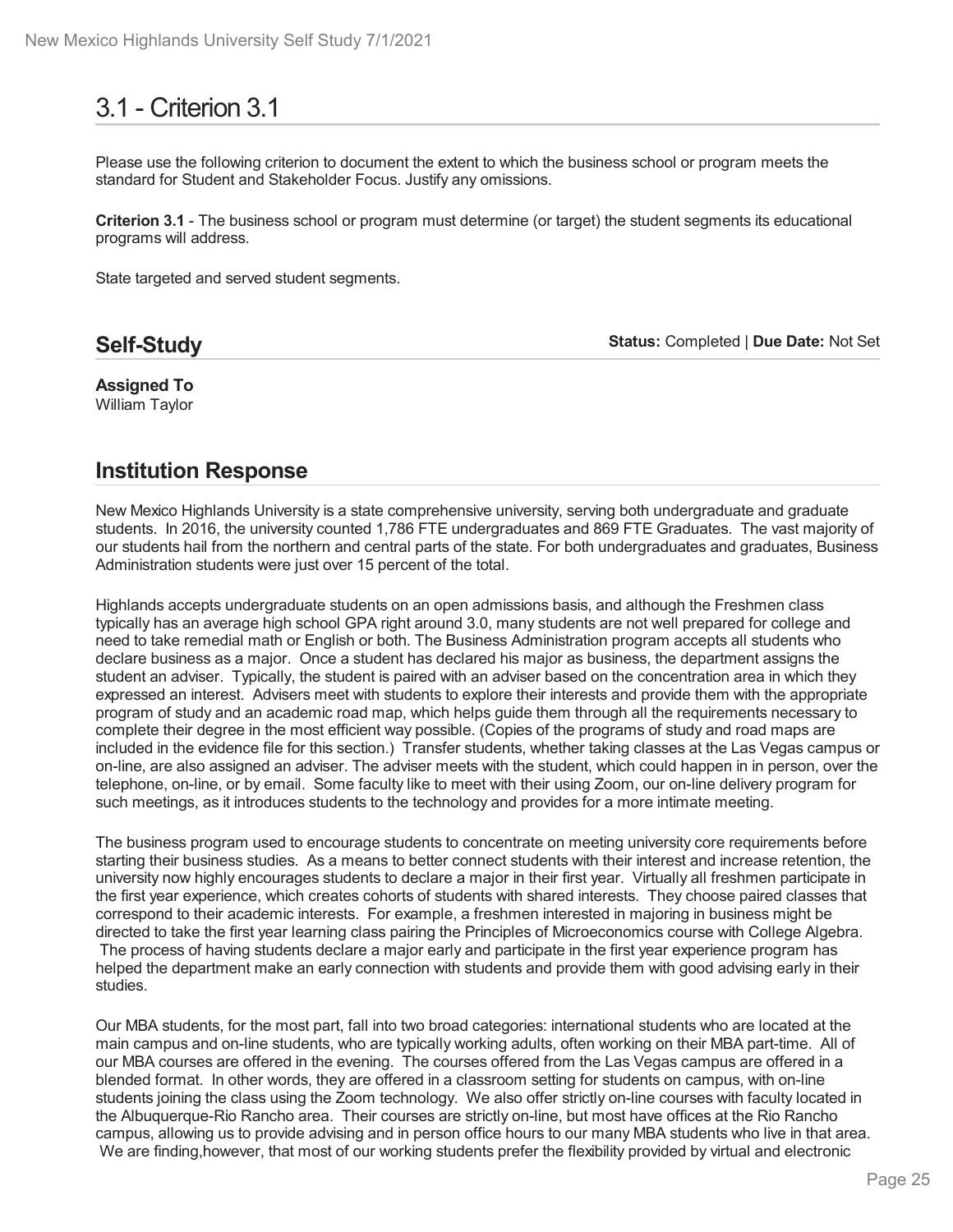# 3.1 - Criterion 3.1

Please use the following criterion to document the extent to which the business school or program meets the standard for Student and Stakeholder Focus. Justify any omissions.

**Criterion 3.1** - The business school or program must determine (or target) the student segments its educational programs will address.

State targeted and served student segments.

## Self-Study

**Status:** Completed | **Due Date:** Not Set

**Assigned To**
William Taylor

## Institution Response

New Mexico Highlands University is a state comprehensive university, serving both undergraduate and graduate students. In 2016, the university counted 1,786 FTE undergraduates and 869 FTE Graduates. The vast majority of our students hail from the northern and central parts of the state. For both undergraduates and graduates, Business Administration students were just over 15 percent of the total.

Highlands accepts undergraduate students on an open admissions basis, and although the Freshmen class typically has an average high school GPA right around 3.0, many students are not well prepared for college and need to take remedial math or English or both. The Business Administration program accepts all students who declare business as a major. Once a student has declared his major as business, the department assigns the student an adviser. Typically, the student is paired with an adviser based on the concentration area in which they expressed an interest. Advisers meet with students to explore their interests and provide them with the appropriate program of study and an academic road map, which helps guide them through all the requirements necessary to complete their degree in the most efficient way possible. (Copies of the programs of study and road maps are included in the evidence file for this section.) Transfer students, whether taking classes at the Las Vegas campus or on-line, are also assigned an adviser. The adviser meets with the student, which could happen in in person, over the telephone, on-line, or by email. Some faculty like to meet with their using Zoom, our on-line delivery program for such meetings, as it introduces students to the technology and provides for a more intimate meeting.

The business program used to encourage students to concentrate on meeting university core requirements before starting their business studies. As a means to better connect students with their interest and increase retention, the university now highly encourages students to declare a major in their first year. Virtually all freshmen participate in the first year experience, which creates cohorts of students with shared interests. They choose paired classes that correspond to their academic interests. For example, a freshmen interested in majoring in business might be directed to take the first year learning class pairing the Principles of Microeconomics course with College Algebra. The process of having students declare a major early and participate in the first year experience program has helped the department make an early connection with students and provide them with good advising early in their studies.

Our MBA students, for the most part, fall into two broad categories: international students who are located at the main campus and on-line students, who are typically working adults, often working on their MBA part-time. All of our MBA courses are offered in the evening. The courses offered from the Las Vegas campus are offered in a blended format. In other words, they are offered in a classroom setting for students on campus, with on-line students joining the class using the Zoom technology. We also offer strictly on-line courses with faculty located in the Albuquerque-Rio Rancho area. Their courses are strictly on-line, but most have offices at the Rio Rancho campus, allowing us to provide advising and in person office hours to our many MBA students who live in that area. We are finding,however, that most of our working students prefer the flexibility provided by virtual and electronic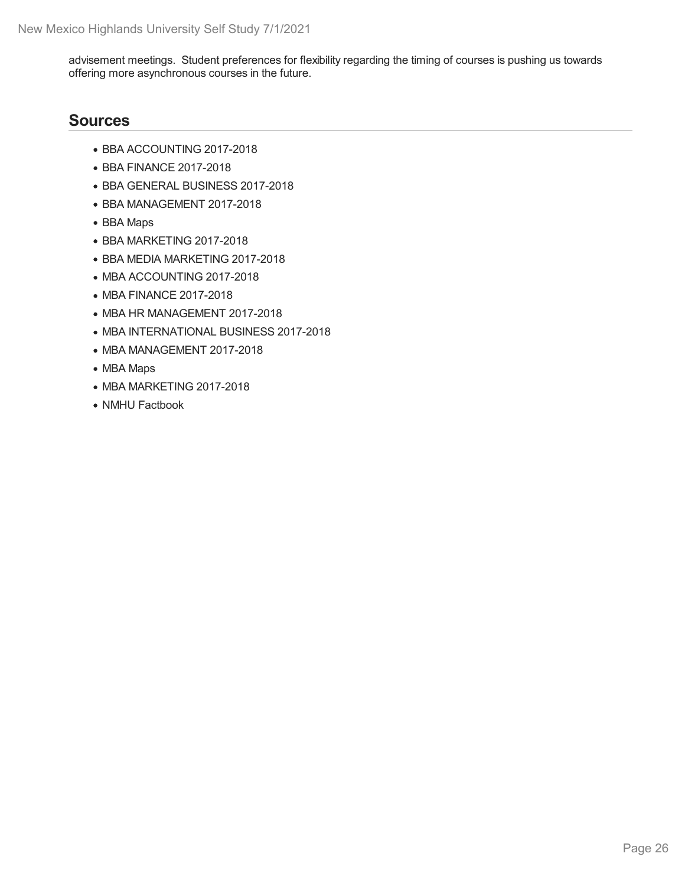advisement meetings. Student preferences for flexibility regarding the timing of courses is pushing us towards offering more asynchronous courses in the future.

## Sources

- BBA ACCOUNTING 2017-2018
- BBA FINANCE 2017-2018
- BBA GENERAL BUSINESS 2017-2018
- BBA MANAGEMENT 2017-2018
- BBA Maps
- BBA MARKETING 2017-2018
- BBA MEDIA MARKETING 2017-2018
- MBA ACCOUNTING 2017-2018
- MBA FINANCE 2017-2018
- MBA HR MANAGEMENT 2017-2018
- MBA INTERNATIONAL BUSINESS 2017-2018
- MBA MANAGEMENT 2017-2018
- MBA Maps
- MBA MARKETING 2017-2018
- NMHU Factbook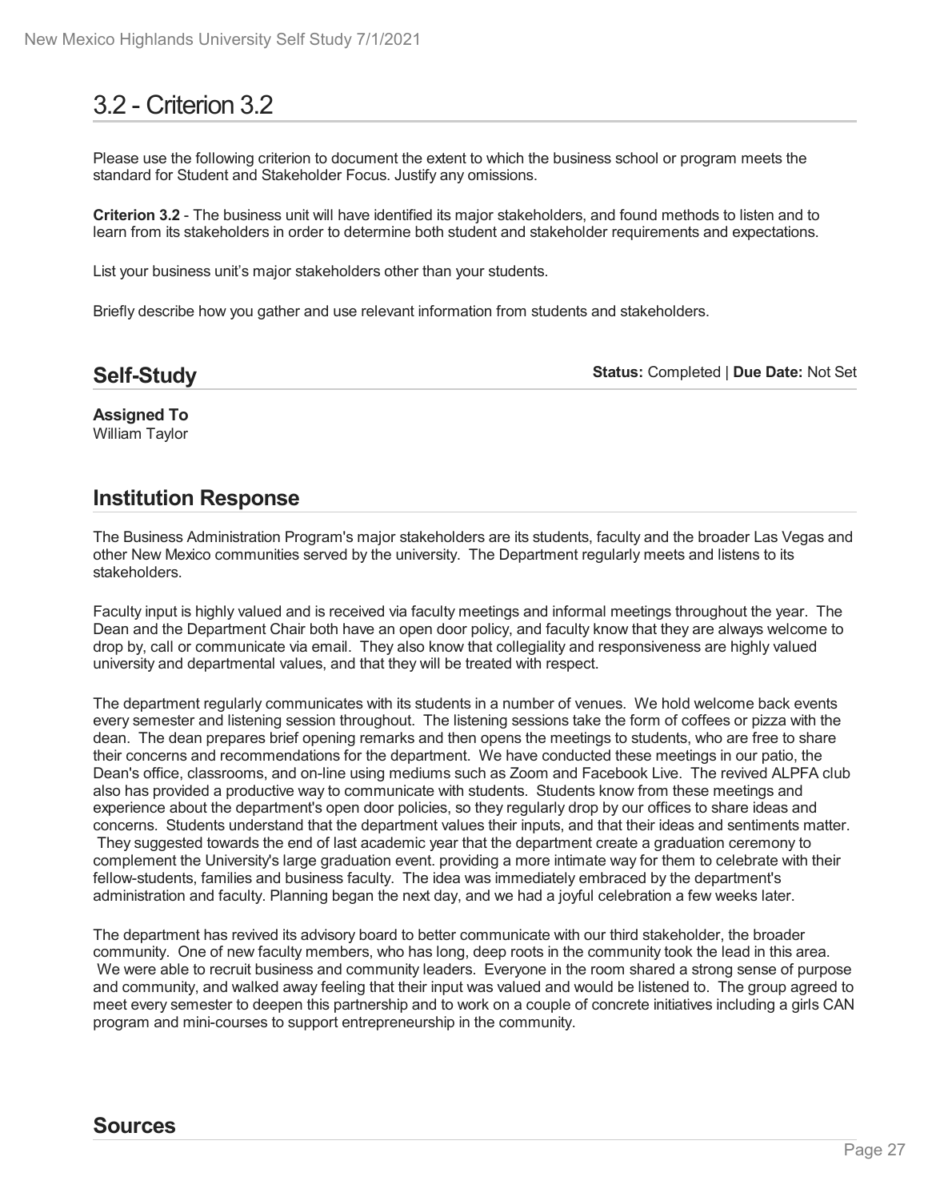# 3.2 - Criterion 3.2

Please use the following criterion to document the extent to which the business school or program meets the standard for Student and Stakeholder Focus. Justify any omissions.

**Criterion 3.2** - The business unit will have identified its major stakeholders, and found methods to listen and to learn from its stakeholders in order to determine both student and stakeholder requirements and expectations.

List your business unit's major stakeholders other than your students.

Briefly describe how you gather and use relevant information from students and stakeholders.

## Self-Study

**Status:** Completed | **Due Date:** Not Set

**Assigned To**
William Taylor

## Institution Response

The Business Administration Program's major stakeholders are its students, faculty and the broader Las Vegas and other New Mexico communities served by the university. The Department regularly meets and listens to its stakeholders.

Faculty input is highly valued and is received via faculty meetings and informal meetings throughout the year. The Dean and the Department Chair both have an open door policy, and faculty know that they are always welcome to drop by, call or communicate via email. They also know that collegiality and responsiveness are highly valued university and departmental values, and that they will be treated with respect.

The department regularly communicates with its students in a number of venues. We hold welcome back events every semester and listening session throughout. The listening sessions take the form of coffees or pizza with the dean. The dean prepares brief opening remarks and then opens the meetings to students, who are free to share their concerns and recommendations for the department. We have conducted these meetings in our patio, the Dean's office, classrooms, and on-line using mediums such as Zoom and Facebook Live. The revived ALPFA club also has provided a productive way to communicate with students. Students know from these meetings and experience about the department's open door policies, so they regularly drop by our offices to share ideas and concerns. Students understand that the department values their inputs, and that their ideas and sentiments matter. They suggested towards the end of last academic year that the department create a graduation ceremony to complement the University's large graduation event. providing a more intimate way for them to celebrate with their fellow-students, families and business faculty. The idea was immediately embraced by the department's administration and faculty. Planning began the next day, and we had a joyful celebration a few weeks later.

The department has revived its advisory board to better communicate with our third stakeholder, the broader community. One of new faculty members, who has long, deep roots in the community took the lead in this area. We were able to recruit business and community leaders. Everyone in the room shared a strong sense of purpose and community, and walked away feeling that their input was valued and would be listened to. The group agreed to meet every semester to deepen this partnership and to work on a couple of concrete initiatives including a girls CAN program and mini-courses to support entrepreneurship in the community.

## Sources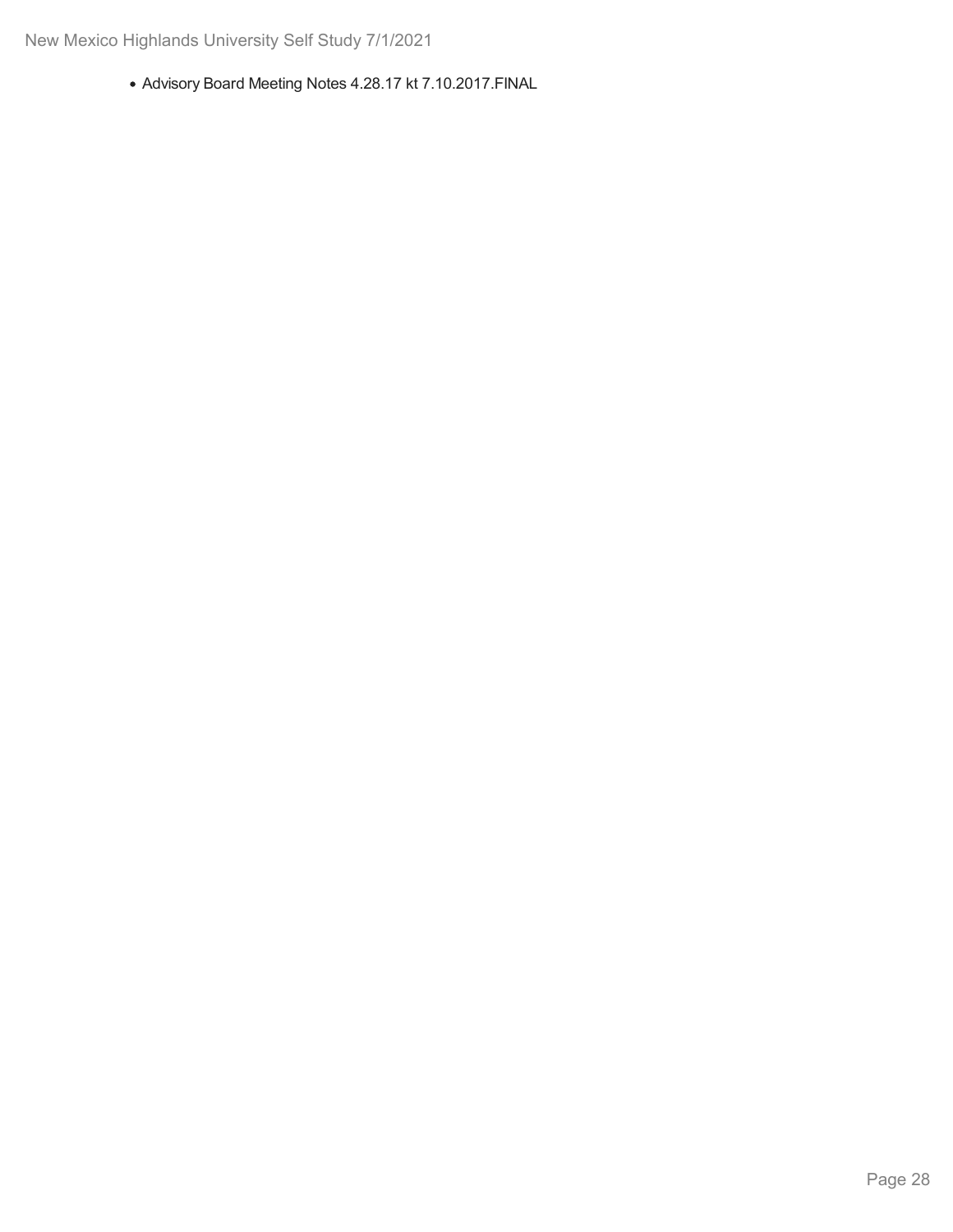- Advisory Board Meeting Notes 4.28.17 kt 7.10.2017.FINAL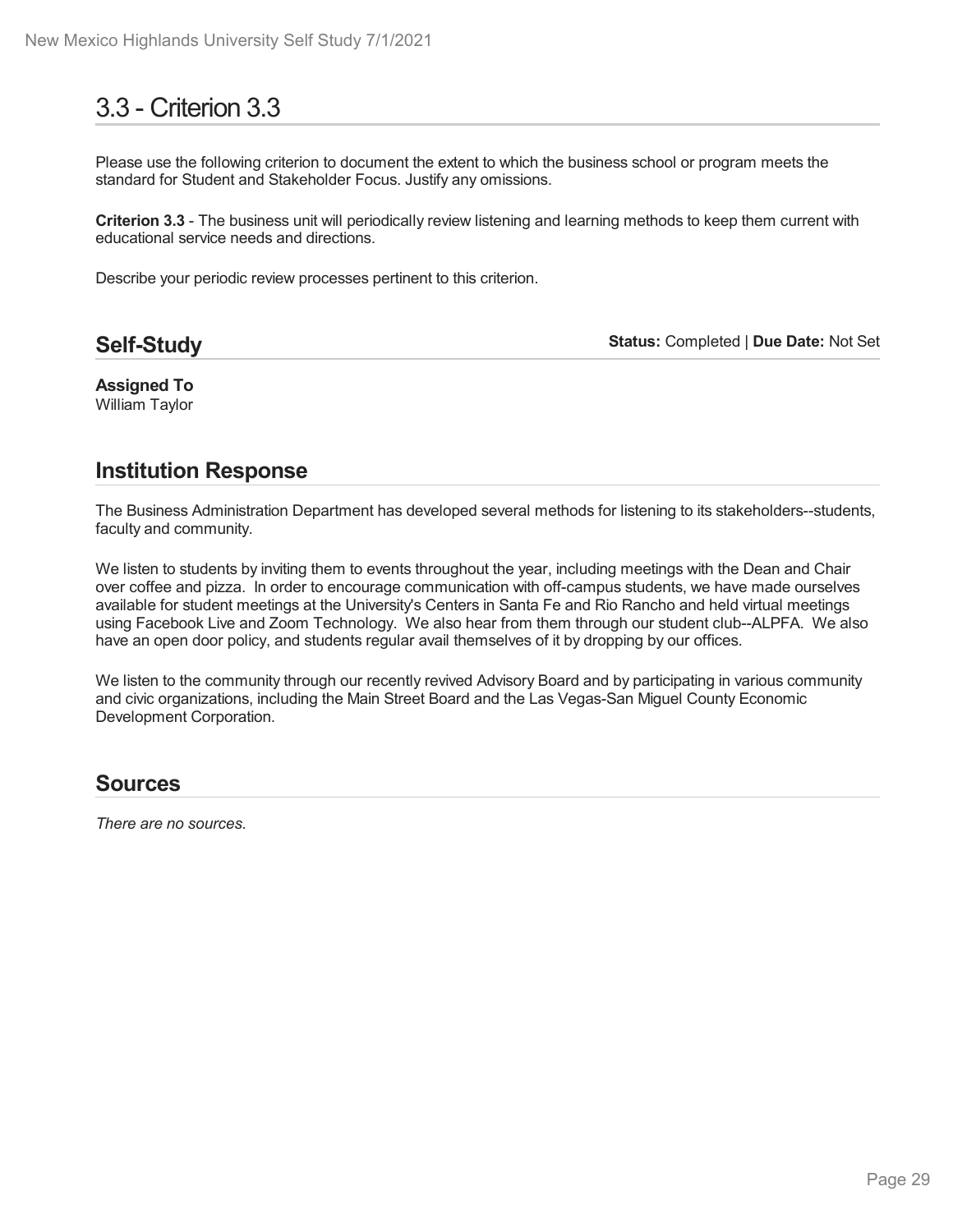# 3.3 - Criterion 3.3

Please use the following criterion to document the extent to which the business school or program meets the standard for Student and Stakeholder Focus. Justify any omissions.

**Criterion 3.3** - The business unit will periodically review listening and learning methods to keep them current with educational service needs and directions.

Describe your periodic review processes pertinent to this criterion.

## Self-Study

**Status:** Completed | **Due Date:** Not Set

**Assigned To**
William Taylor

## Institution Response

The Business Administration Department has developed several methods for listening to its stakeholders--students, faculty and community.

We listen to students by inviting them to events throughout the year, including meetings with the Dean and Chair over coffee and pizza. In order to encourage communication with off-campus students, we have made ourselves available for student meetings at the University's Centers in Santa Fe and Rio Rancho and held virtual meetings using Facebook Live and Zoom Technology. We also hear from them through our student club--ALPFA. We also have an open door policy, and students regular avail themselves of it by dropping by our offices.

We listen to the community through our recently revived Advisory Board and by participating in various community and civic organizations, including the Main Street Board and the Las Vegas-San Miguel County Economic Development Corporation.

## Sources

*There are no sources.*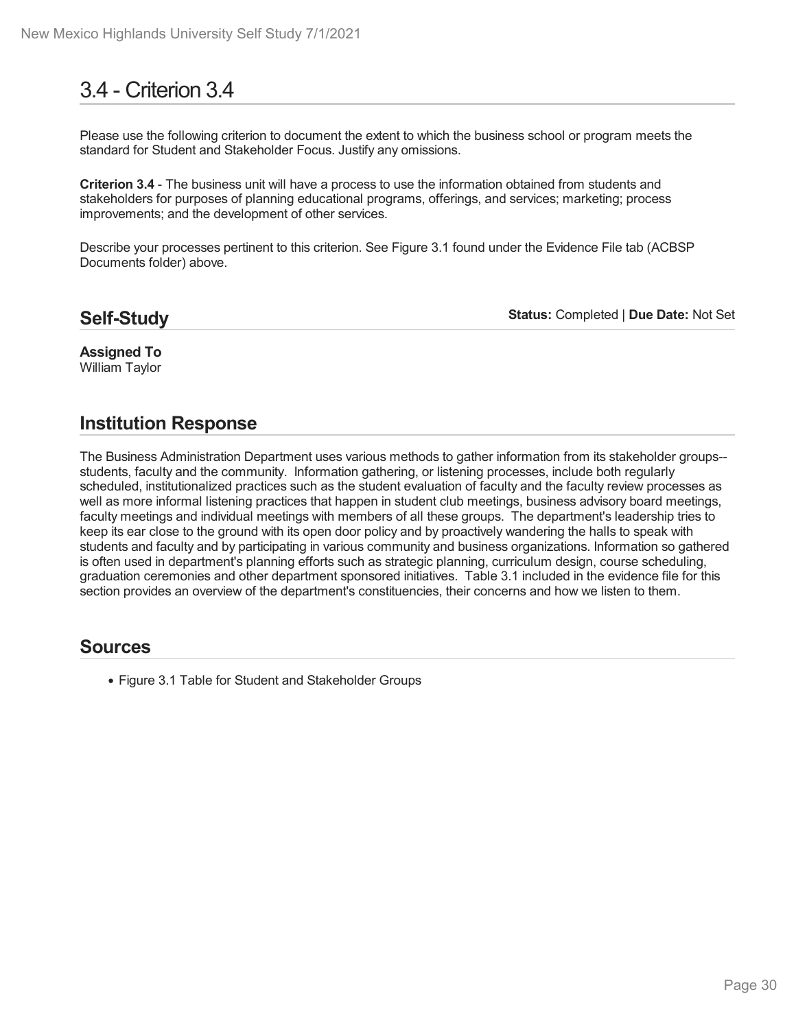# 3.4 - Criterion 3.4

Please use the following criterion to document the extent to which the business school or program meets the standard for Student and Stakeholder Focus. Justify any omissions.

**Criterion 3.4** - The business unit will have a process to use the information obtained from students and stakeholders for purposes of planning educational programs, offerings, and services; marketing; process improvements; and the development of other services.

Describe your processes pertinent to this criterion. See Figure 3.1 found under the Evidence File tab (ACBSP Documents folder) above.

## Self-Study

**Status:** Completed | **Due Date:** Not Set

**Assigned To**
William Taylor

## Institution Response

The Business Administration Department uses various methods to gather information from its stakeholder groups--students, faculty and the community. Information gathering, or listening processes, include both regularly scheduled, institutionalized practices such as the student evaluation of faculty and the faculty review processes as well as more informal listening practices that happen in student club meetings, business advisory board meetings, faculty meetings and individual meetings with members of all these groups. The department's leadership tries to keep its ear close to the ground with its open door policy and by proactively wandering the halls to speak with students and faculty and by participating in various community and business organizations. Information so gathered is often used in department's planning efforts such as strategic planning, curriculum design, course scheduling, graduation ceremonies and other department sponsored initiatives. Table 3.1 included in the evidence file for this section provides an overview of the department's constituencies, their concerns and how we listen to them.

## Sources

- Figure 3.1 Table for Student and Stakeholder Groups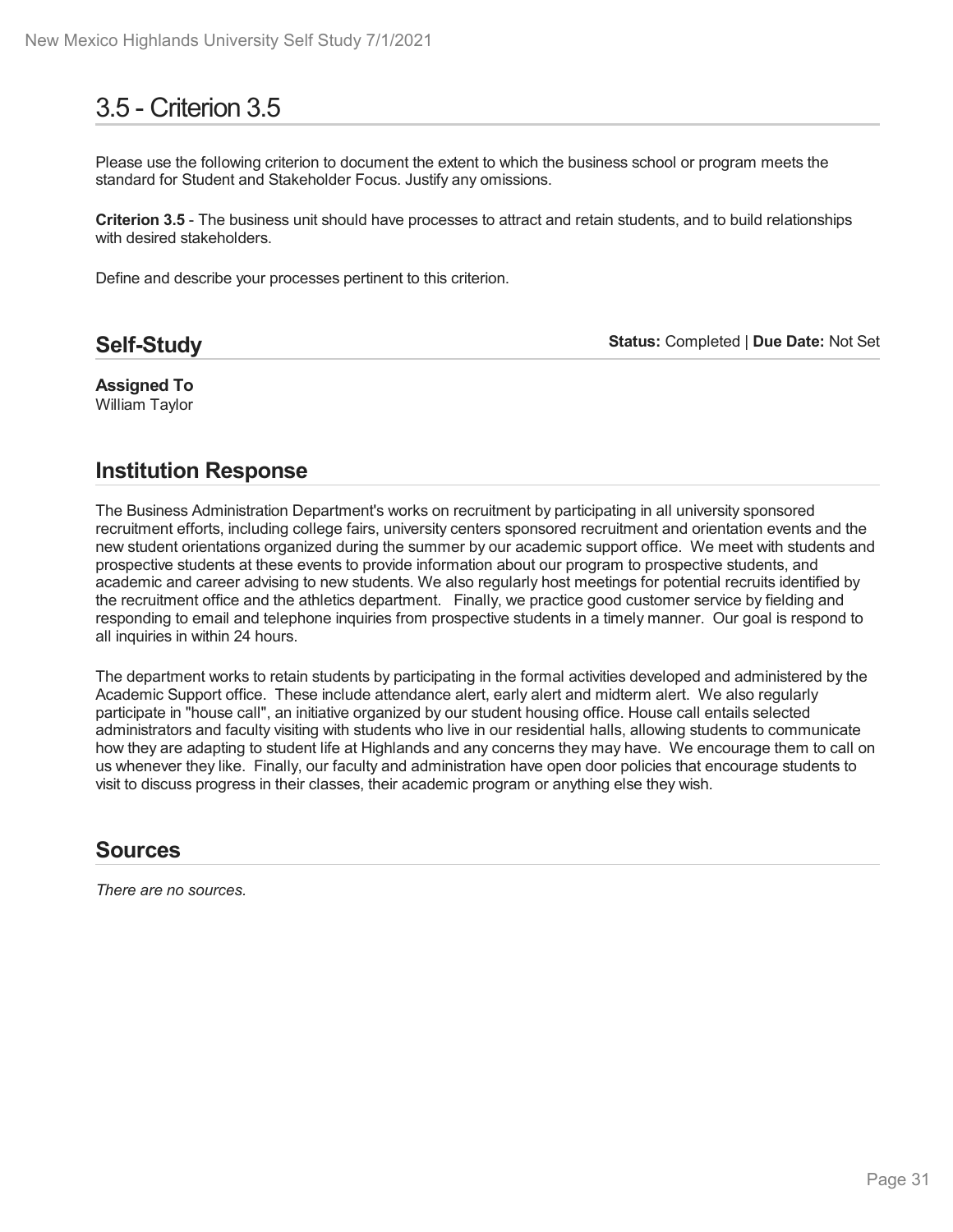# 3.5 - Criterion 3.5

Please use the following criterion to document the extent to which the business school or program meets the standard for Student and Stakeholder Focus. Justify any omissions.

**Criterion 3.5** - The business unit should have processes to attract and retain students, and to build relationships with desired stakeholders.

Define and describe your processes pertinent to this criterion.

## Self-Study

**Status:** Completed | **Due Date:** Not Set

**Assigned To**
William Taylor

## Institution Response

The Business Administration Department's works on recruitment by participating in all university sponsored recruitment efforts, including college fairs, university centers sponsored recruitment and orientation events and the new student orientations organized during the summer by our academic support office. We meet with students and prospective students at these events to provide information about our program to prospective students, and academic and career advising to new students. We also regularly host meetings for potential recruits identified by the recruitment office and the athletics department. Finally, we practice good customer service by fielding and responding to email and telephone inquiries from prospective students in a timely manner. Our goal is respond to all inquiries in within 24 hours.

The department works to retain students by participating in the formal activities developed and administered by the Academic Support office. These include attendance alert, early alert and midterm alert. We also regularly participate in "house call", an initiative organized by our student housing office. House call entails selected administrators and faculty visiting with students who live in our residential halls, allowing students to communicate how they are adapting to student life at Highlands and any concerns they may have. We encourage them to call on us whenever they like. Finally, our faculty and administration have open door policies that encourage students to visit to discuss progress in their classes, their academic program or anything else they wish.

## Sources

*There are no sources.*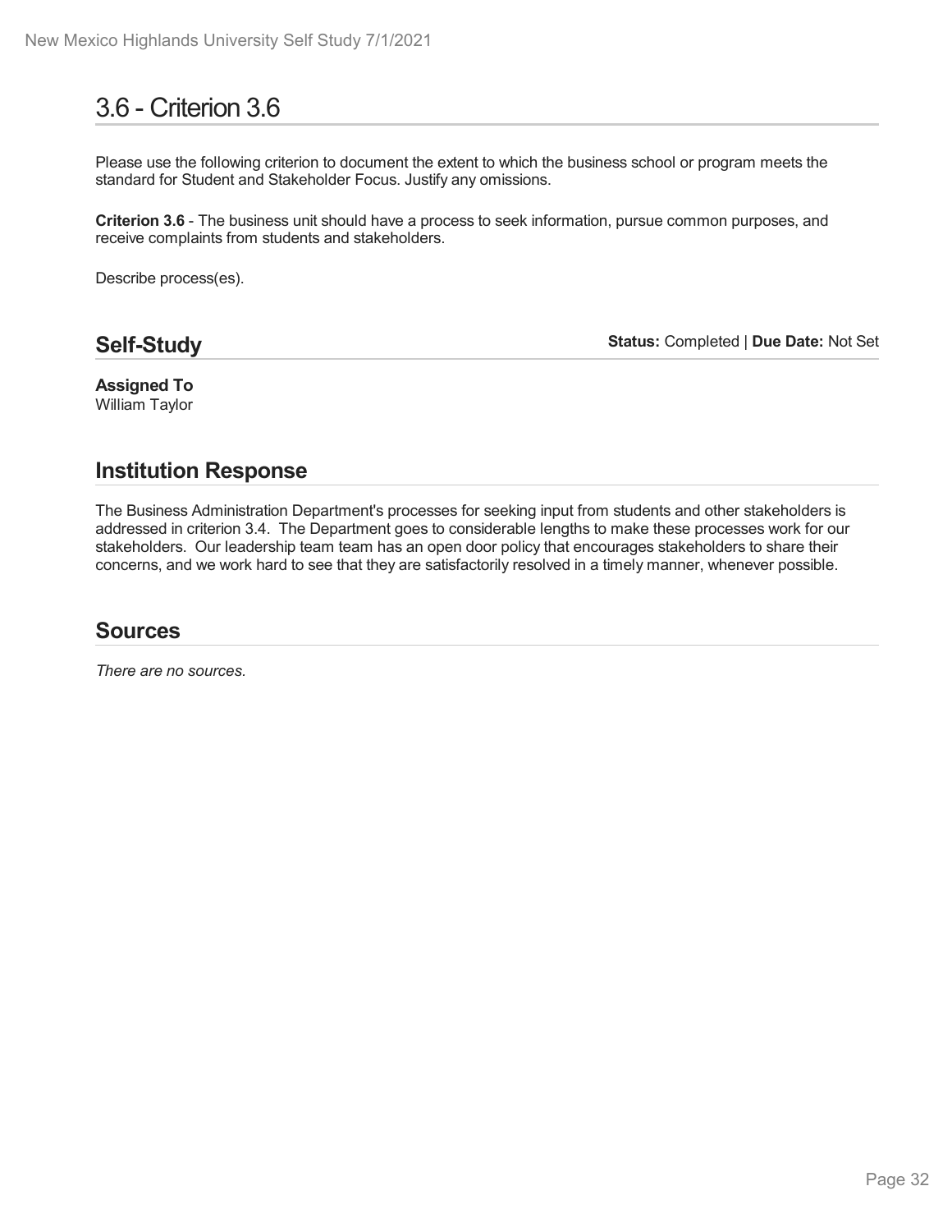# 3.6 - Criterion 3.6

Please use the following criterion to document the extent to which the business school or program meets the standard for Student and Stakeholder Focus. Justify any omissions.

**Criterion 3.6** - The business unit should have a process to seek information, pursue common purposes, and receive complaints from students and stakeholders.

Describe process(es).

## Self-Study

**Status:** Completed | **Due Date:** Not Set

**Assigned To**
William Taylor

## Institution Response

The Business Administration Department's processes for seeking input from students and other stakeholders is addressed in criterion 3.4. The Department goes to considerable lengths to make these processes work for our stakeholders. Our leadership team team has an open door policy that encourages stakeholders to share their concerns, and we work hard to see that they are satisfactorily resolved in a timely manner, whenever possible.

## Sources

*There are no sources.*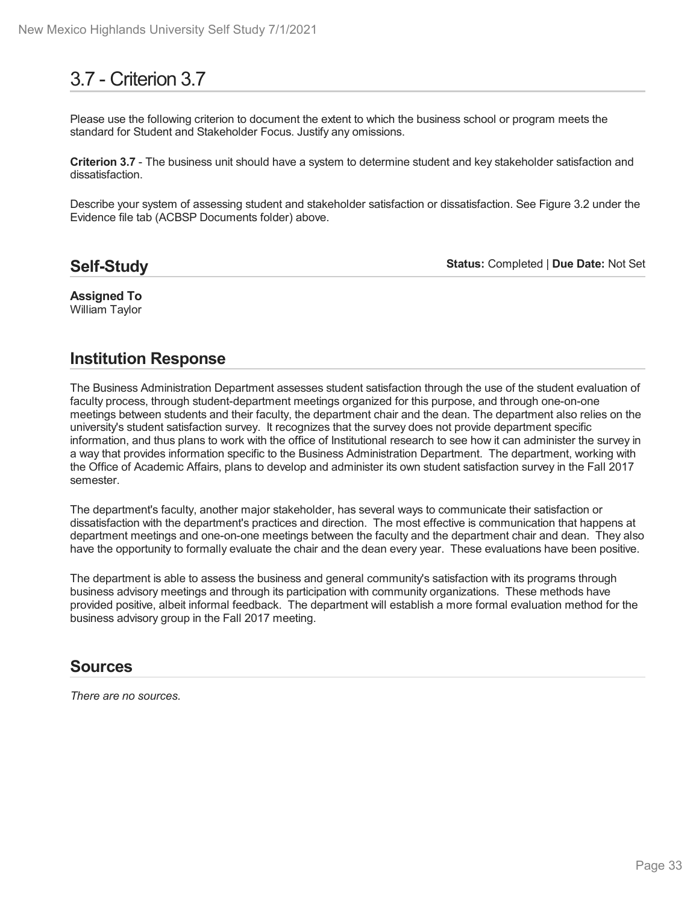# 3.7 - Criterion 3.7

Please use the following criterion to document the extent to which the business school or program meets the standard for Student and Stakeholder Focus. Justify any omissions.

**Criterion 3.7** - The business unit should have a system to determine student and key stakeholder satisfaction and dissatisfaction.

Describe your system of assessing student and stakeholder satisfaction or dissatisfaction. See Figure 3.2 under the Evidence file tab (ACBSP Documents folder) above.

## Self-Study

**Status:** Completed | **Due Date:** Not Set

**Assigned To**
William Taylor

## Institution Response

The Business Administration Department assesses student satisfaction through the use of the student evaluation of faculty process, through student-department meetings organized for this purpose, and through one-on-one meetings between students and their faculty, the department chair and the dean. The department also relies on the university's student satisfaction survey. It recognizes that the survey does not provide department specific information, and thus plans to work with the office of Institutional research to see how it can administer the survey in a way that provides information specific to the Business Administration Department. The department, working with the Office of Academic Affairs, plans to develop and administer its own student satisfaction survey in the Fall 2017 semester.

The department's faculty, another major stakeholder, has several ways to communicate their satisfaction or dissatisfaction with the department's practices and direction. The most effective is communication that happens at department meetings and one-on-one meetings between the faculty and the department chair and dean. They also have the opportunity to formally evaluate the chair and the dean every year. These evaluations have been positive.

The department is able to assess the business and general community's satisfaction with its programs through business advisory meetings and through its participation with community organizations. These methods have provided positive, albeit informal feedback. The department will establish a more formal evaluation method for the business advisory group in the Fall 2017 meeting.

## Sources

*There are no sources.*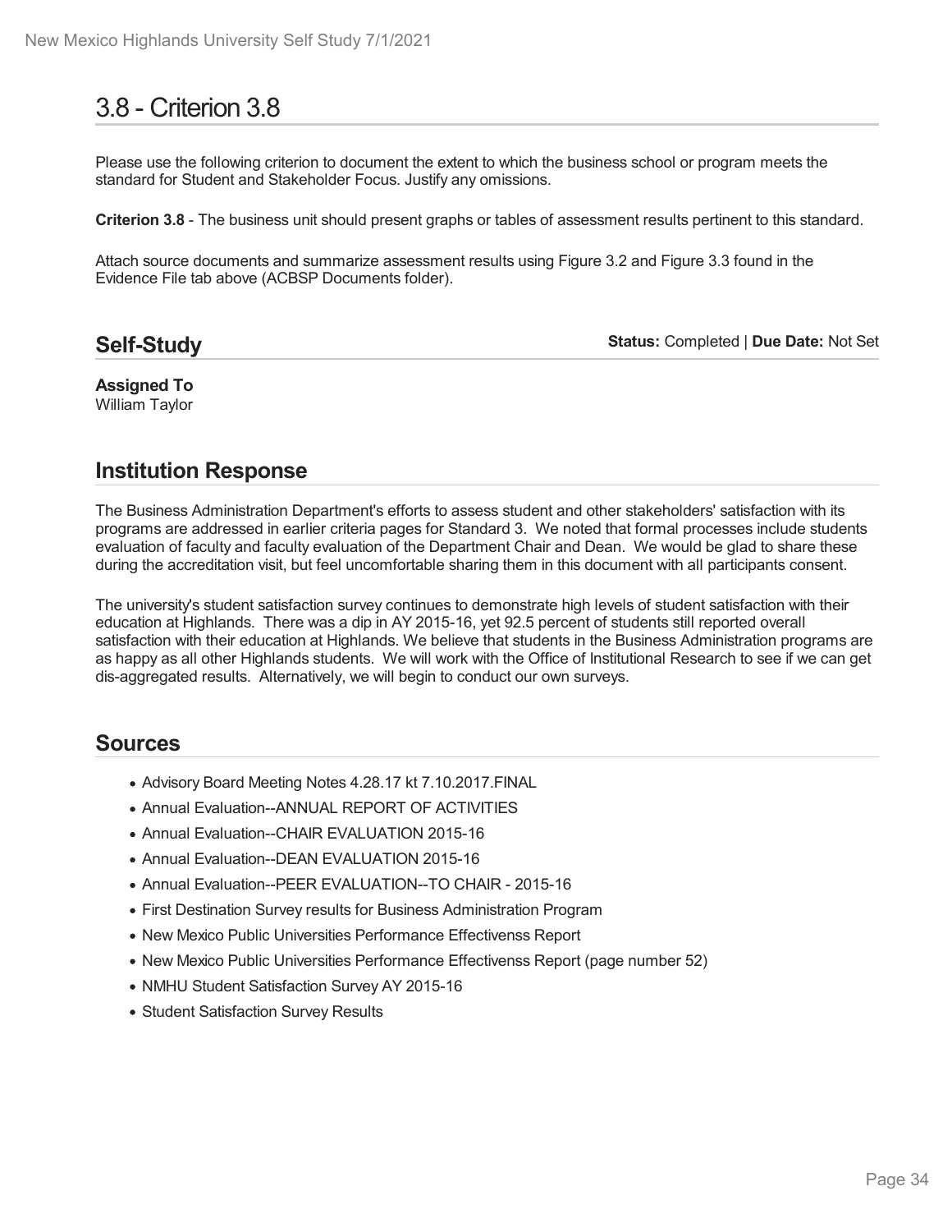# 3.8 - Criterion 3.8

Please use the following criterion to document the extent to which the business school or program meets the standard for Student and Stakeholder Focus. Justify any omissions.

**Criterion 3.8** - The business unit should present graphs or tables of assessment results pertinent to this standard.

Attach source documents and summarize assessment results using Figure 3.2 and Figure 3.3 found in the Evidence File tab above (ACBSP Documents folder).

## Self-Study

**Status:** Completed | **Due Date:** Not Set

**Assigned To**
William Taylor

## Institution Response

The Business Administration Department's efforts to assess student and other stakeholders' satisfaction with its programs are addressed in earlier criteria pages for Standard 3. We noted that formal processes include students evaluation of faculty and faculty evaluation of the Department Chair and Dean. We would be glad to share these during the accreditation visit, but feel uncomfortable sharing them in this document with all participants consent.

The university's student satisfaction survey continues to demonstrate high levels of student satisfaction with their education at Highlands. There was a dip in AY 2015-16, yet 92.5 percent of students still reported overall satisfaction with their education at Highlands. We believe that students in the Business Administration programs are as happy as all other Highlands students. We will work with the Office of Institutional Research to see if we can get dis-aggregated results. Alternatively, we will begin to conduct our own surveys.

## Sources

- Advisory Board Meeting Notes 4.28.17 kt 7.10.2017.FINAL
- Annual Evaluation--ANNUAL REPORT OF ACTIVITIES
- Annual Evaluation--CHAIR EVALUATION 2015-16
- Annual Evaluation--DEAN EVALUATION 2015-16
- Annual Evaluation--PEER EVALUATION--TO CHAIR - 2015-16
- First Destination Survey results for Business Administration Program
- New Mexico Public Universities Performance Effectivenss Report
- New Mexico Public Universities Performance Effectivenss Report (page number 52)
- NMHU Student Satisfaction Survey AY 2015-16
- Student Satisfaction Survey Results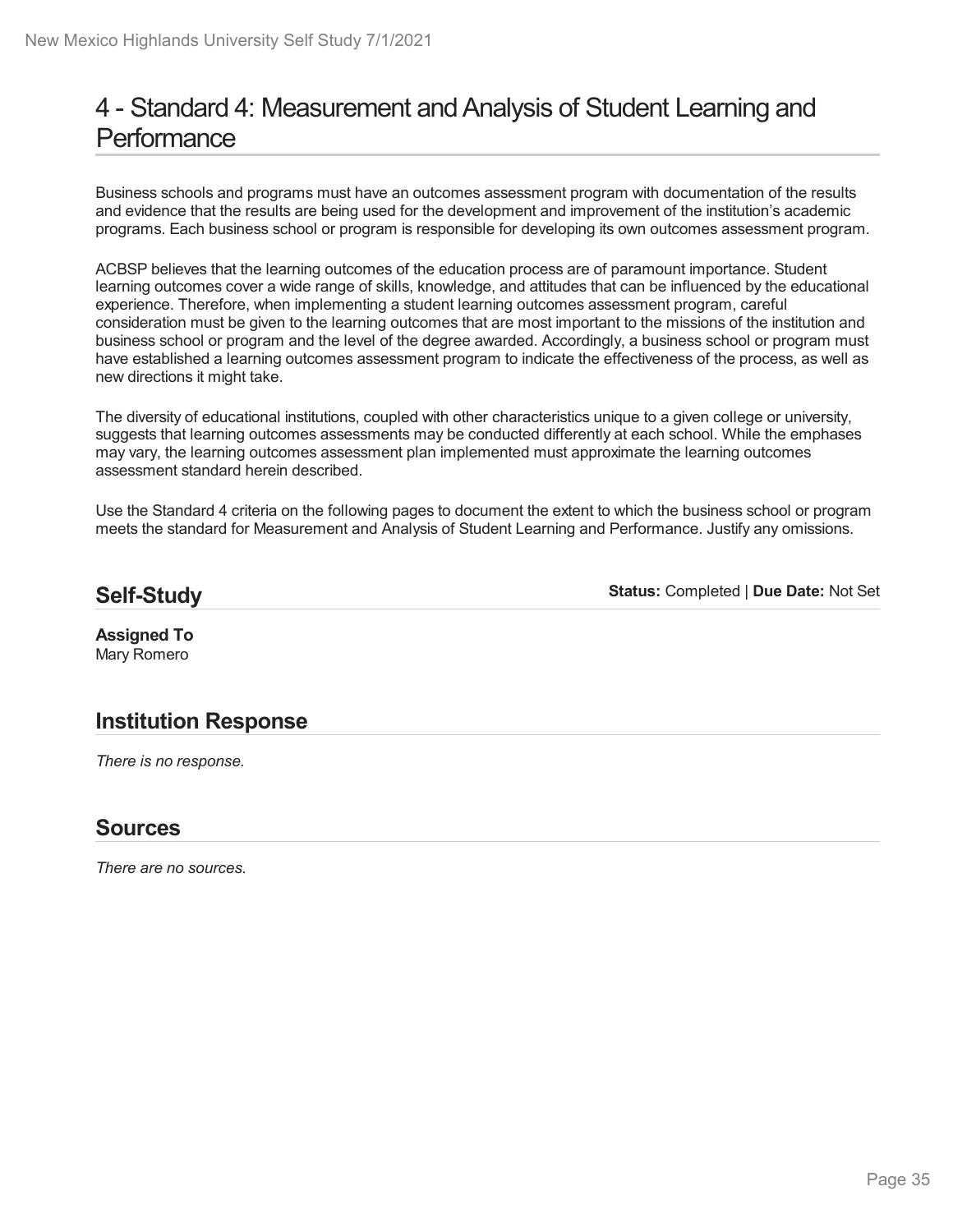# 4 - Standard 4: Measurement and Analysis of Student Learning and Performance

Business schools and programs must have an outcomes assessment program with documentation of the results and evidence that the results are being used for the development and improvement of the institution's academic programs. Each business school or program is responsible for developing its own outcomes assessment program.

ACBSP believes that the learning outcomes of the education process are of paramount importance. Student learning outcomes cover a wide range of skills, knowledge, and attitudes that can be influenced by the educational experience. Therefore, when implementing a student learning outcomes assessment program, careful consideration must be given to the learning outcomes that are most important to the missions of the institution and business school or program and the level of the degree awarded. Accordingly, a business school or program must have established a learning outcomes assessment program to indicate the effectiveness of the process, as well as new directions it might take.

The diversity of educational institutions, coupled with other characteristics unique to a given college or university, suggests that learning outcomes assessments may be conducted differently at each school. While the emphases may vary, the learning outcomes assessment plan implemented must approximate the learning outcomes assessment standard herein described.

Use the Standard 4 criteria on the following pages to document the extent to which the business school or program meets the standard for Measurement and Analysis of Student Learning and Performance. Justify any omissions.

## Self-Study

**Status:** Completed | **Due Date:** Not Set

**Assigned To**
Mary Romero

## Institution Response

*There is no response.*

## Sources

*There are no sources.*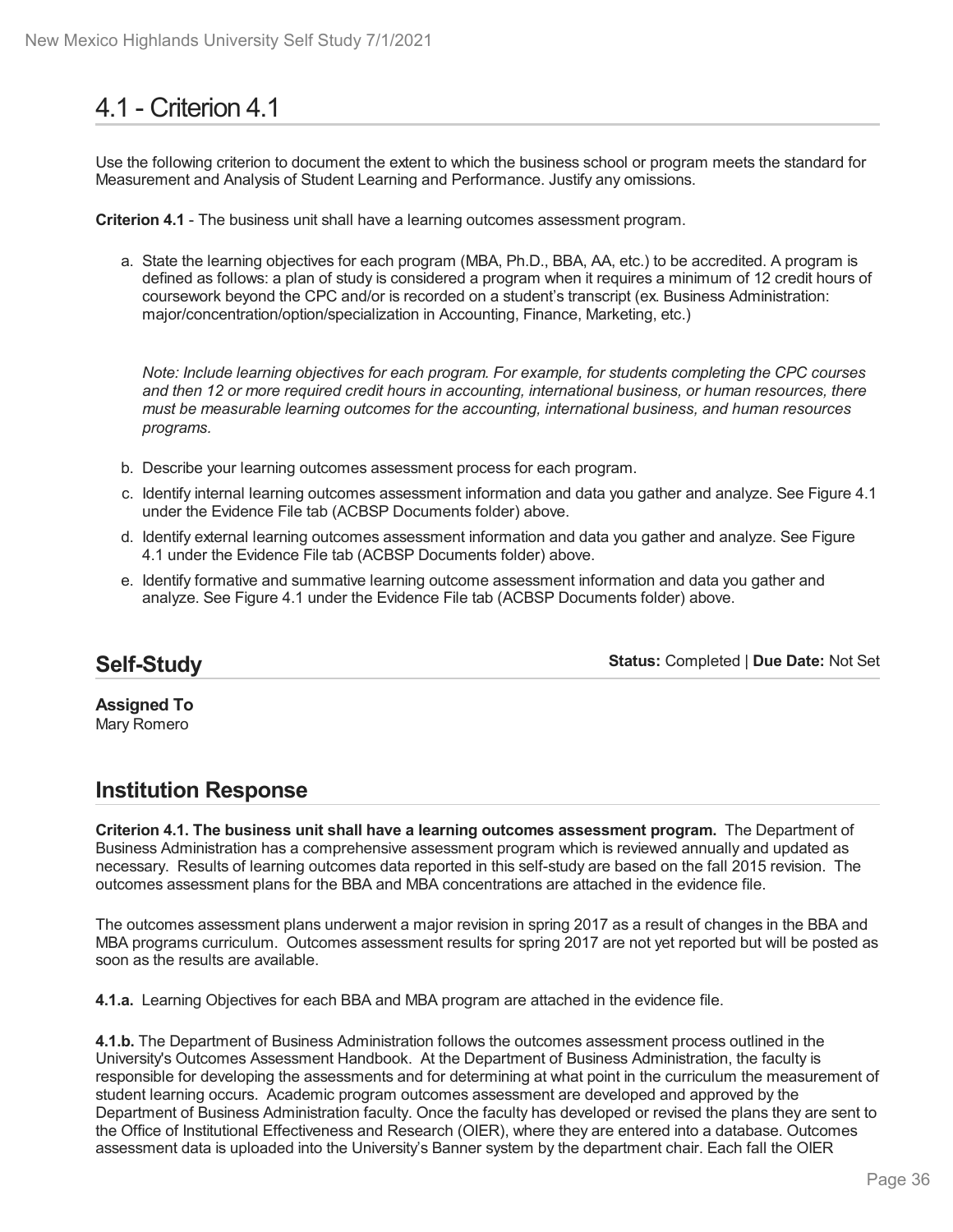# 4.1 - Criterion 4.1

Use the following criterion to document the extent to which the business school or program meets the standard for Measurement and Analysis of Student Learning and Performance. Justify any omissions.

**Criterion 4.1** - The business unit shall have a learning outcomes assessment program.

a. State the learning objectives for each program (MBA, Ph.D., BBA, AA, etc.) to be accredited. A program is defined as follows: a plan of study is considered a program when it requires a minimum of 12 credit hours of coursework beyond the CPC and/or is recorded on a student's transcript (ex. Business Administration: major/concentration/option/specialization in Accounting, Finance, Marketing, etc.)

   *Note: Include learning objectives for each program. For example, for students completing the CPC courses and then 12 or more required credit hours in accounting, international business, or human resources, there must be measurable learning outcomes for the accounting, international business, and human resources programs.*

b. Describe your learning outcomes assessment process for each program.
c. Identify internal learning outcomes assessment information and data you gather and analyze. See Figure 4.1 under the Evidence File tab (ACBSP Documents folder) above.
d. Identify external learning outcomes assessment information and data you gather and analyze. See Figure 4.1 under the Evidence File tab (ACBSP Documents folder) above.
e. Identify formative and summative learning outcome assessment information and data you gather and analyze. See Figure 4.1 under the Evidence File tab (ACBSP Documents folder) above.

## Self-Study

**Status:** Completed | **Due Date:** Not Set

**Assigned To**
Mary Romero

## Institution Response

**Criterion 4.1. The business unit shall have a learning outcomes assessment program.** The Department of Business Administration has a comprehensive assessment program which is reviewed annually and updated as necessary. Results of learning outcomes data reported in this self-study are based on the fall 2015 revision. The outcomes assessment plans for the BBA and MBA concentrations are attached in the evidence file.

The outcomes assessment plans underwent a major revision in spring 2017 as a result of changes in the BBA and MBA programs curriculum. Outcomes assessment results for spring 2017 are not yet reported but will be posted as soon as the results are available.

**4.1.a.** Learning Objectives for each BBA and MBA program are attached in the evidence file.

**4.1.b.** The Department of Business Administration follows the outcomes assessment process outlined in the University's Outcomes Assessment Handbook. At the Department of Business Administration, the faculty is responsible for developing the assessments and for determining at what point in the curriculum the measurement of student learning occurs. Academic program outcomes assessment are developed and approved by the Department of Business Administration faculty. Once the faculty has developed or revised the plans they are sent to the Office of Institutional Effectiveness and Research (OIER), where they are entered into a database. Outcomes assessment data is uploaded into the University's Banner system by the department chair. Each fall the OIER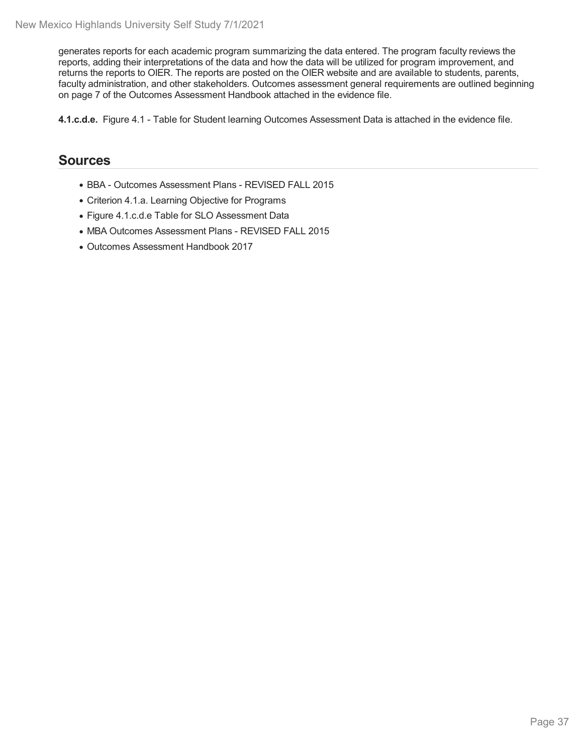generates reports for each academic program summarizing the data entered. The program faculty reviews the reports, adding their interpretations of the data and how the data will be utilized for program improvement, and returns the reports to OIER. The reports are posted on the OIER website and are available to students, parents, faculty administration, and other stakeholders. Outcomes assessment general requirements are outlined beginning on page 7 of the Outcomes Assessment Handbook attached in the evidence file.

**4.1.c.d.e.** Figure 4.1 - Table for Student learning Outcomes Assessment Data is attached in the evidence file.

## Sources

- BBA - Outcomes Assessment Plans - REVISED FALL 2015
- Criterion 4.1.a. Learning Objective for Programs
- Figure 4.1.c.d.e Table for SLO Assessment Data
- MBA Outcomes Assessment Plans - REVISED FALL 2015
- Outcomes Assessment Handbook 2017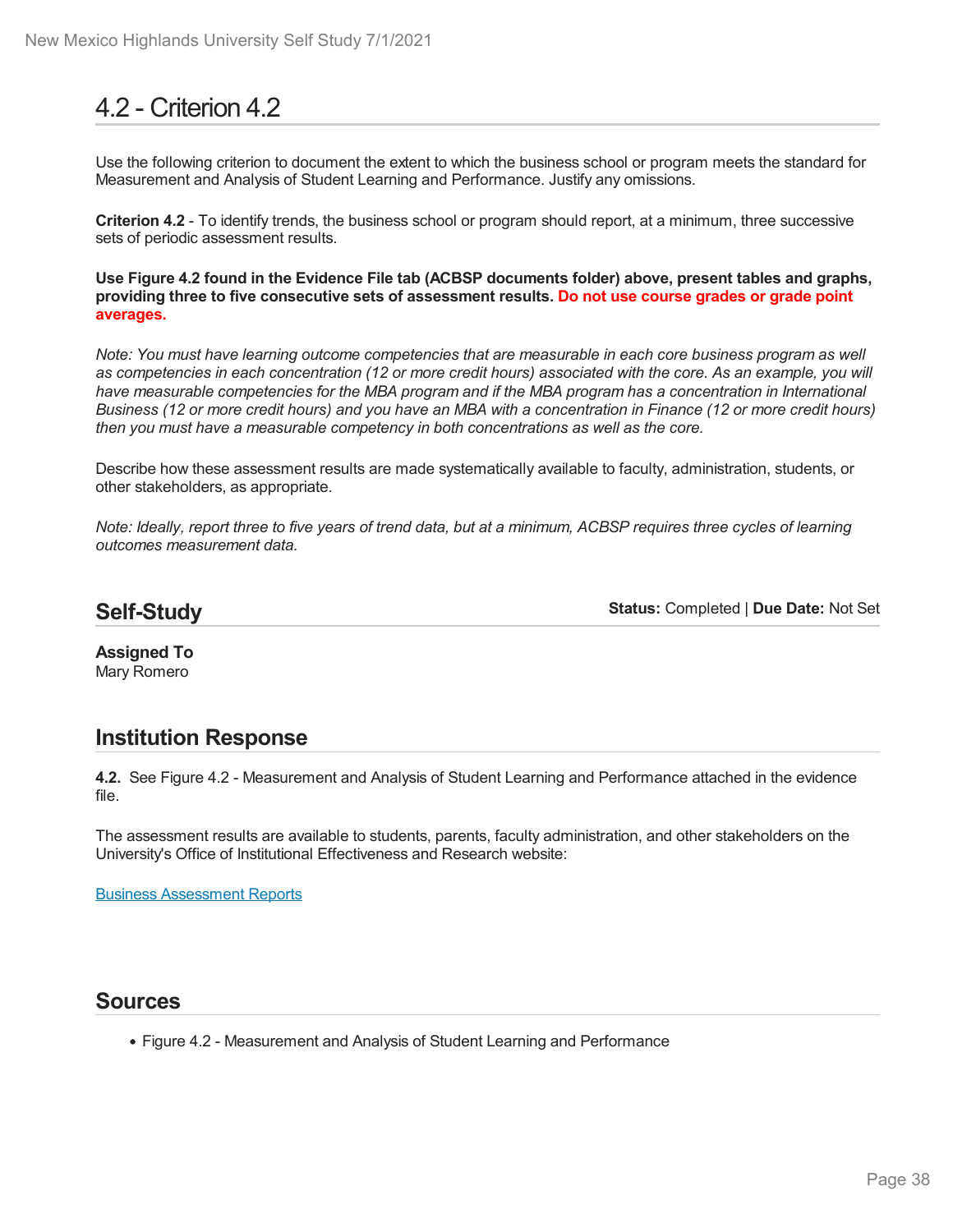# 4.2 - Criterion 4.2

Use the following criterion to document the extent to which the business school or program meets the standard for Measurement and Analysis of Student Learning and Performance. Justify any omissions.

**Criterion 4.2** - To identify trends, the business school or program should report, at a minimum, three successive sets of periodic assessment results.

**Use Figure 4.2 found in the Evidence File tab (ACBSP documents folder) above, present tables and graphs, providing three to five consecutive sets of assessment results. Do not use course grades or grade point averages.**

*Note: You must have learning outcome competencies that are measurable in each core business program as well as competencies in each concentration (12 or more credit hours) associated with the core. As an example, you will have measurable competencies for the MBA program and if the MBA program has a concentration in International Business (12 or more credit hours) and you have an MBA with a concentration in Finance (12 or more credit hours) then you must have a measurable competency in both concentrations as well as the core.*

Describe how these assessment results are made systematically available to faculty, administration, students, or other stakeholders, as appropriate.

*Note: Ideally, report three to five years of trend data, but at a minimum, ACBSP requires three cycles of learning outcomes measurement data.*

## Self-Study

**Status:** Completed | **Due Date:** Not Set

**Assigned To**
Mary Romero

## Institution Response

**4.2.** See Figure 4.2 - Measurement and Analysis of Student Learning and Performance attached in the evidence file.

The assessment results are available to students, parents, faculty administration, and other stakeholders on the University's Office of Institutional Effectiveness and Research website:

Business Assessment Reports

## Sources

- Figure 4.2 - Measurement and Analysis of Student Learning and Performance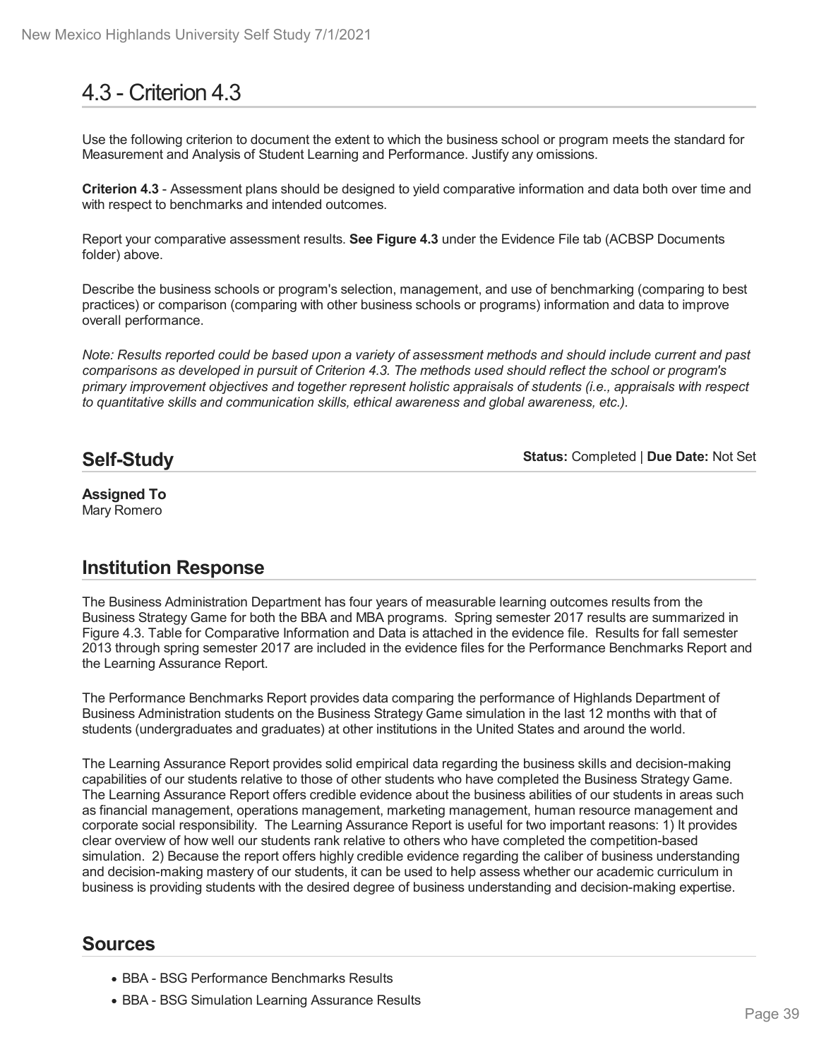# 4.3 - Criterion 4.3

Use the following criterion to document the extent to which the business school or program meets the standard for Measurement and Analysis of Student Learning and Performance. Justify any omissions.

**Criterion 4.3** - Assessment plans should be designed to yield comparative information and data both over time and with respect to benchmarks and intended outcomes.

Report your comparative assessment results. **See Figure 4.3** under the Evidence File tab (ACBSP Documents folder) above.

Describe the business schools or program's selection, management, and use of benchmarking (comparing to best practices) or comparison (comparing with other business schools or programs) information and data to improve overall performance.

*Note: Results reported could be based upon a variety of assessment methods and should include current and past comparisons as developed in pursuit of Criterion 4.3. The methods used should reflect the school or program's primary improvement objectives and together represent holistic appraisals of students (i.e., appraisals with respect to quantitative skills and communication skills, ethical awareness and global awareness, etc.).*

## Self-Study

**Status:** Completed | **Due Date:** Not Set

**Assigned To**
Mary Romero

## Institution Response

The Business Administration Department has four years of measurable learning outcomes results from the Business Strategy Game for both the BBA and MBA programs. Spring semester 2017 results are summarized in Figure 4.3. Table for Comparative Information and Data is attached in the evidence file. Results for fall semester 2013 through spring semester 2017 are included in the evidence files for the Performance Benchmarks Report and the Learning Assurance Report.

The Performance Benchmarks Report provides data comparing the performance of Highlands Department of Business Administration students on the Business Strategy Game simulation in the last 12 months with that of students (undergraduates and graduates) at other institutions in the United States and around the world.

The Learning Assurance Report provides solid empirical data regarding the business skills and decision-making capabilities of our students relative to those of other students who have completed the Business Strategy Game. The Learning Assurance Report offers credible evidence about the business abilities of our students in areas such as financial management, operations management, marketing management, human resource management and corporate social responsibility. The Learning Assurance Report is useful for two important reasons: 1) It provides clear overview of how well our students rank relative to others who have completed the competition-based simulation. 2) Because the report offers highly credible evidence regarding the caliber of business understanding and decision-making mastery of our students, it can be used to help assess whether our academic curriculum in business is providing students with the desired degree of business understanding and decision-making expertise.

## Sources

- BBA - BSG Performance Benchmarks Results
- BBA - BSG Simulation Learning Assurance Results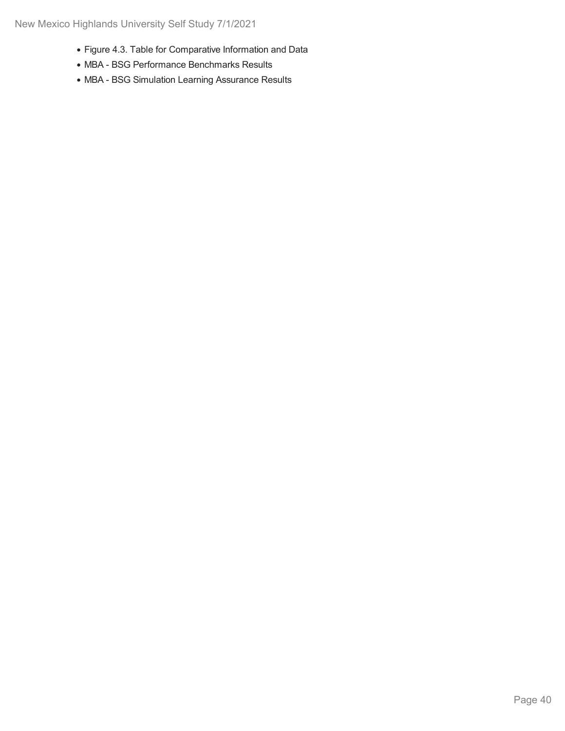- Figure 4.3. Table for Comparative Information and Data
- MBA - BSG Performance Benchmarks Results
- MBA - BSG Simulation Learning Assurance Results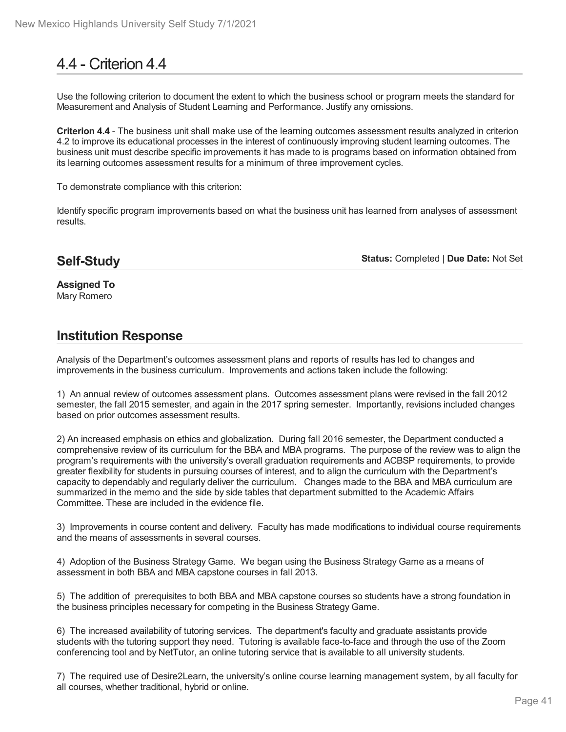# 4.4 - Criterion 4.4

Use the following criterion to document the extent to which the business school or program meets the standard for Measurement and Analysis of Student Learning and Performance. Justify any omissions.

**Criterion 4.4** - The business unit shall make use of the learning outcomes assessment results analyzed in criterion 4.2 to improve its educational processes in the interest of continuously improving student learning outcomes. The business unit must describe specific improvements it has made to is programs based on information obtained from its learning outcomes assessment results for a minimum of three improvement cycles.

To demonstrate compliance with this criterion:

Identify specific program improvements based on what the business unit has learned from analyses of assessment results.

## Self-Study

**Status:** Completed | **Due Date:** Not Set

**Assigned To**
Mary Romero

## Institution Response

Analysis of the Department's outcomes assessment plans and reports of results has led to changes and improvements in the business curriculum. Improvements and actions taken include the following:

1) An annual review of outcomes assessment plans. Outcomes assessment plans were revised in the fall 2012 semester, the fall 2015 semester, and again in the 2017 spring semester. Importantly, revisions included changes based on prior outcomes assessment results.

2) An increased emphasis on ethics and globalization. During fall 2016 semester, the Department conducted a comprehensive review of its curriculum for the BBA and MBA programs. The purpose of the review was to align the program's requirements with the university's overall graduation requirements and ACBSP requirements, to provide greater flexibility for students in pursuing courses of interest, and to align the curriculum with the Department's capacity to dependably and regularly deliver the curriculum. Changes made to the BBA and MBA curriculum are summarized in the memo and the side by side tables that department submitted to the Academic Affairs Committee. These are included in the evidence file.

3) Improvements in course content and delivery. Faculty has made modifications to individual course requirements and the means of assessments in several courses.

4) Adoption of the Business Strategy Game. We began using the Business Strategy Game as a means of assessment in both BBA and MBA capstone courses in fall 2013.

5) The addition of prerequisites to both BBA and MBA capstone courses so students have a strong foundation in the business principles necessary for competing in the Business Strategy Game.

6) The increased availability of tutoring services. The department's faculty and graduate assistants provide students with the tutoring support they need. Tutoring is available face-to-face and through the use of the Zoom conferencing tool and by NetTutor, an online tutoring service that is available to all university students.

7) The required use of Desire2Learn, the university's online course learning management system, by all faculty for all courses, whether traditional, hybrid or online.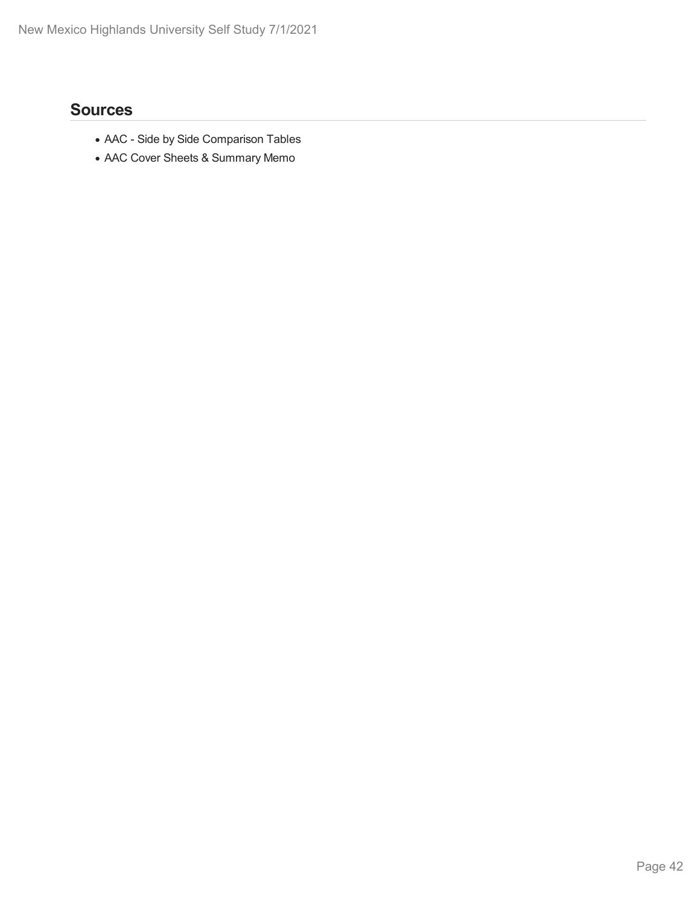## Sources

- AAC - Side by Side Comparison Tables
- AAC Cover Sheets & Summary Memo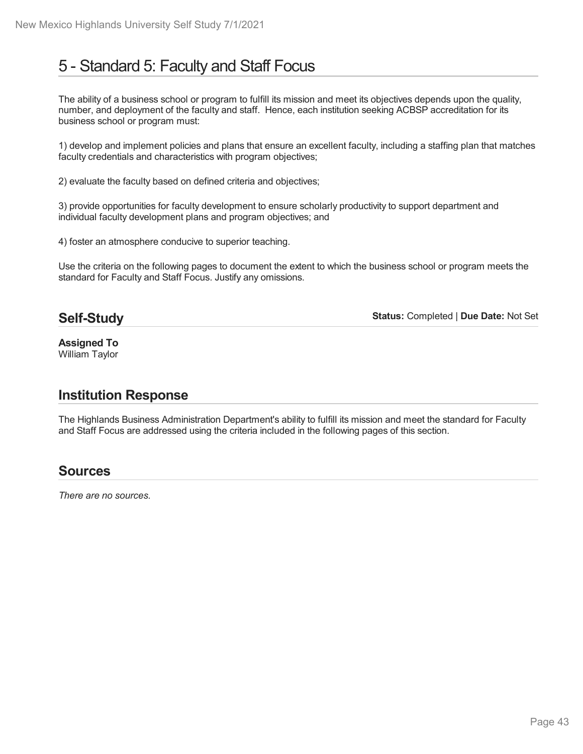# 5 - Standard 5: Faculty and Staff Focus

The ability of a business school or program to fulfill its mission and meet its objectives depends upon the quality, number, and deployment of the faculty and staff. Hence, each institution seeking ACBSP accreditation for its business school or program must:

1) develop and implement policies and plans that ensure an excellent faculty, including a staffing plan that matches faculty credentials and characteristics with program objectives;

2) evaluate the faculty based on defined criteria and objectives;

3) provide opportunities for faculty development to ensure scholarly productivity to support department and individual faculty development plans and program objectives; and

4) foster an atmosphere conducive to superior teaching.

Use the criteria on the following pages to document the extent to which the business school or program meets the standard for Faculty and Staff Focus. Justify any omissions.

## Self-Study

**Status:** Completed | **Due Date:** Not Set

**Assigned To**
William Taylor

## Institution Response

The Highlands Business Administration Department's ability to fulfill its mission and meet the standard for Faculty and Staff Focus are addressed using the criteria included in the following pages of this section.

## Sources

*There are no sources.*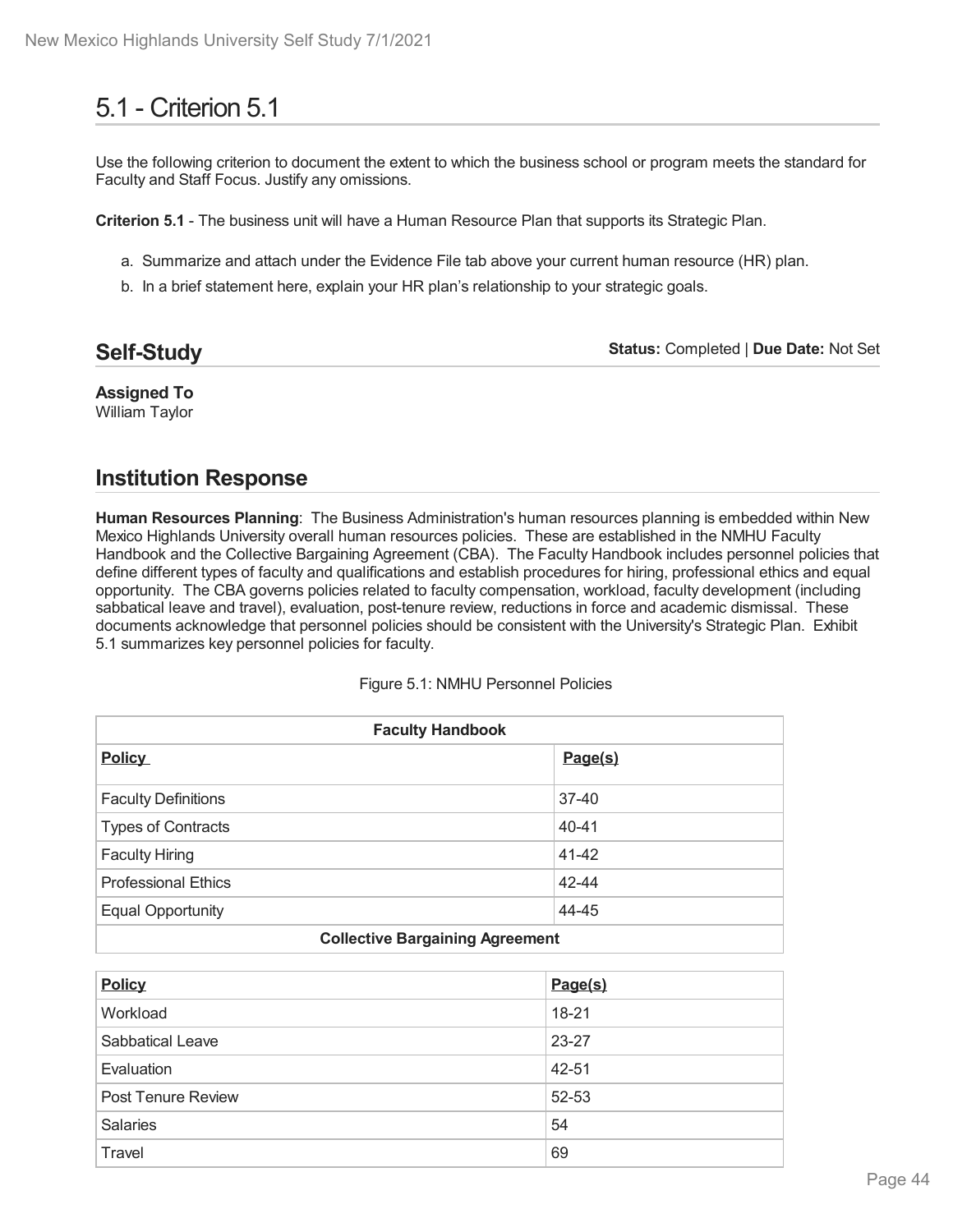# 5.1 - Criterion 5.1

Use the following criterion to document the extent to which the business school or program meets the standard for Faculty and Staff Focus. Justify any omissions.

**Criterion 5.1** - The business unit will have a Human Resource Plan that supports its Strategic Plan.

a. Summarize and attach under the Evidence File tab above your current human resource (HR) plan.
b. In a brief statement here, explain your HR plan's relationship to your strategic goals.

## Self-Study

**Status:** Completed | **Due Date:** Not Set

**Assigned To**
William Taylor

## Institution Response

**Human Resources Planning**: The Business Administration's human resources planning is embedded within New Mexico Highlands University overall human resources policies. These are established in the NMHU Faculty Handbook and the Collective Bargaining Agreement (CBA). The Faculty Handbook includes personnel policies that define different types of faculty and qualifications and establish procedures for hiring, professional ethics and equal opportunity. The CBA governs policies related to faculty compensation, workload, faculty development (including sabbatical leave and travel), evaluation, post-tenure review, reductions in force and academic dismissal. These documents acknowledge that personnel policies should be consistent with the University's Strategic Plan. Exhibit 5.1 summarizes key personnel policies for faculty.

Figure 5.1: NMHU Personnel Policies

| **Faculty Handbook** | |
|---|---|
| **Policy** | **Page(s)** |
| Faculty Definitions | 37-40 |
| Types of Contracts | 40-41 |
| Faculty Hiring | 41-42 |
| Professional Ethics | 42-44 |
| Equal Opportunity | 44-45 |
| **Collective Bargaining Agreement** | |
| **Policy** | **Page(s)** |
| Workload | 18-21 |
| Sabbatical Leave | 23-27 |
| Evaluation | 42-51 |
| Post Tenure Review | 52-53 |
| Salaries | 54 |
| Travel | 69 |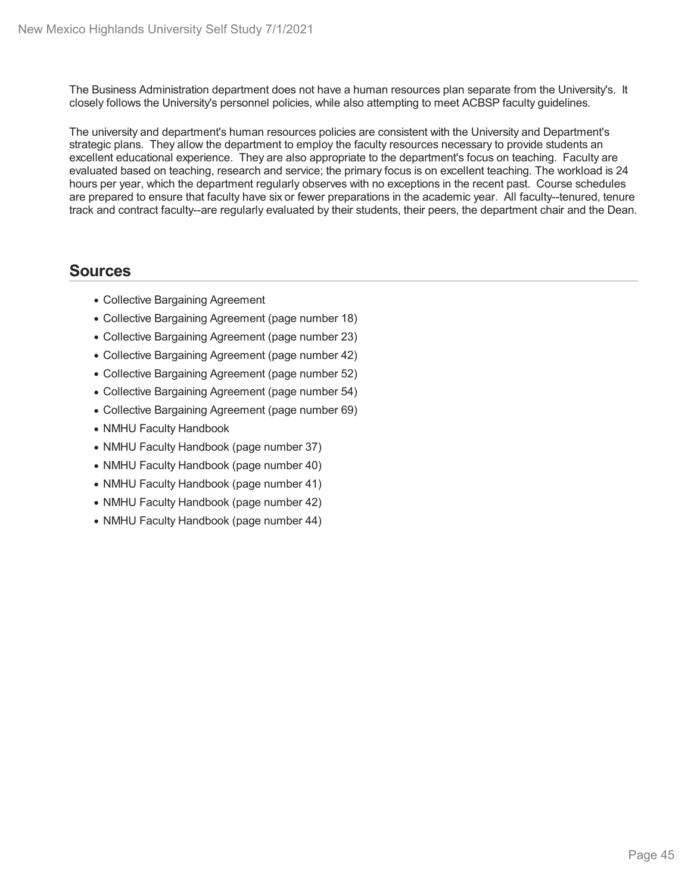The Business Administration department does not have a human resources plan separate from the University's. It closely follows the University's personnel policies, while also attempting to meet ACBSP faculty guidelines.

The university and department's human resources policies are consistent with the University and Department's strategic plans. They allow the department to employ the faculty resources necessary to provide students an excellent educational experience. They are also appropriate to the department's focus on teaching. Faculty are evaluated based on teaching, research and service; the primary focus is on excellent teaching. The workload is 24 hours per year, which the department regularly observes with no exceptions in the recent past. Course schedules are prepared to ensure that faculty have six or fewer preparations in the academic year. All faculty--tenured, tenure track and contract faculty--are regularly evaluated by their students, their peers, the department chair and the Dean.

## Sources

- Collective Bargaining Agreement
- Collective Bargaining Agreement (page number 18)
- Collective Bargaining Agreement (page number 23)
- Collective Bargaining Agreement (page number 42)
- Collective Bargaining Agreement (page number 52)
- Collective Bargaining Agreement (page number 54)
- Collective Bargaining Agreement (page number 69)
- NMHU Faculty Handbook
- NMHU Faculty Handbook (page number 37)
- NMHU Faculty Handbook (page number 40)
- NMHU Faculty Handbook (page number 41)
- NMHU Faculty Handbook (page number 42)
- NMHU Faculty Handbook (page number 44)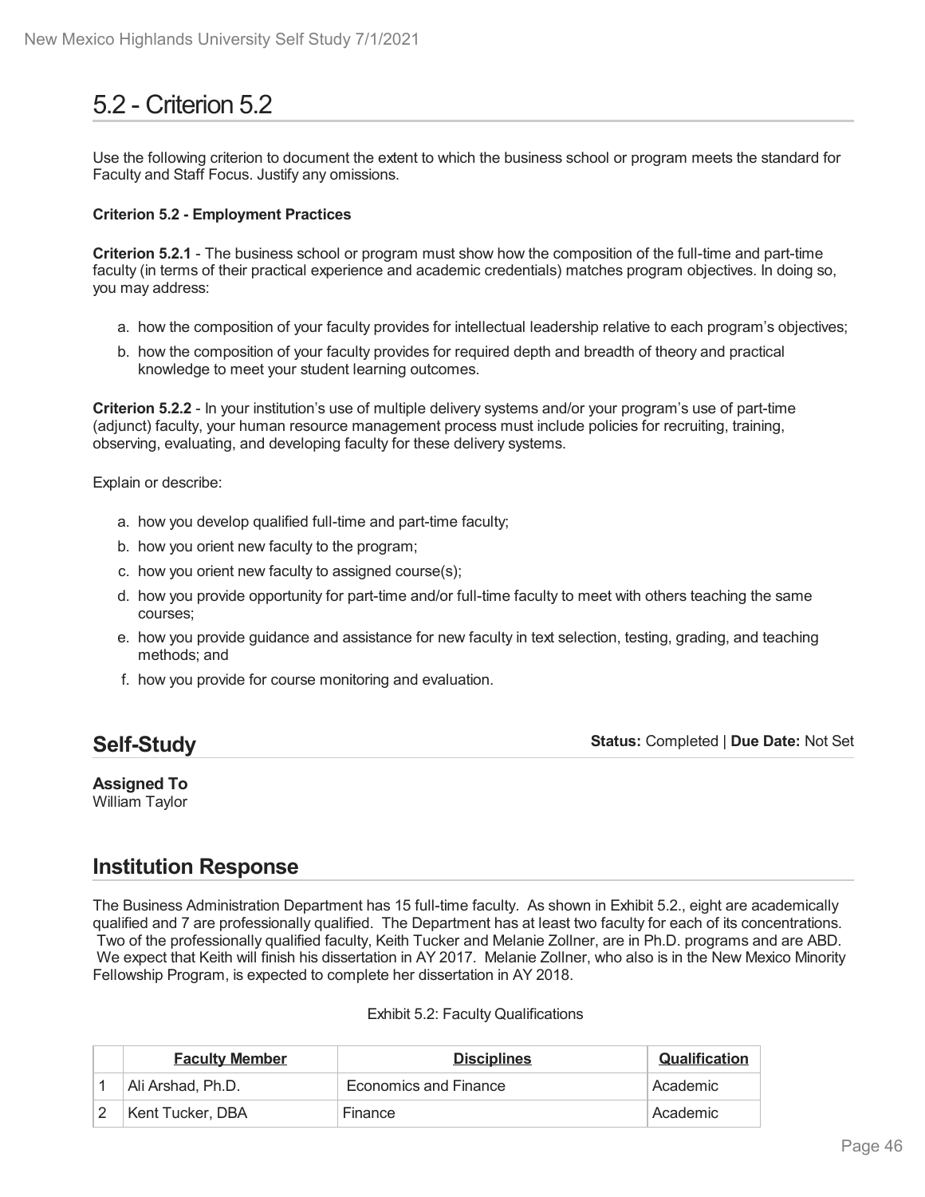# 5.2 - Criterion 5.2

Use the following criterion to document the extent to which the business school or program meets the standard for Faculty and Staff Focus. Justify any omissions.

**Criterion 5.2 - Employment Practices**

**Criterion 5.2.1** - The business school or program must show how the composition of the full-time and part-time faculty (in terms of their practical experience and academic credentials) matches program objectives. In doing so, you may address:

a. how the composition of your faculty provides for intellectual leadership relative to each program's objectives;
b. how the composition of your faculty provides for required depth and breadth of theory and practical knowledge to meet your student learning outcomes.

**Criterion 5.2.2** - In your institution's use of multiple delivery systems and/or your program's use of part-time (adjunct) faculty, your human resource management process must include policies for recruiting, training, observing, evaluating, and developing faculty for these delivery systems.

Explain or describe:

a. how you develop qualified full-time and part-time faculty;
b. how you orient new faculty to the program;
c. how you orient new faculty to assigned course(s);
d. how you provide opportunity for part-time and/or full-time faculty to meet with others teaching the same courses;
e. how you provide guidance and assistance for new faculty in text selection, testing, grading, and teaching methods; and
f. how you provide for course monitoring and evaluation.

## Self-Study

**Status:** Completed | **Due Date:** Not Set

**Assigned To**
William Taylor

## Institution Response

The Business Administration Department has 15 full-time faculty. As shown in Exhibit 5.2., eight are academically qualified and 7 are professionally qualified. The Department has at least two faculty for each of its concentrations. Two of the professionally qualified faculty, Keith Tucker and Melanie Zollner, are in Ph.D. programs and are ABD. We expect that Keith will finish his dissertation in AY 2017. Melanie Zollner, who also is in the New Mexico Minority Fellowship Program, is expected to complete her dissertation in AY 2018.

Exhibit 5.2: Faculty Qualifications

| | Faculty Member | Disciplines | Qualification |
|---|---|---|---|
| 1 | Ali Arshad, Ph.D. | Economics and Finance | Academic |
| 2 | Kent Tucker, DBA | Finance | Academic |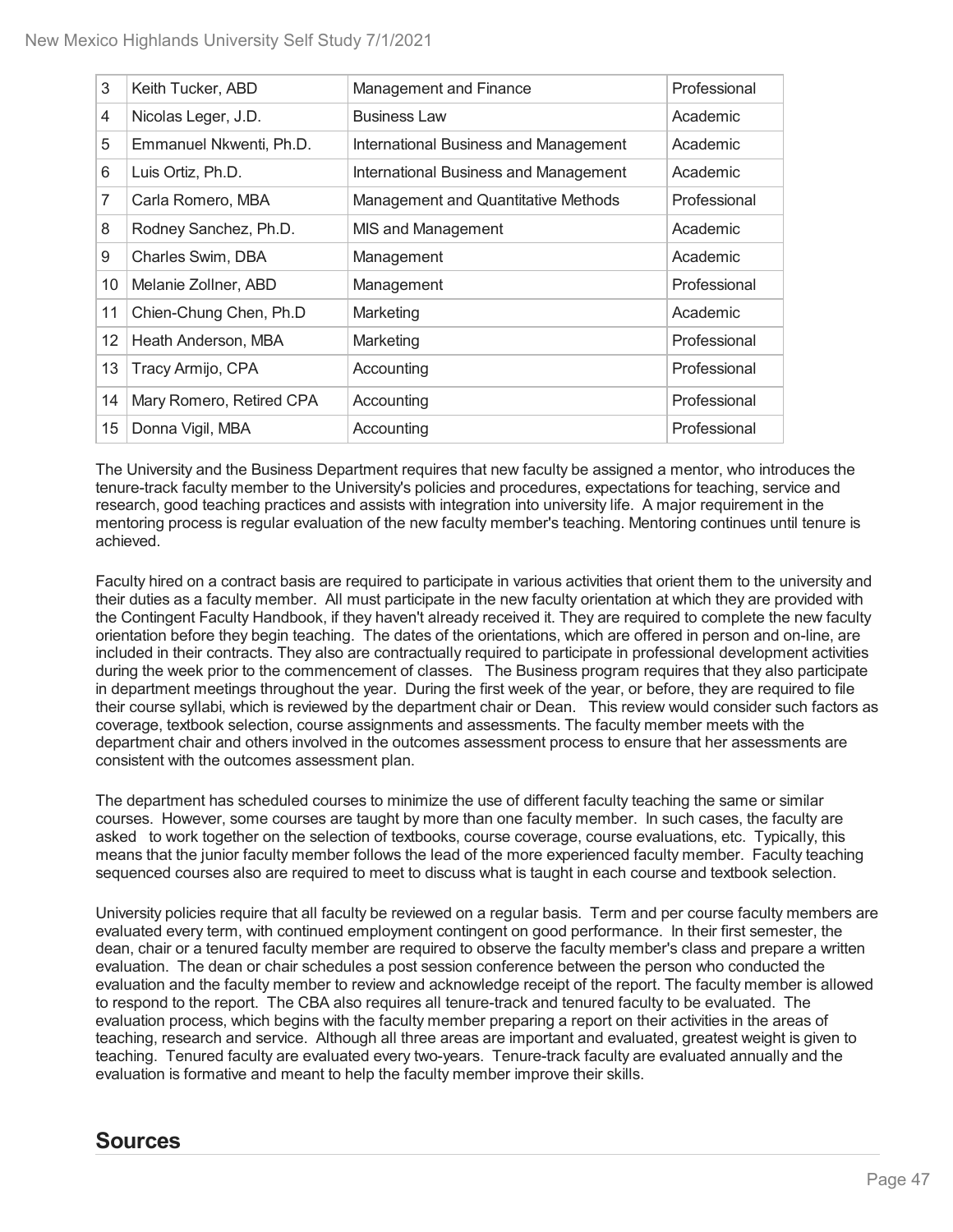| | | | |
|---|---|---|---|
| 3 | Keith Tucker, ABD | Management and Finance | Professional |
| 4 | Nicolas Leger, J.D. | Business Law | Academic |
| 5 | Emmanuel Nkwenti, Ph.D. | International Business and Management | Academic |
| 6 | Luis Ortiz, Ph.D. | International Business and Management | Academic |
| 7 | Carla Romero, MBA | Management and Quantitative Methods | Professional |
| 8 | Rodney Sanchez, Ph.D. | MIS and Management | Academic |
| 9 | Charles Swim, DBA | Management | Academic |
| 10 | Melanie Zollner, ABD | Management | Professional |
| 11 | Chien-Chung Chen, Ph.D | Marketing | Academic |
| 12 | Heath Anderson, MBA | Marketing | Professional |
| 13 | Tracy Armijo, CPA | Accounting | Professional |
| 14 | Mary Romero, Retired CPA | Accounting | Professional |
| 15 | Donna Vigil, MBA | Accounting | Professional |

The University and the Business Department requires that new faculty be assigned a mentor, who introduces the tenure-track faculty member to the University's policies and procedures, expectations for teaching, service and research, good teaching practices and assists with integration into university life. A major requirement in the mentoring process is regular evaluation of the new faculty member's teaching. Mentoring continues until tenure is achieved.

Faculty hired on a contract basis are required to participate in various activities that orient them to the university and their duties as a faculty member. All must participate in the new faculty orientation at which they are provided with the Contingent Faculty Handbook, if they haven't already received it. They are required to complete the new faculty orientation before they begin teaching. The dates of the orientations, which are offered in person and on-line, are included in their contracts. They also are contractually required to participate in professional development activities during the week prior to the commencement of classes. The Business program requires that they also participate in department meetings throughout the year. During the first week of the year, or before, they are required to file their course syllabi, which is reviewed by the department chair or Dean. This review would consider such factors as coverage, textbook selection, course assignments and assessments. The faculty member meets with the department chair and others involved in the outcomes assessment process to ensure that her assessments are consistent with the outcomes assessment plan.

The department has scheduled courses to minimize the use of different faculty teaching the same or similar courses. However, some courses are taught by more than one faculty member. In such cases, the faculty are asked to work together on the selection of textbooks, course coverage, course evaluations, etc. Typically, this means that the junior faculty member follows the lead of the more experienced faculty member. Faculty teaching sequenced courses also are required to meet to discuss what is taught in each course and textbook selection.

University policies require that all faculty be reviewed on a regular basis. Term and per course faculty members are evaluated every term, with continued employment contingent on good performance. In their first semester, the dean, chair or a tenured faculty member are required to observe the faculty member's class and prepare a written evaluation. The dean or chair schedules a post session conference between the person who conducted the evaluation and the faculty member to review and acknowledge receipt of the report. The faculty member is allowed to respond to the report. The CBA also requires all tenure-track and tenured faculty to be evaluated. The evaluation process, which begins with the faculty member preparing a report on their activities in the areas of teaching, research and service. Although all three areas are important and evaluated, greatest weight is given to teaching. Tenured faculty are evaluated every two-years. Tenure-track faculty are evaluated annually and the evaluation is formative and meant to help the faculty member improve their skills.

## Sources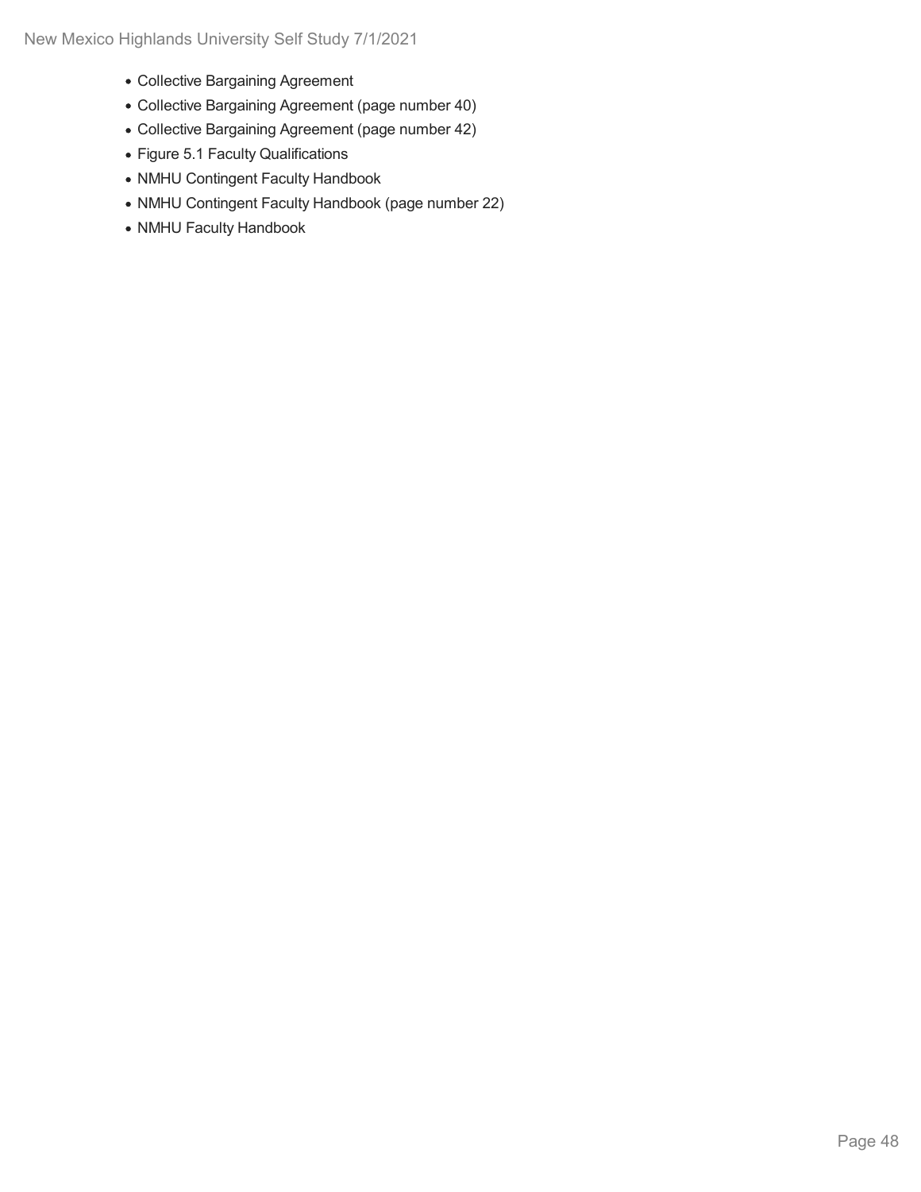- Collective Bargaining Agreement
- Collective Bargaining Agreement (page number 40)
- Collective Bargaining Agreement (page number 42)
- Figure 5.1 Faculty Qualifications
- NMHU Contingent Faculty Handbook
- NMHU Contingent Faculty Handbook (page number 22)
- NMHU Faculty Handbook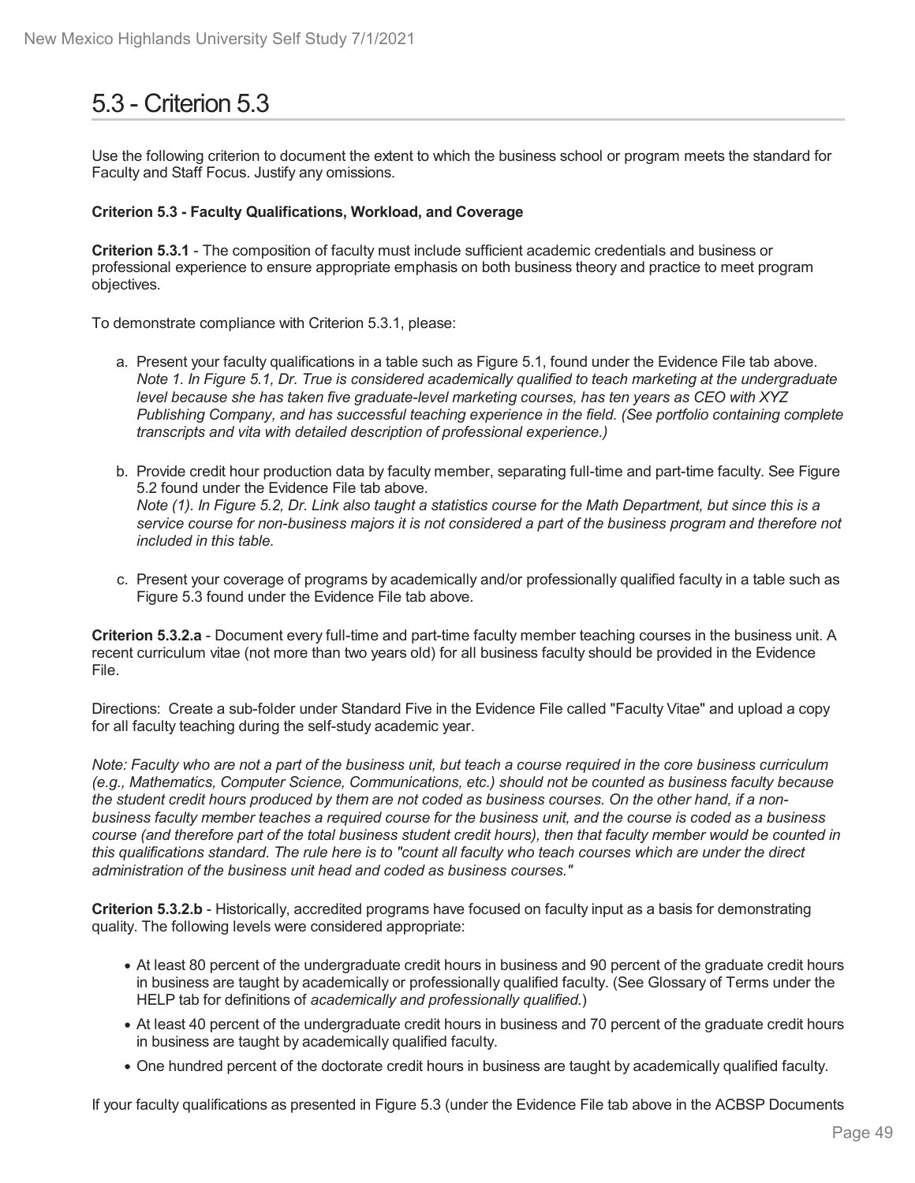# 5.3 - Criterion 5.3

Use the following criterion to document the extent to which the business school or program meets the standard for Faculty and Staff Focus. Justify any omissions.

**Criterion 5.3 - Faculty Qualifications, Workload, and Coverage**

**Criterion 5.3.1** - The composition of faculty must include sufficient academic credentials and business or professional experience to ensure appropriate emphasis on both business theory and practice to meet program objectives.

To demonstrate compliance with Criterion 5.3.1, please:

a. Present your faculty qualifications in a table such as Figure 5.1, found under the Evidence File tab above. *Note 1. In Figure 5.1, Dr. True is considered academically qualified to teach marketing at the undergraduate level because she has taken five graduate-level marketing courses, has ten years as CEO with XYZ Publishing Company, and has successful teaching experience in the field. (See portfolio containing complete transcripts and vita with detailed description of professional experience.)*

b. Provide credit hour production data by faculty member, separating full-time and part-time faculty. See Figure 5.2 found under the Evidence File tab above. *Note (1). In Figure 5.2, Dr. Link also taught a statistics course for the Math Department, but since this is a service course for non-business majors it is not considered a part of the business program and therefore not included in this table.*

c. Present your coverage of programs by academically and/or professionally qualified faculty in a table such as Figure 5.3 found under the Evidence File tab above.

**Criterion 5.3.2.a** - Document every full-time and part-time faculty member teaching courses in the business unit. A recent curriculum vitae (not more than two years old) for all business faculty should be provided in the Evidence File.

Directions: Create a sub-folder under Standard Five in the Evidence File called "Faculty Vitae" and upload a copy for all faculty teaching during the self-study academic year.

*Note: Faculty who are not a part of the business unit, but teach a course required in the core business curriculum (e.g., Mathematics, Computer Science, Communications, etc.) should not be counted as business faculty because the student credit hours produced by them are not coded as business courses. On the other hand, if a non-business faculty member teaches a required course for the business unit, and the course is coded as a business course (and therefore part of the total business student credit hours), then that faculty member would be counted in this qualifications standard. The rule here is to "count all faculty who teach courses which are under the direct administration of the business unit head and coded as business courses."*

**Criterion 5.3.2.b** - Historically, accredited programs have focused on faculty input as a basis for demonstrating quality. The following levels were considered appropriate:

- At least 80 percent of the undergraduate credit hours in business and 90 percent of the graduate credit hours in business are taught by academically or professionally qualified faculty. (See Glossary of Terms under the HELP tab for definitions of *academically and professionally qualified.*)
- At least 40 percent of the undergraduate credit hours in business and 70 percent of the graduate credit hours in business are taught by academically qualified faculty.
- One hundred percent of the doctorate credit hours in business are taught by academically qualified faculty.

If your faculty qualifications as presented in Figure 5.3 (under the Evidence File tab above in the ACBSP Documents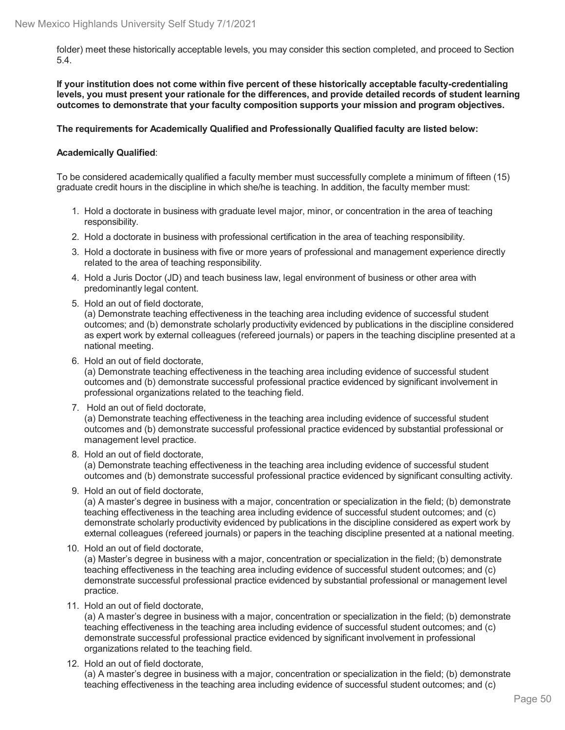folder) meet these historically acceptable levels, you may consider this section completed, and proceed to Section 5.4.

**If your institution does not come within five percent of these historically acceptable faculty-credentialing levels, you must present your rationale for the differences, and provide detailed records of student learning outcomes to demonstrate that your faculty composition supports your mission and program objectives.**

**The requirements for Academically Qualified and Professionally Qualified faculty are listed below:**

**Academically Qualified**:

To be considered academically qualified a faculty member must successfully complete a minimum of fifteen (15) graduate credit hours in the discipline in which she/he is teaching. In addition, the faculty member must:

1. Hold a doctorate in business with graduate level major, minor, or concentration in the area of teaching responsibility.
2. Hold a doctorate in business with professional certification in the area of teaching responsibility.
3. Hold a doctorate in business with five or more years of professional and management experience directly related to the area of teaching responsibility.
4. Hold a Juris Doctor (JD) and teach business law, legal environment of business or other area with predominantly legal content.
5. Hold an out of field doctorate,
   (a) Demonstrate teaching effectiveness in the teaching area including evidence of successful student outcomes; and (b) demonstrate scholarly productivity evidenced by publications in the discipline considered as expert work by external colleagues (refereed journals) or papers in the teaching discipline presented at a national meeting.
6. Hold an out of field doctorate,
   (a) Demonstrate teaching effectiveness in the teaching area including evidence of successful student outcomes and (b) demonstrate successful professional practice evidenced by significant involvement in professional organizations related to the teaching field.
7. Hold an out of field doctorate,
   (a) Demonstrate teaching effectiveness in the teaching area including evidence of successful student outcomes and (b) demonstrate successful professional practice evidenced by substantial professional or management level practice.
8. Hold an out of field doctorate,
   (a) Demonstrate teaching effectiveness in the teaching area including evidence of successful student outcomes and (b) demonstrate successful professional practice evidenced by significant consulting activity.
9. Hold an out of field doctorate,
   (a) A master's degree in business with a major, concentration or specialization in the field; (b) demonstrate teaching effectiveness in the teaching area including evidence of successful student outcomes; and (c) demonstrate scholarly productivity evidenced by publications in the discipline considered as expert work by external colleagues (refereed journals) or papers in the teaching discipline presented at a national meeting.
10. Hold an out of field doctorate,
    (a) Master's degree in business with a major, concentration or specialization in the field; (b) demonstrate teaching effectiveness in the teaching area including evidence of successful student outcomes; and (c) demonstrate successful professional practice evidenced by substantial professional or management level practice.
11. Hold an out of field doctorate,
    (a) A master's degree in business with a major, concentration or specialization in the field; (b) demonstrate teaching effectiveness in the teaching area including evidence of successful student outcomes; and (c) demonstrate successful professional practice evidenced by significant involvement in professional organizations related to the teaching field.
12. Hold an out of field doctorate,
    (a) A master's degree in business with a major, concentration or specialization in the field; (b) demonstrate teaching effectiveness in the teaching area including evidence of successful student outcomes; and (c)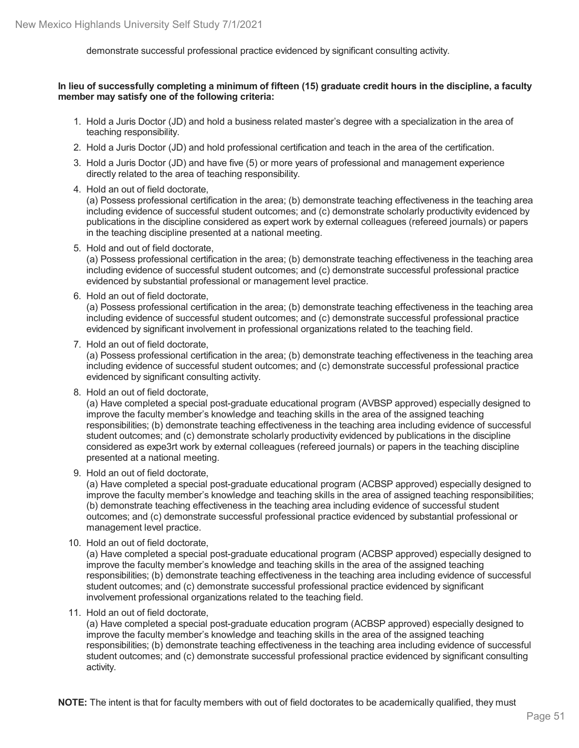demonstrate successful professional practice evidenced by significant consulting activity.

**In lieu of successfully completing a minimum of fifteen (15) graduate credit hours in the discipline, a faculty member may satisfy one of the following criteria:**

1. Hold a Juris Doctor (JD) and hold a business related master's degree with a specialization in the area of teaching responsibility.
2. Hold a Juris Doctor (JD) and hold professional certification and teach in the area of the certification.
3. Hold a Juris Doctor (JD) and have five (5) or more years of professional and management experience directly related to the area of teaching responsibility.
4. Hold an out of field doctorate,
   (a) Possess professional certification in the area; (b) demonstrate teaching effectiveness in the teaching area including evidence of successful student outcomes; and (c) demonstrate scholarly productivity evidenced by publications in the discipline considered as expert work by external colleagues (refereed journals) or papers in the teaching discipline presented at a national meeting.
5. Hold and out of field doctorate,
   (a) Possess professional certification in the area; (b) demonstrate teaching effectiveness in the teaching area including evidence of successful student outcomes; and (c) demonstrate successful professional practice evidenced by substantial professional or management level practice.
6. Hold an out of field doctorate,
   (a) Possess professional certification in the area; (b) demonstrate teaching effectiveness in the teaching area including evidence of successful student outcomes; and (c) demonstrate successful professional practice evidenced by significant involvement in professional organizations related to the teaching field.
7. Hold an out of field doctorate,
   (a) Possess professional certification in the area; (b) demonstrate teaching effectiveness in the teaching area including evidence of successful student outcomes; and (c) demonstrate successful professional practice evidenced by significant consulting activity.
8. Hold an out of field doctorate,
   (a) Have completed a special post-graduate educational program (AVBSP approved) especially designed to improve the faculty member's knowledge and teaching skills in the area of the assigned teaching responsibilities; (b) demonstrate teaching effectiveness in the teaching area including evidence of successful student outcomes; and (c) demonstrate scholarly productivity evidenced by publications in the discipline considered as expe3rt work by external colleagues (refereed journals) or papers in the teaching discipline presented at a national meeting.
9. Hold an out of field doctorate,
   (a) Have completed a special post-graduate educational program (ACBSP approved) especially designed to improve the faculty member's knowledge and teaching skills in the area of assigned teaching responsibilities; (b) demonstrate teaching effectiveness in the teaching area including evidence of successful student outcomes; and (c) demonstrate successful professional practice evidenced by substantial professional or management level practice.
10. Hold an out of field doctorate,
    (a) Have completed a special post-graduate educational program (ACBSP approved) especially designed to improve the faculty member's knowledge and teaching skills in the area of the assigned teaching responsibilities; (b) demonstrate teaching effectiveness in the teaching area including evidence of successful student outcomes; and (c) demonstrate successful professional practice evidenced by significant involvement professional organizations related to the teaching field.
11. Hold an out of field doctorate,
    (a) Have completed a special post-graduate education program (ACBSP approved) especially designed to improve the faculty member's knowledge and teaching skills in the area of the assigned teaching responsibilities; (b) demonstrate teaching effectiveness in the teaching area including evidence of successful student outcomes; and (c) demonstrate successful professional practice evidenced by significant consulting activity.

**NOTE:** The intent is that for faculty members with out of field doctorates to be academically qualified, they must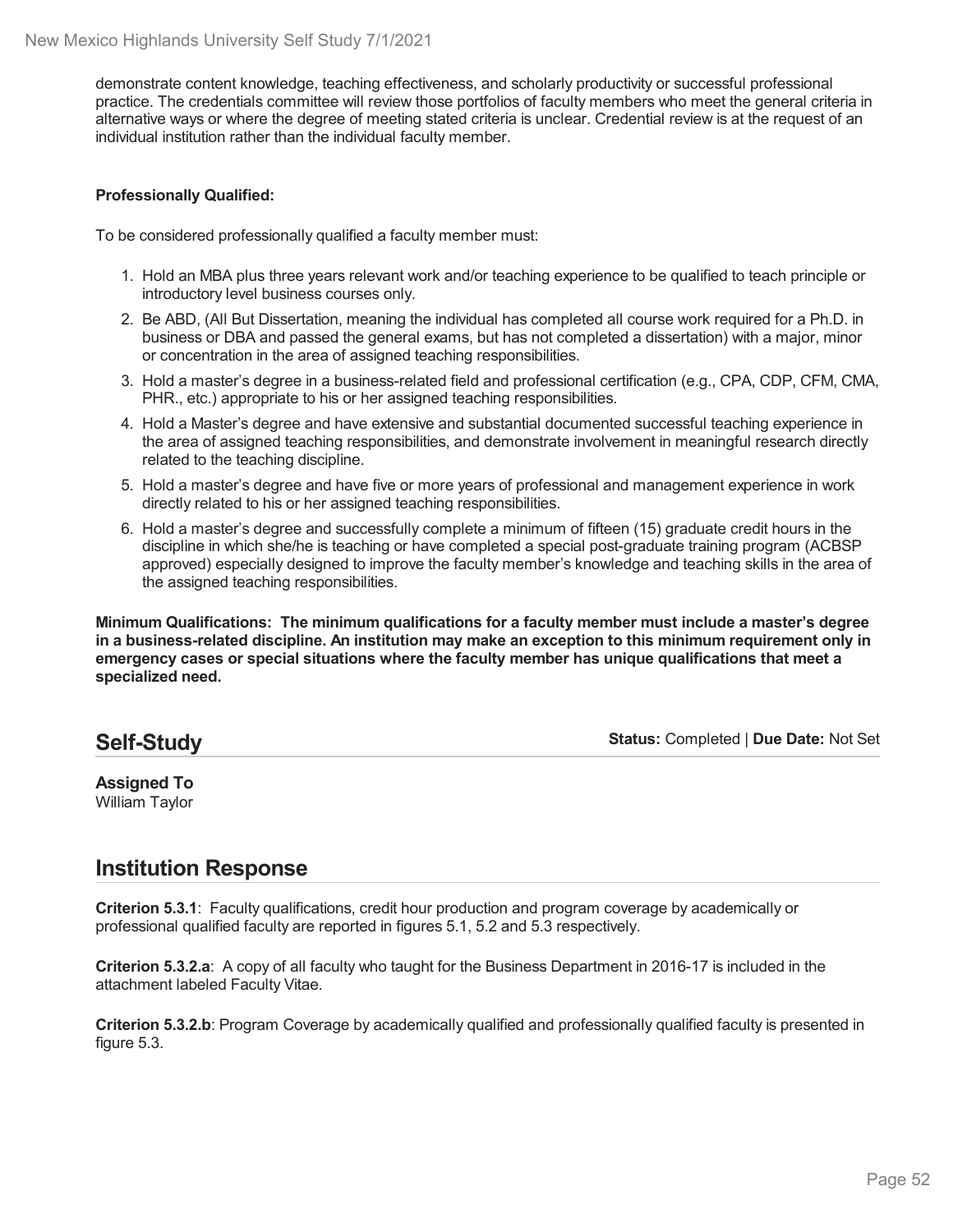demonstrate content knowledge, teaching effectiveness, and scholarly productivity or successful professional practice. The credentials committee will review those portfolios of faculty members who meet the general criteria in alternative ways or where the degree of meeting stated criteria is unclear. Credential review is at the request of an individual institution rather than the individual faculty member.

**Professionally Qualified:**

To be considered professionally qualified a faculty member must:

1. Hold an MBA plus three years relevant work and/or teaching experience to be qualified to teach principle or introductory level business courses only.
2. Be ABD, (All But Dissertation, meaning the individual has completed all course work required for a Ph.D. in business or DBA and passed the general exams, but has not completed a dissertation) with a major, minor or concentration in the area of assigned teaching responsibilities.
3. Hold a master's degree in a business-related field and professional certification (e.g., CPA, CDP, CFM, CMA, PHR., etc.) appropriate to his or her assigned teaching responsibilities.
4. Hold a Master's degree and have extensive and substantial documented successful teaching experience in the area of assigned teaching responsibilities, and demonstrate involvement in meaningful research directly related to the teaching discipline.
5. Hold a master's degree and have five or more years of professional and management experience in work directly related to his or her assigned teaching responsibilities.
6. Hold a master's degree and successfully complete a minimum of fifteen (15) graduate credit hours in the discipline in which she/he is teaching or have completed a special post-graduate training program (ACBSP approved) especially designed to improve the faculty member's knowledge and teaching skills in the area of the assigned teaching responsibilities.

**Minimum Qualifications: The minimum qualifications for a faculty member must include a master's degree in a business-related discipline. An institution may make an exception to this minimum requirement only in emergency cases or special situations where the faculty member has unique qualifications that meet a specialized need.**

## Self-Study

**Status:** Completed | **Due Date:** Not Set

**Assigned To**
William Taylor

## Institution Response

**Criterion 5.3.1**: Faculty qualifications, credit hour production and program coverage by academically or professional qualified faculty are reported in figures 5.1, 5.2 and 5.3 respectively.

**Criterion 5.3.2.a**: A copy of all faculty who taught for the Business Department in 2016-17 is included in the attachment labeled Faculty Vitae.

**Criterion 5.3.2.b**: Program Coverage by academically qualified and professionally qualified faculty is presented in figure 5.3.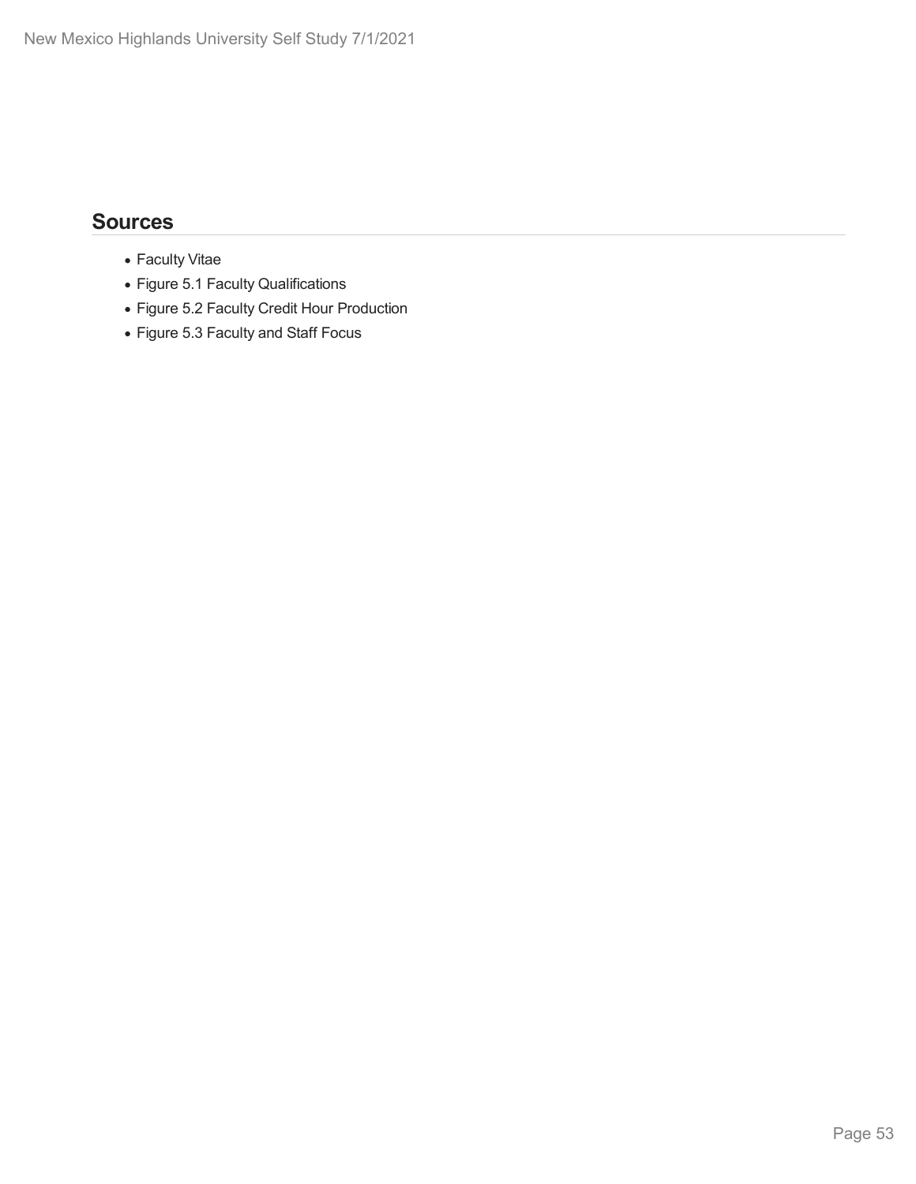## Sources

- Faculty Vitae
- Figure 5.1 Faculty Qualifications
- Figure 5.2 Faculty Credit Hour Production
- Figure 5.3 Faculty and Staff Focus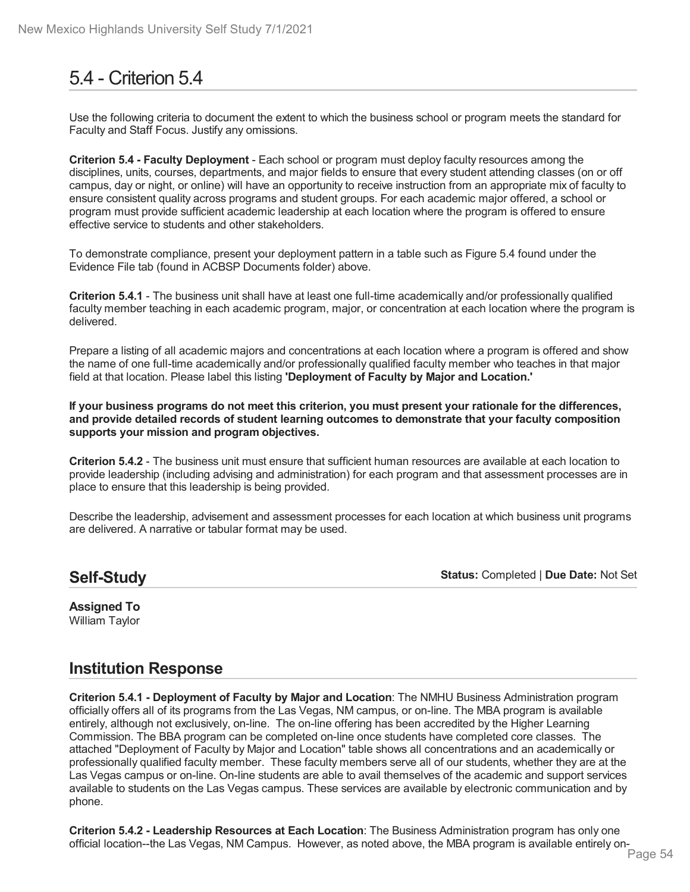# 5.4 - Criterion 5.4

Use the following criteria to document the extent to which the business school or program meets the standard for Faculty and Staff Focus. Justify any omissions.

**Criterion 5.4 - Faculty Deployment** - Each school or program must deploy faculty resources among the disciplines, units, courses, departments, and major fields to ensure that every student attending classes (on or off campus, day or night, or online) will have an opportunity to receive instruction from an appropriate mix of faculty to ensure consistent quality across programs and student groups. For each academic major offered, a school or program must provide sufficient academic leadership at each location where the program is offered to ensure effective service to students and other stakeholders.

To demonstrate compliance, present your deployment pattern in a table such as Figure 5.4 found under the Evidence File tab (found in ACBSP Documents folder) above.

**Criterion 5.4.1** - The business unit shall have at least one full-time academically and/or professionally qualified faculty member teaching in each academic program, major, or concentration at each location where the program is delivered.

Prepare a listing of all academic majors and concentrations at each location where a program is offered and show the name of one full-time academically and/or professionally qualified faculty member who teaches in that major field at that location. Please label this listing **'Deployment of Faculty by Major and Location.'**

**If your business programs do not meet this criterion, you must present your rationale for the differences, and provide detailed records of student learning outcomes to demonstrate that your faculty composition supports your mission and program objectives.**

**Criterion 5.4.2** - The business unit must ensure that sufficient human resources are available at each location to provide leadership (including advising and administration) for each program and that assessment processes are in place to ensure that this leadership is being provided.

Describe the leadership, advisement and assessment processes for each location at which business unit programs are delivered. A narrative or tabular format may be used.

## Self-Study

**Status:** Completed | **Due Date:** Not Set

**Assigned To**
William Taylor

## Institution Response

**Criterion 5.4.1 - Deployment of Faculty by Major and Location**: The NMHU Business Administration program officially offers all of its programs from the Las Vegas, NM campus, or on-line. The MBA program is available entirely, although not exclusively, on-line. The on-line offering has been accredited by the Higher Learning Commission. The BBA program can be completed on-line once students have completed core classes. The attached "Deployment of Faculty by Major and Location" table shows all concentrations and an academically or professionally qualified faculty member. These faculty members serve all of our students, whether they are at the Las Vegas campus or on-line. On-line students are able to avail themselves of the academic and support services available to students on the Las Vegas campus. These services are available by electronic communication and by phone.

**Criterion 5.4.2 - Leadership Resources at Each Location**: The Business Administration program has only one official location--the Las Vegas, NM Campus. However, as noted above, the MBA program is available entirely on-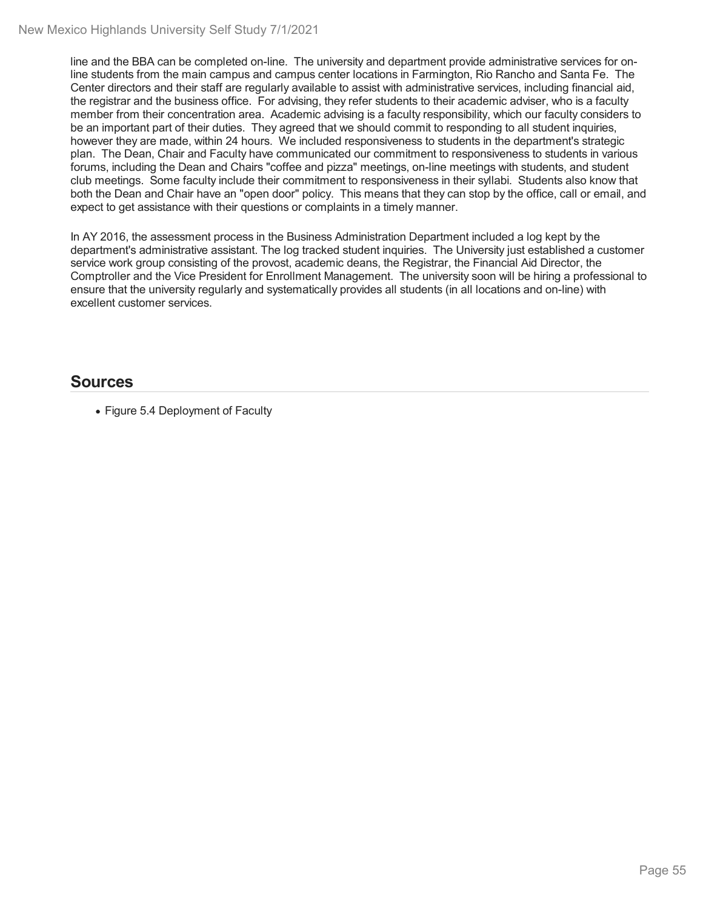line and the BBA can be completed on-line. The university and department provide administrative services for on-line students from the main campus and campus center locations in Farmington, Rio Rancho and Santa Fe. The Center directors and their staff are regularly available to assist with administrative services, including financial aid, the registrar and the business office. For advising, they refer students to their academic adviser, who is a faculty member from their concentration area. Academic advising is a faculty responsibility, which our faculty considers to be an important part of their duties. They agreed that we should commit to responding to all student inquiries, however they are made, within 24 hours. We included responsiveness to students in the department's strategic plan. The Dean, Chair and Faculty have communicated our commitment to responsiveness to students in various forums, including the Dean and Chairs "coffee and pizza" meetings, on-line meetings with students, and student club meetings. Some faculty include their commitment to responsiveness in their syllabi. Students also know that both the Dean and Chair have an "open door" policy. This means that they can stop by the office, call or email, and expect to get assistance with their questions or complaints in a timely manner.

In AY 2016, the assessment process in the Business Administration Department included a log kept by the department's administrative assistant. The log tracked student inquiries. The University just established a customer service work group consisting of the provost, academic deans, the Registrar, the Financial Aid Director, the Comptroller and the Vice President for Enrollment Management. The university soon will be hiring a professional to ensure that the university regularly and systematically provides all students (in all locations and on-line) with excellent customer services.

## Sources

- Figure 5.4 Deployment of Faculty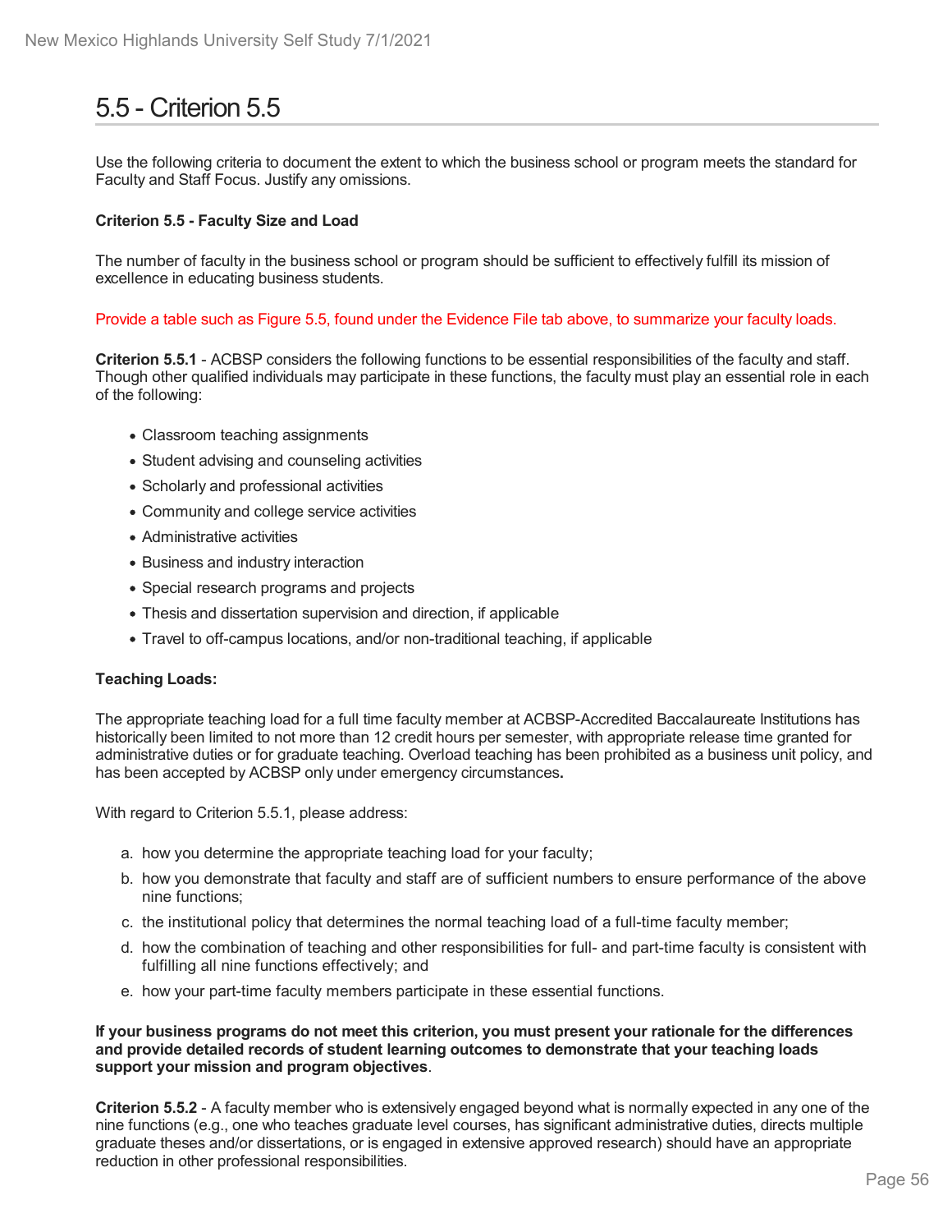# 5.5 - Criterion 5.5

Use the following criteria to document the extent to which the business school or program meets the standard for Faculty and Staff Focus. Justify any omissions.

**Criterion 5.5 - Faculty Size and Load**

The number of faculty in the business school or program should be sufficient to effectively fulfill its mission of excellence in educating business students.

Provide a table such as Figure 5.5, found under the Evidence File tab above, to summarize your faculty loads.

**Criterion 5.5.1** - ACBSP considers the following functions to be essential responsibilities of the faculty and staff. Though other qualified individuals may participate in these functions, the faculty must play an essential role in each of the following:

- Classroom teaching assignments
- Student advising and counseling activities
- Scholarly and professional activities
- Community and college service activities
- Administrative activities
- Business and industry interaction
- Special research programs and projects
- Thesis and dissertation supervision and direction, if applicable
- Travel to off-campus locations, and/or non-traditional teaching, if applicable

**Teaching Loads:**

The appropriate teaching load for a full time faculty member at ACBSP-Accredited Baccalaureate Institutions has historically been limited to not more than 12 credit hours per semester, with appropriate release time granted for administrative duties or for graduate teaching. Overload teaching has been prohibited as a business unit policy, and has been accepted by ACBSP only under emergency circumstances**.**

With regard to Criterion 5.5.1, please address:

a. how you determine the appropriate teaching load for your faculty;
b. how you demonstrate that faculty and staff are of sufficient numbers to ensure performance of the above nine functions;
c. the institutional policy that determines the normal teaching load of a full-time faculty member;
d. how the combination of teaching and other responsibilities for full- and part-time faculty is consistent with fulfilling all nine functions effectively; and
e. how your part-time faculty members participate in these essential functions.

**If your business programs do not meet this criterion, you must present your rationale for the differences and provide detailed records of student learning outcomes to demonstrate that your teaching loads support your mission and program objectives**.

**Criterion 5.5.2** - A faculty member who is extensively engaged beyond what is normally expected in any one of the nine functions (e.g., one who teaches graduate level courses, has significant administrative duties, directs multiple graduate theses and/or dissertations, or is engaged in extensive approved research) should have an appropriate reduction in other professional responsibilities.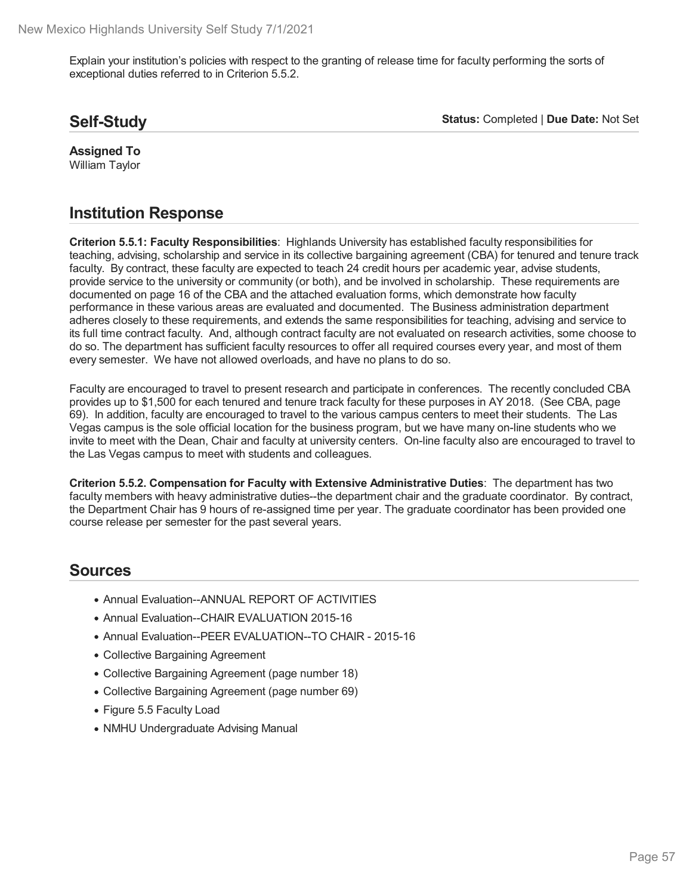Explain your institution's policies with respect to the granting of release time for faculty performing the sorts of exceptional duties referred to in Criterion 5.5.2.

## Self-Study

**Status:** Completed | **Due Date:** Not Set

**Assigned To**
William Taylor

## Institution Response

**Criterion 5.5.1: Faculty Responsibilities**: Highlands University has established faculty responsibilities for teaching, advising, scholarship and service in its collective bargaining agreement (CBA) for tenured and tenure track faculty. By contract, these faculty are expected to teach 24 credit hours per academic year, advise students, provide service to the university or community (or both), and be involved in scholarship. These requirements are documented on page 16 of the CBA and the attached evaluation forms, which demonstrate how faculty performance in these various areas are evaluated and documented. The Business administration department adheres closely to these requirements, and extends the same responsibilities for teaching, advising and service to its full time contract faculty. And, although contract faculty are not evaluated on research activities, some choose to do so. The department has sufficient faculty resources to offer all required courses every year, and most of them every semester. We have not allowed overloads, and have no plans to do so.

Faculty are encouraged to travel to present research and participate in conferences. The recently concluded CBA provides up to $1,500 for each tenured and tenure track faculty for these purposes in AY 2018. (See CBA, page 69). In addition, faculty are encouraged to travel to the various campus centers to meet their students. The Las Vegas campus is the sole official location for the business program, but we have many on-line students who we invite to meet with the Dean, Chair and faculty at university centers. On-line faculty also are encouraged to travel to the Las Vegas campus to meet with students and colleagues.

**Criterion 5.5.2. Compensation for Faculty with Extensive Administrative Duties**: The department has two faculty members with heavy administrative duties--the department chair and the graduate coordinator. By contract, the Department Chair has 9 hours of re-assigned time per year. The graduate coordinator has been provided one course release per semester for the past several years.

## Sources

- Annual Evaluation--ANNUAL REPORT OF ACTIVITIES
- Annual Evaluation--CHAIR EVALUATION 2015-16
- Annual Evaluation--PEER EVALUATION--TO CHAIR - 2015-16
- Collective Bargaining Agreement
- Collective Bargaining Agreement (page number 18)
- Collective Bargaining Agreement (page number 69)
- Figure 5.5 Faculty Load
- NMHU Undergraduate Advising Manual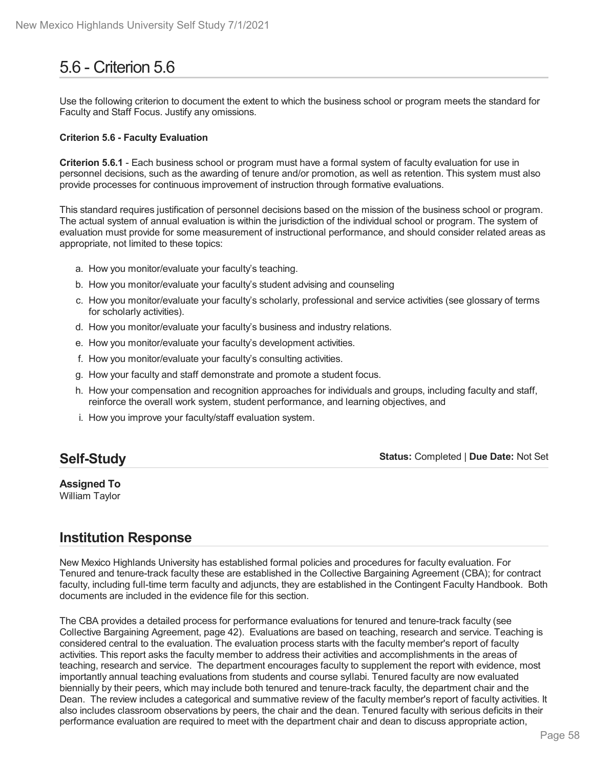# 5.6 - Criterion 5.6

Use the following criterion to document the extent to which the business school or program meets the standard for Faculty and Staff Focus. Justify any omissions.

**Criterion 5.6 - Faculty Evaluation**

**Criterion 5.6.1** - Each business school or program must have a formal system of faculty evaluation for use in personnel decisions, such as the awarding of tenure and/or promotion, as well as retention. This system must also provide processes for continuous improvement of instruction through formative evaluations.

This standard requires justification of personnel decisions based on the mission of the business school or program. The actual system of annual evaluation is within the jurisdiction of the individual school or program. The system of evaluation must provide for some measurement of instructional performance, and should consider related areas as appropriate, not limited to these topics:

a. How you monitor/evaluate your faculty's teaching.
b. How you monitor/evaluate your faculty's student advising and counseling
c. How you monitor/evaluate your faculty's scholarly, professional and service activities (see glossary of terms for scholarly activities).
d. How you monitor/evaluate your faculty's business and industry relations.
e. How you monitor/evaluate your faculty's development activities.
f. How you monitor/evaluate your faculty's consulting activities.
g. How your faculty and staff demonstrate and promote a student focus.
h. How your compensation and recognition approaches for individuals and groups, including faculty and staff, reinforce the overall work system, student performance, and learning objectives, and
i. How you improve your faculty/staff evaluation system.

## Self-Study

**Status:** Completed | **Due Date:** Not Set

**Assigned To**
William Taylor

## Institution Response

New Mexico Highlands University has established formal policies and procedures for faculty evaluation. For Tenured and tenure-track faculty these are established in the Collective Bargaining Agreement (CBA); for contract faculty, including full-time term faculty and adjuncts, they are established in the Contingent Faculty Handbook. Both documents are included in the evidence file for this section.

The CBA provides a detailed process for performance evaluations for tenured and tenure-track faculty (see Collective Bargaining Agreement, page 42). Evaluations are based on teaching, research and service. Teaching is considered central to the evaluation. The evaluation process starts with the faculty member's report of faculty activities. This report asks the faculty member to address their activities and accomplishments in the areas of teaching, research and service. The department encourages faculty to supplement the report with evidence, most importantly annual teaching evaluations from students and course syllabi. Tenured faculty are now evaluated biennially by their peers, which may include both tenured and tenure-track faculty, the department chair and the Dean. The review includes a categorical and summative review of the faculty member's report of faculty activities. It also includes classroom observations by peers, the chair and the dean. Tenured faculty with serious deficits in their performance evaluation are required to meet with the department chair and dean to discuss appropriate action,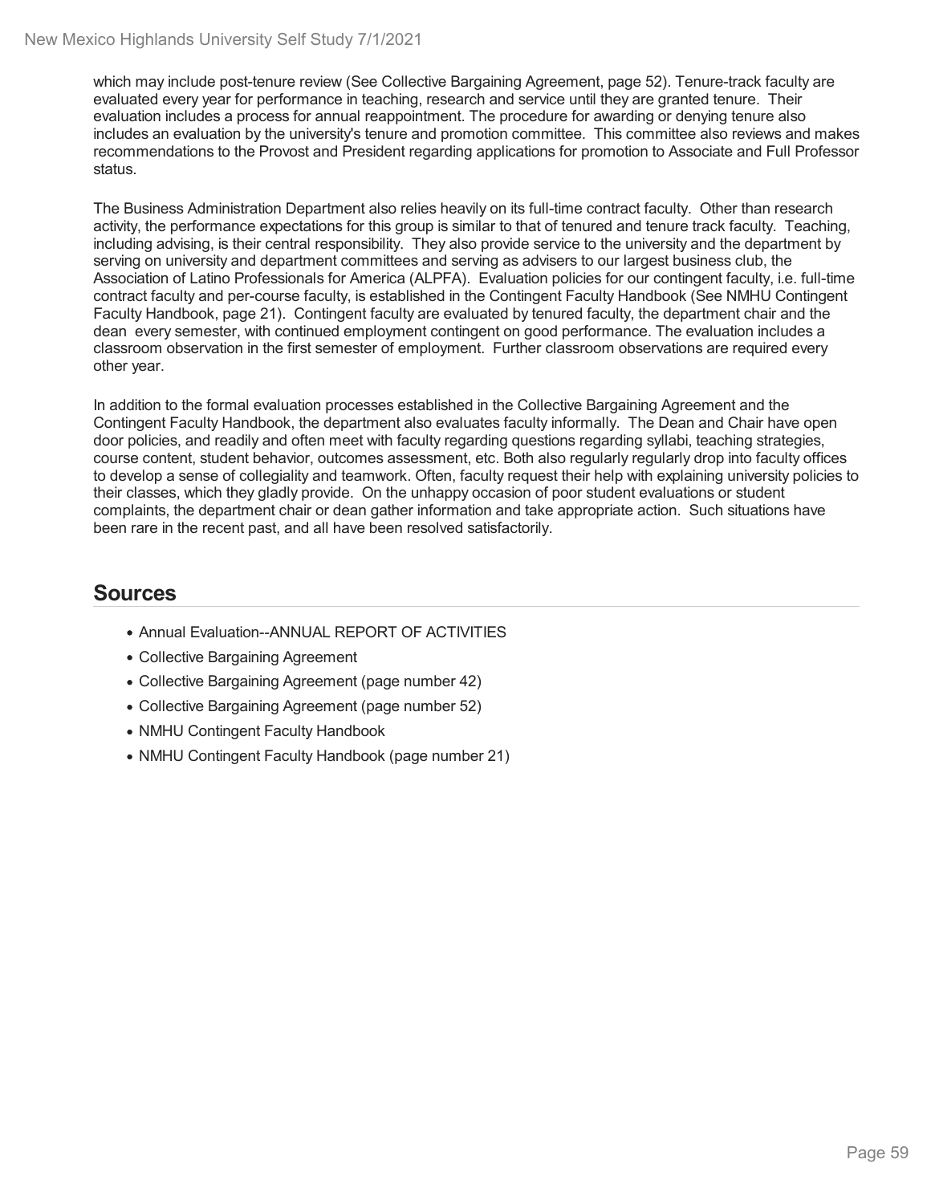which may include post-tenure review (See Collective Bargaining Agreement, page 52). Tenure-track faculty are evaluated every year for performance in teaching, research and service until they are granted tenure. Their evaluation includes a process for annual reappointment. The procedure for awarding or denying tenure also includes an evaluation by the university's tenure and promotion committee. This committee also reviews and makes recommendations to the Provost and President regarding applications for promotion to Associate and Full Professor status.

The Business Administration Department also relies heavily on its full-time contract faculty. Other than research activity, the performance expectations for this group is similar to that of tenured and tenure track faculty. Teaching, including advising, is their central responsibility. They also provide service to the university and the department by serving on university and department committees and serving as advisers to our largest business club, the Association of Latino Professionals for America (ALPFA). Evaluation policies for our contingent faculty, i.e. full-time contract faculty and per-course faculty, is established in the Contingent Faculty Handbook (See NMHU Contingent Faculty Handbook, page 21). Contingent faculty are evaluated by tenured faculty, the department chair and the dean every semester, with continued employment contingent on good performance. The evaluation includes a classroom observation in the first semester of employment. Further classroom observations are required every other year.

In addition to the formal evaluation processes established in the Collective Bargaining Agreement and the Contingent Faculty Handbook, the department also evaluates faculty informally. The Dean and Chair have open door policies, and readily and often meet with faculty regarding questions regarding syllabi, teaching strategies, course content, student behavior, outcomes assessment, etc. Both also regularly regularly drop into faculty offices to develop a sense of collegiality and teamwork. Often, faculty request their help with explaining university policies to their classes, which they gladly provide. On the unhappy occasion of poor student evaluations or student complaints, the department chair or dean gather information and take appropriate action. Such situations have been rare in the recent past, and all have been resolved satisfactorily.

## Sources

- Annual Evaluation--ANNUAL REPORT OF ACTIVITIES
- Collective Bargaining Agreement
- Collective Bargaining Agreement (page number 42)
- Collective Bargaining Agreement (page number 52)
- NMHU Contingent Faculty Handbook
- NMHU Contingent Faculty Handbook (page number 21)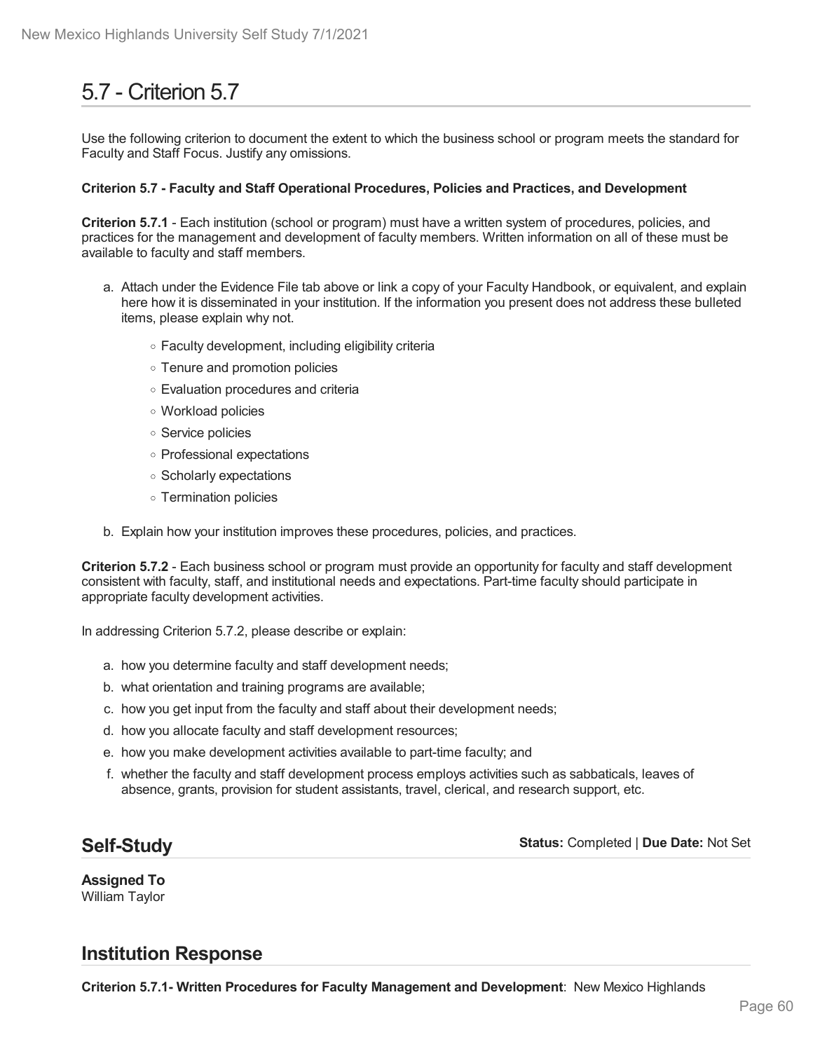# 5.7 - Criterion 5.7

Use the following criterion to document the extent to which the business school or program meets the standard for Faculty and Staff Focus. Justify any omissions.

**Criterion 5.7 - Faculty and Staff Operational Procedures, Policies and Practices, and Development**

**Criterion 5.7.1** - Each institution (school or program) must have a written system of procedures, policies, and practices for the management and development of faculty members. Written information on all of these must be available to faculty and staff members.

a. Attach under the Evidence File tab above or link a copy of your Faculty Handbook, or equivalent, and explain here how it is disseminated in your institution. If the information you present does not address these bulleted items, please explain why not.
    - Faculty development, including eligibility criteria
    - Tenure and promotion policies
    - Evaluation procedures and criteria
    - Workload policies
    - Service policies
    - Professional expectations
    - Scholarly expectations
    - Termination policies
b. Explain how your institution improves these procedures, policies, and practices.

**Criterion 5.7.2** - Each business school or program must provide an opportunity for faculty and staff development consistent with faculty, staff, and institutional needs and expectations. Part-time faculty should participate in appropriate faculty development activities.

In addressing Criterion 5.7.2, please describe or explain:

a. how you determine faculty and staff development needs;
b. what orientation and training programs are available;
c. how you get input from the faculty and staff about their development needs;
d. how you allocate faculty and staff development resources;
e. how you make development activities available to part-time faculty; and
f. whether the faculty and staff development process employs activities such as sabbaticals, leaves of absence, grants, provision for student assistants, travel, clerical, and research support, etc.

## Self-Study

**Status:** Completed | **Due Date:** Not Set

**Assigned To**
William Taylor

## Institution Response

**Criterion 5.7.1- Written Procedures for Faculty Management and Development**: New Mexico Highlands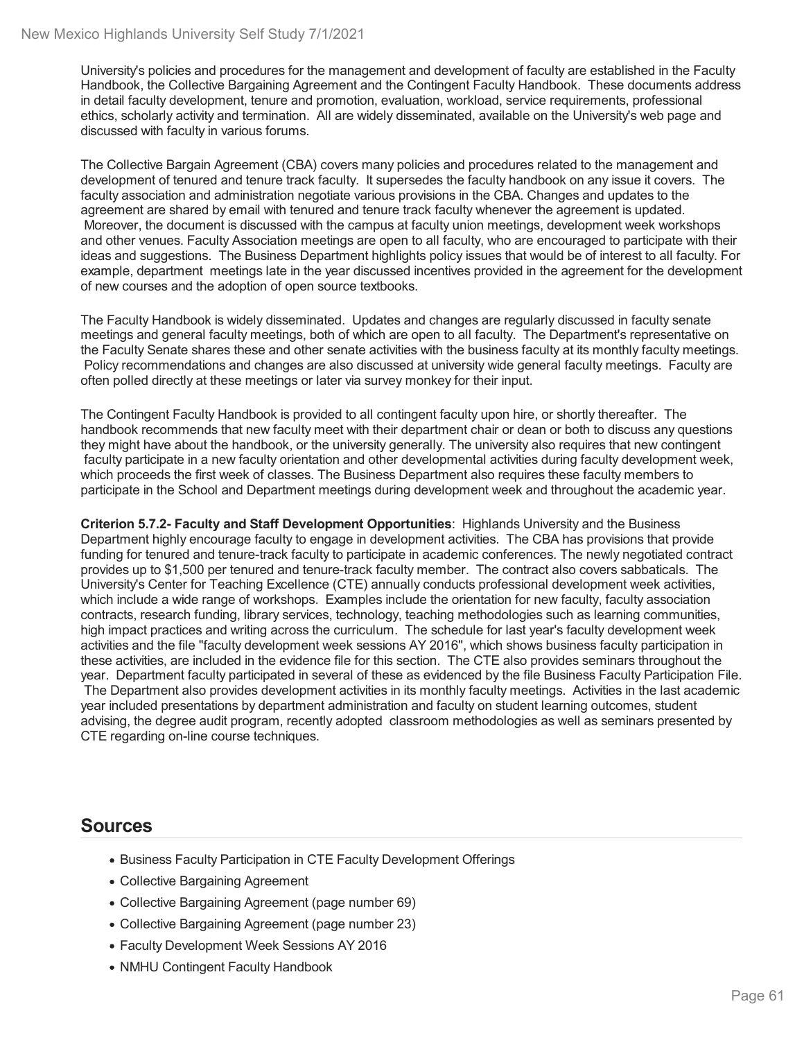University's policies and procedures for the management and development of faculty are established in the Faculty Handbook, the Collective Bargaining Agreement and the Contingent Faculty Handbook. These documents address in detail faculty development, tenure and promotion, evaluation, workload, service requirements, professional ethics, scholarly activity and termination. All are widely disseminated, available on the University's web page and discussed with faculty in various forums.

The Collective Bargain Agreement (CBA) covers many policies and procedures related to the management and development of tenured and tenure track faculty. It supersedes the faculty handbook on any issue it covers. The faculty association and administration negotiate various provisions in the CBA. Changes and updates to the agreement are shared by email with tenured and tenure track faculty whenever the agreement is updated. Moreover, the document is discussed with the campus at faculty union meetings, development week workshops and other venues. Faculty Association meetings are open to all faculty, who are encouraged to participate with their ideas and suggestions. The Business Department highlights policy issues that would be of interest to all faculty. For example, department meetings late in the year discussed incentives provided in the agreement for the development of new courses and the adoption of open source textbooks.

The Faculty Handbook is widely disseminated. Updates and changes are regularly discussed in faculty senate meetings and general faculty meetings, both of which are open to all faculty. The Department's representative on the Faculty Senate shares these and other senate activities with the business faculty at its monthly faculty meetings. Policy recommendations and changes are also discussed at university wide general faculty meetings. Faculty are often polled directly at these meetings or later via survey monkey for their input.

The Contingent Faculty Handbook is provided to all contingent faculty upon hire, or shortly thereafter. The handbook recommends that new faculty meet with their department chair or dean or both to discuss any questions they might have about the handbook, or the university generally. The university also requires that new contingent faculty participate in a new faculty orientation and other developmental activities during faculty development week, which proceeds the first week of classes. The Business Department also requires these faculty members to participate in the School and Department meetings during development week and throughout the academic year.

**Criterion 5.7.2- Faculty and Staff Development Opportunities**: Highlands University and the Business Department highly encourage faculty to engage in development activities. The CBA has provisions that provide funding for tenured and tenure-track faculty to participate in academic conferences. The newly negotiated contract provides up to $1,500 per tenured and tenure-track faculty member. The contract also covers sabbaticals. The University's Center for Teaching Excellence (CTE) annually conducts professional development week activities, which include a wide range of workshops. Examples include the orientation for new faculty, faculty association contracts, research funding, library services, technology, teaching methodologies such as learning communities, high impact practices and writing across the curriculum. The schedule for last year's faculty development week activities and the file "faculty development week sessions AY 2016", which shows business faculty participation in these activities, are included in the evidence file for this section. The CTE also provides seminars throughout the year. Department faculty participated in several of these as evidenced by the file Business Faculty Participation File. The Department also provides development activities in its monthly faculty meetings. Activities in the last academic year included presentations by department administration and faculty on student learning outcomes, student advising, the degree audit program, recently adopted classroom methodologies as well as seminars presented by CTE regarding on-line course techniques.

## Sources

- Business Faculty Participation in CTE Faculty Development Offerings
- Collective Bargaining Agreement
- Collective Bargaining Agreement (page number 69)
- Collective Bargaining Agreement (page number 23)
- Faculty Development Week Sessions AY 2016
- NMHU Contingent Faculty Handbook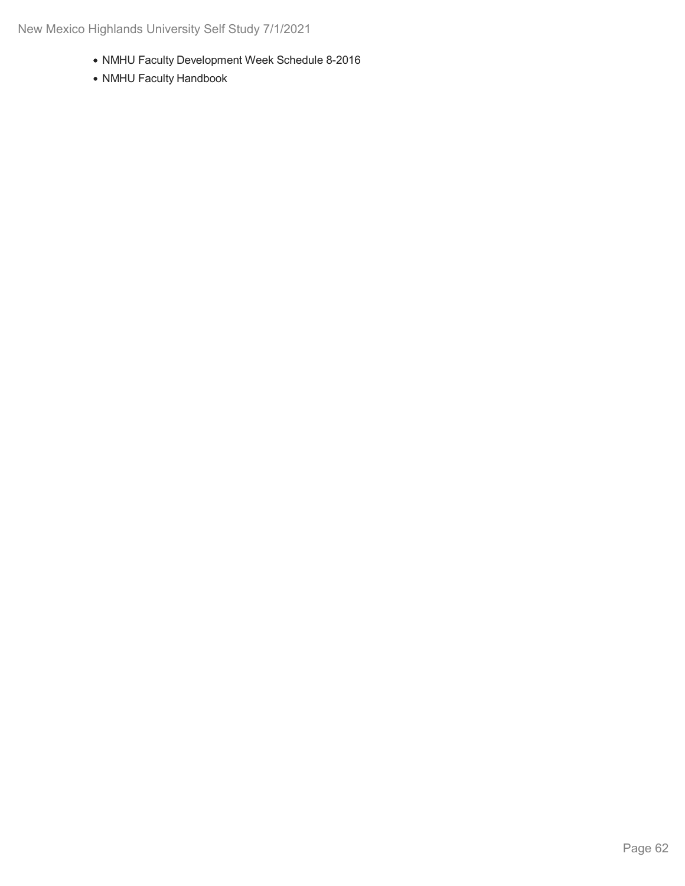- NMHU Faculty Development Week Schedule 8-2016
- NMHU Faculty Handbook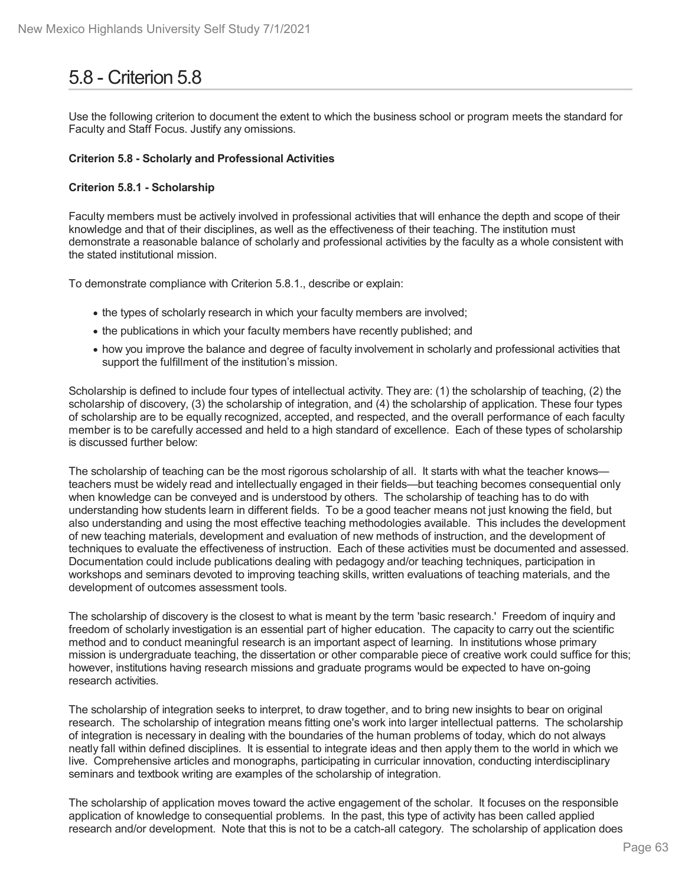# 5.8 - Criterion 5.8

Use the following criterion to document the extent to which the business school or program meets the standard for Faculty and Staff Focus. Justify any omissions.

**Criterion 5.8 - Scholarly and Professional Activities**

**Criterion 5.8.1 - Scholarship**

Faculty members must be actively involved in professional activities that will enhance the depth and scope of their knowledge and that of their disciplines, as well as the effectiveness of their teaching. The institution must demonstrate a reasonable balance of scholarly and professional activities by the faculty as a whole consistent with the stated institutional mission.

To demonstrate compliance with Criterion 5.8.1., describe or explain:

- the types of scholarly research in which your faculty members are involved;
- the publications in which your faculty members have recently published; and
- how you improve the balance and degree of faculty involvement in scholarly and professional activities that support the fulfillment of the institution's mission.

Scholarship is defined to include four types of intellectual activity. They are: (1) the scholarship of teaching, (2) the scholarship of discovery, (3) the scholarship of integration, and (4) the scholarship of application. These four types of scholarship are to be equally recognized, accepted, and respected, and the overall performance of each faculty member is to be carefully accessed and held to a high standard of excellence. Each of these types of scholarship is discussed further below:

The scholarship of teaching can be the most rigorous scholarship of all. It starts with what the teacher knows—teachers must be widely read and intellectually engaged in their fields—but teaching becomes consequential only when knowledge can be conveyed and is understood by others. The scholarship of teaching has to do with understanding how students learn in different fields. To be a good teacher means not just knowing the field, but also understanding and using the most effective teaching methodologies available. This includes the development of new teaching materials, development and evaluation of new methods of instruction, and the development of techniques to evaluate the effectiveness of instruction. Each of these activities must be documented and assessed. Documentation could include publications dealing with pedagogy and/or teaching techniques, participation in workshops and seminars devoted to improving teaching skills, written evaluations of teaching materials, and the development of outcomes assessment tools.

The scholarship of discovery is the closest to what is meant by the term 'basic research.' Freedom of inquiry and freedom of scholarly investigation is an essential part of higher education. The capacity to carry out the scientific method and to conduct meaningful research is an important aspect of learning. In institutions whose primary mission is undergraduate teaching, the dissertation or other comparable piece of creative work could suffice for this; however, institutions having research missions and graduate programs would be expected to have on-going research activities.

The scholarship of integration seeks to interpret, to draw together, and to bring new insights to bear on original research. The scholarship of integration means fitting one's work into larger intellectual patterns. The scholarship of integration is necessary in dealing with the boundaries of the human problems of today, which do not always neatly fall within defined disciplines. It is essential to integrate ideas and then apply them to the world in which we live. Comprehensive articles and monographs, participating in curricular innovation, conducting interdisciplinary seminars and textbook writing are examples of the scholarship of integration.

The scholarship of application moves toward the active engagement of the scholar. It focuses on the responsible application of knowledge to consequential problems. In the past, this type of activity has been called applied research and/or development. Note that this is not to be a catch-all category. The scholarship of application does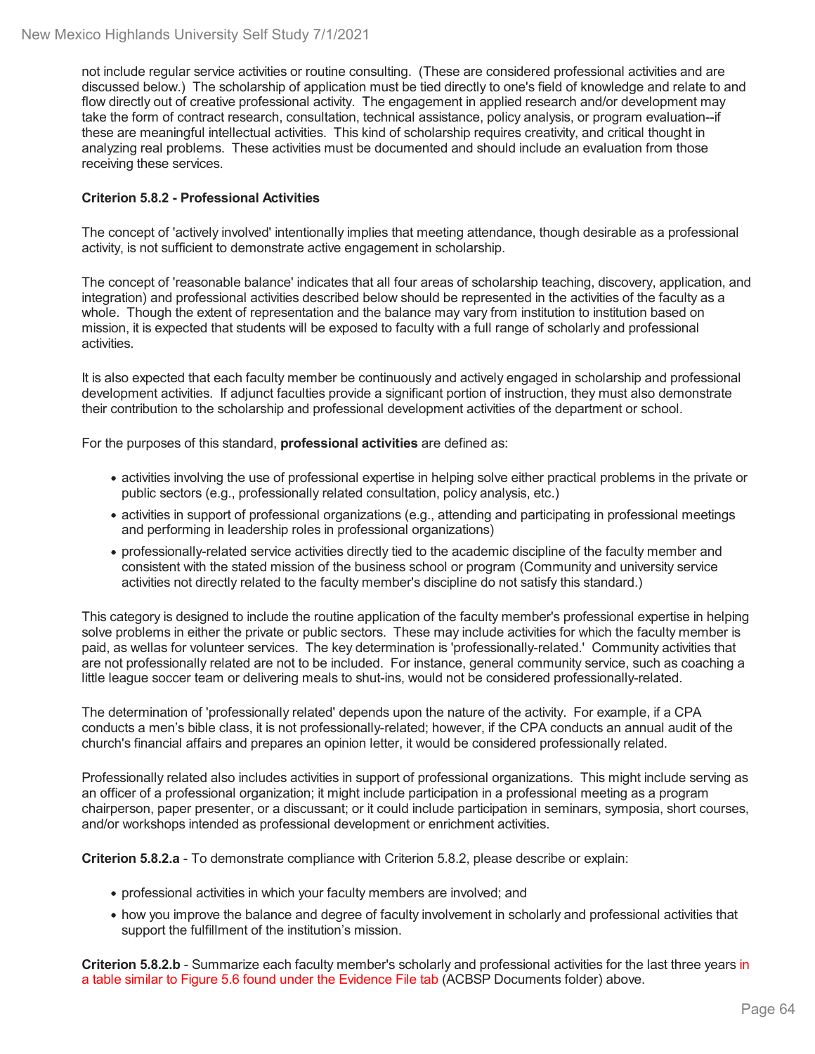not include regular service activities or routine consulting. (These are considered professional activities and are discussed below.) The scholarship of application must be tied directly to one's field of knowledge and relate to and flow directly out of creative professional activity. The engagement in applied research and/or development may take the form of contract research, consultation, technical assistance, policy analysis, or program evaluation--if these are meaningful intellectual activities. This kind of scholarship requires creativity, and critical thought in analyzing real problems. These activities must be documented and should include an evaluation from those receiving these services.

**Criterion 5.8.2 - Professional Activities**

The concept of 'actively involved' intentionally implies that meeting attendance, though desirable as a professional activity, is not sufficient to demonstrate active engagement in scholarship.

The concept of 'reasonable balance' indicates that all four areas of scholarship teaching, discovery, application, and integration) and professional activities described below should be represented in the activities of the faculty as a whole. Though the extent of representation and the balance may vary from institution to institution based on mission, it is expected that students will be exposed to faculty with a full range of scholarly and professional activities.

It is also expected that each faculty member be continuously and actively engaged in scholarship and professional development activities. If adjunct faculties provide a significant portion of instruction, they must also demonstrate their contribution to the scholarship and professional development activities of the department or school.

For the purposes of this standard, **professional activities** are defined as:

- activities involving the use of professional expertise in helping solve either practical problems in the private or public sectors (e.g., professionally related consultation, policy analysis, etc.)
- activities in support of professional organizations (e.g., attending and participating in professional meetings and performing in leadership roles in professional organizations)
- professionally-related service activities directly tied to the academic discipline of the faculty member and consistent with the stated mission of the business school or program (Community and university service activities not directly related to the faculty member's discipline do not satisfy this standard.)

This category is designed to include the routine application of the faculty member's professional expertise in helping solve problems in either the private or public sectors. These may include activities for which the faculty member is paid, as wellas for volunteer services. The key determination is 'professionally-related.' Community activities that are not professionally related are not to be included. For instance, general community service, such as coaching a little league soccer team or delivering meals to shut-ins, would not be considered professionally-related.

The determination of 'professionally related' depends upon the nature of the activity. For example, if a CPA conducts a men's bible class, it is not professionally-related; however, if the CPA conducts an annual audit of the church's financial affairs and prepares an opinion letter, it would be considered professionally related.

Professionally related also includes activities in support of professional organizations. This might include serving as an officer of a professional organization; it might include participation in a professional meeting as a program chairperson, paper presenter, or a discussant; or it could include participation in seminars, symposia, short courses, and/or workshops intended as professional development or enrichment activities.

**Criterion 5.8.2.a** - To demonstrate compliance with Criterion 5.8.2, please describe or explain:

- professional activities in which your faculty members are involved; and
- how you improve the balance and degree of faculty involvement in scholarly and professional activities that support the fulfillment of the institution's mission.

**Criterion 5.8.2.b** - Summarize each faculty member's scholarly and professional activities for the last three years in a table similar to Figure 5.6 found under the Evidence File tab (ACBSP Documents folder) above.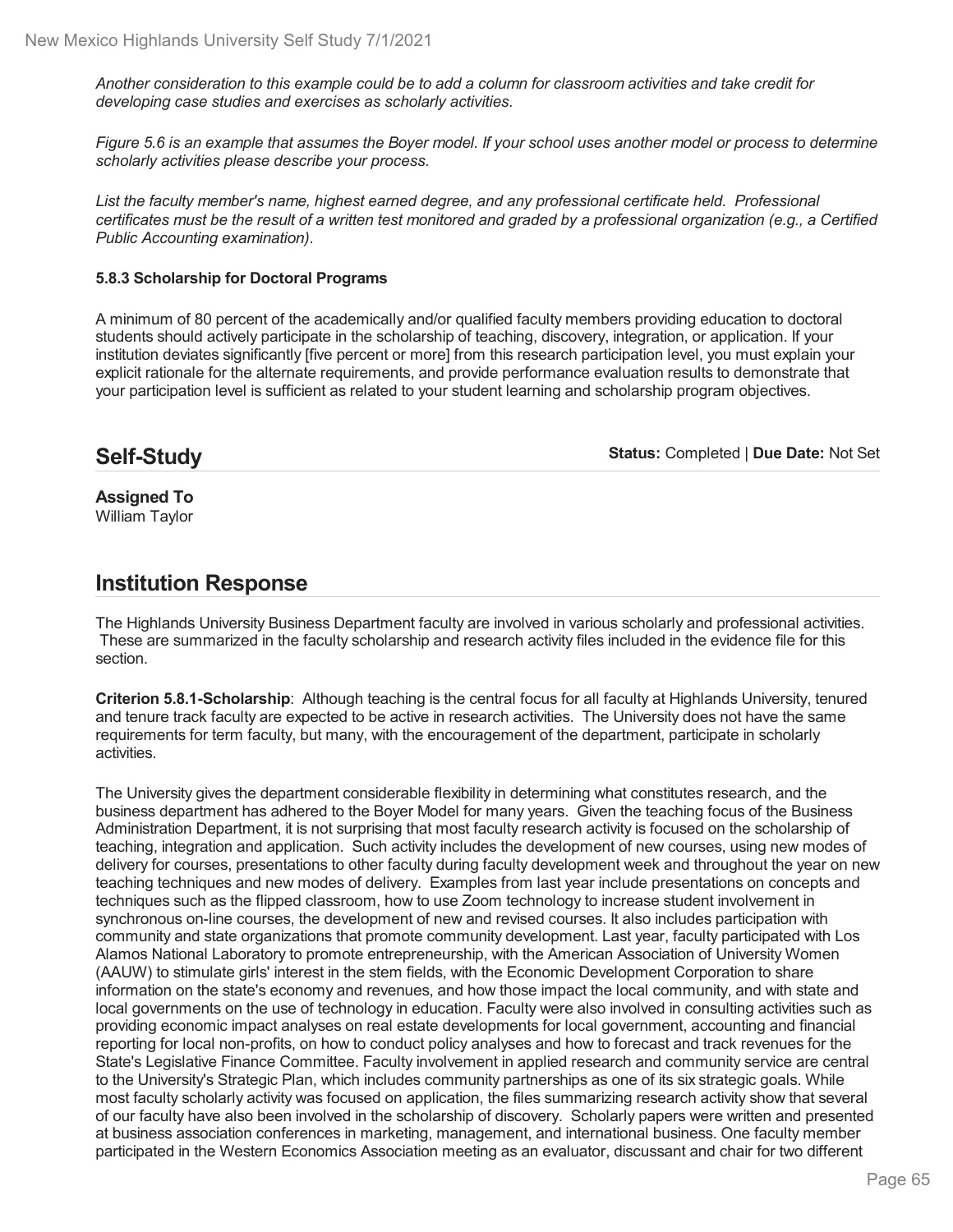*Another consideration to this example could be to add a column for classroom activities and take credit for developing case studies and exercises as scholarly activities.*

*Figure 5.6 is an example that assumes the Boyer model. If your school uses another model or process to determine scholarly activities please describe your process.*

*List the faculty member's name, highest earned degree, and any professional certificate held. Professional certificates must be the result of a written test monitored and graded by a professional organization (e.g., a Certified Public Accounting examination).*

**5.8.3 Scholarship for Doctoral Programs**

A minimum of 80 percent of the academically and/or qualified faculty members providing education to doctoral students should actively participate in the scholarship of teaching, discovery, integration, or application. If your institution deviates significantly [five percent or more] from this research participation level, you must explain your explicit rationale for the alternate requirements, and provide performance evaluation results to demonstrate that your participation level is sufficient as related to your student learning and scholarship program objectives.

## Self-Study

**Status:** Completed | **Due Date:** Not Set

**Assigned To**
William Taylor

## Institution Response

The Highlands University Business Department faculty are involved in various scholarly and professional activities. These are summarized in the faculty scholarship and research activity files included in the evidence file for this section.

**Criterion 5.8.1-Scholarship**: Although teaching is the central focus for all faculty at Highlands University, tenured and tenure track faculty are expected to be active in research activities. The University does not have the same requirements for term faculty, but many, with the encouragement of the department, participate in scholarly activities.

The University gives the department considerable flexibility in determining what constitutes research, and the business department has adhered to the Boyer Model for many years. Given the teaching focus of the Business Administration Department, it is not surprising that most faculty research activity is focused on the scholarship of teaching, integration and application. Such activity includes the development of new courses, using new modes of delivery for courses, presentations to other faculty during faculty development week and throughout the year on new teaching techniques and new modes of delivery. Examples from last year include presentations on concepts and techniques such as the flipped classroom, how to use Zoom technology to increase student involvement in synchronous on-line courses, the development of new and revised courses. It also includes participation with community and state organizations that promote community development. Last year, faculty participated with Los Alamos National Laboratory to promote entrepreneurship, with the American Association of University Women (AAUW) to stimulate girls' interest in the stem fields, with the Economic Development Corporation to share information on the state's economy and revenues, and how those impact the local community, and with state and local governments on the use of technology in education. Faculty were also involved in consulting activities such as providing economic impact analyses on real estate developments for local government, accounting and financial reporting for local non-profits, on how to conduct policy analyses and how to forecast and track revenues for the State's Legislative Finance Committee. Faculty involvement in applied research and community service are central to the University's Strategic Plan, which includes community partnerships as one of its six strategic goals. While most faculty scholarly activity was focused on application, the files summarizing research activity show that several of our faculty have also been involved in the scholarship of discovery. Scholarly papers were written and presented at business association conferences in marketing, management, and international business. One faculty member participated in the Western Economics Association meeting as an evaluator, discussant and chair for two different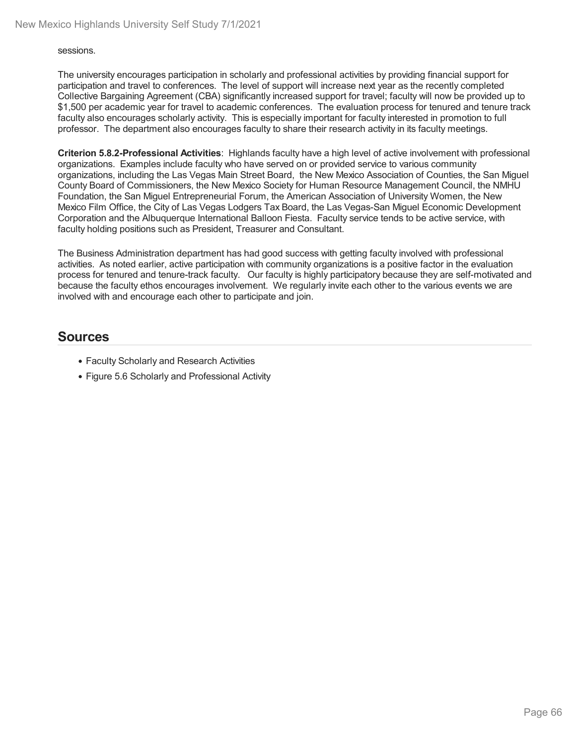sessions.

The university encourages participation in scholarly and professional activities by providing financial support for participation and travel to conferences. The level of support will increase next year as the recently completed Collective Bargaining Agreement (CBA) significantly increased support for travel; faculty will now be provided up to $1,500 per academic year for travel to academic conferences. The evaluation process for tenured and tenure track faculty also encourages scholarly activity. This is especially important for faculty interested in promotion to full professor. The department also encourages faculty to share their research activity in its faculty meetings.

**Criterion 5.8.2-Professional Activities**: Highlands faculty have a high level of active involvement with professional organizations. Examples include faculty who have served on or provided service to various community organizations, including the Las Vegas Main Street Board, the New Mexico Association of Counties, the San Miguel County Board of Commissioners, the New Mexico Society for Human Resource Management Council, the NMHU Foundation, the San Miguel Entrepreneurial Forum, the American Association of University Women, the New Mexico Film Office, the City of Las Vegas Lodgers Tax Board, the Las Vegas-San Miguel Economic Development Corporation and the Albuquerque International Balloon Fiesta. Faculty service tends to be active service, with faculty holding positions such as President, Treasurer and Consultant.

The Business Administration department has had good success with getting faculty involved with professional activities. As noted earlier, active participation with community organizations is a positive factor in the evaluation process for tenured and tenure-track faculty. Our faculty is highly participatory because they are self-motivated and because the faculty ethos encourages involvement. We regularly invite each other to the various events we are involved with and encourage each other to participate and join.

## Sources

- Faculty Scholarly and Research Activities
- Figure 5.6 Scholarly and Professional Activity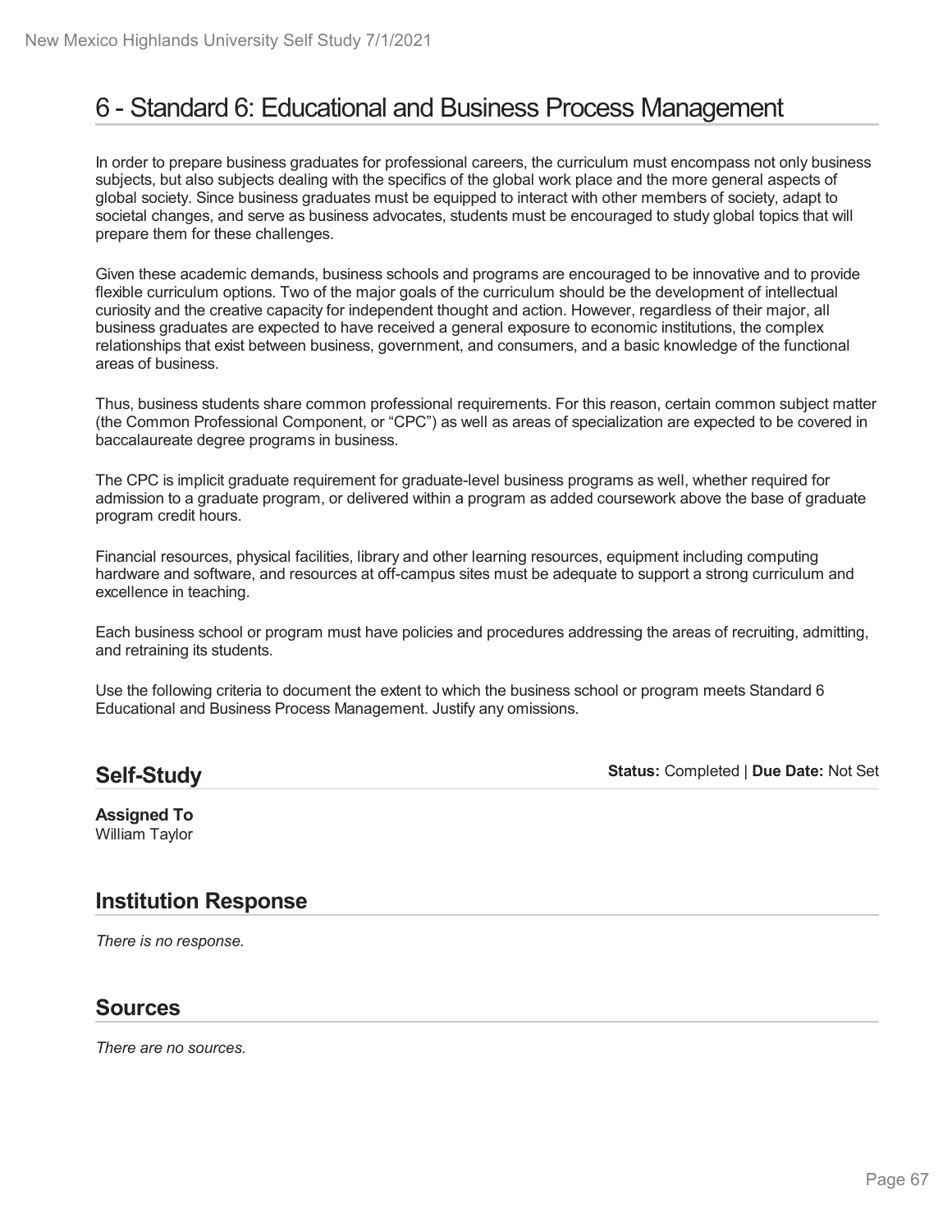# 6 - Standard 6: Educational and Business Process Management

In order to prepare business graduates for professional careers, the curriculum must encompass not only business subjects, but also subjects dealing with the specifics of the global work place and the more general aspects of global society. Since business graduates must be equipped to interact with other members of society, adapt to societal changes, and serve as business advocates, students must be encouraged to study global topics that will prepare them for these challenges.

Given these academic demands, business schools and programs are encouraged to be innovative and to provide flexible curriculum options. Two of the major goals of the curriculum should be the development of intellectual curiosity and the creative capacity for independent thought and action. However, regardless of their major, all business graduates are expected to have received a general exposure to economic institutions, the complex relationships that exist between business, government, and consumers, and a basic knowledge of the functional areas of business.

Thus, business students share common professional requirements. For this reason, certain common subject matter (the Common Professional Component, or "CPC") as well as areas of specialization are expected to be covered in baccalaureate degree programs in business.

The CPC is implicit graduate requirement for graduate-level business programs as well, whether required for admission to a graduate program, or delivered within a program as added coursework above the base of graduate program credit hours.

Financial resources, physical facilities, library and other learning resources, equipment including computing hardware and software, and resources at off-campus sites must be adequate to support a strong curriculum and excellence in teaching.

Each business school or program must have policies and procedures addressing the areas of recruiting, admitting, and retraining its students.

Use the following criteria to document the extent to which the business school or program meets Standard 6 Educational and Business Process Management. Justify any omissions.

## Self-Study

**Status:** Completed | **Due Date:** Not Set

**Assigned To**
William Taylor

## Institution Response

*There is no response.*

## Sources

*There are no sources.*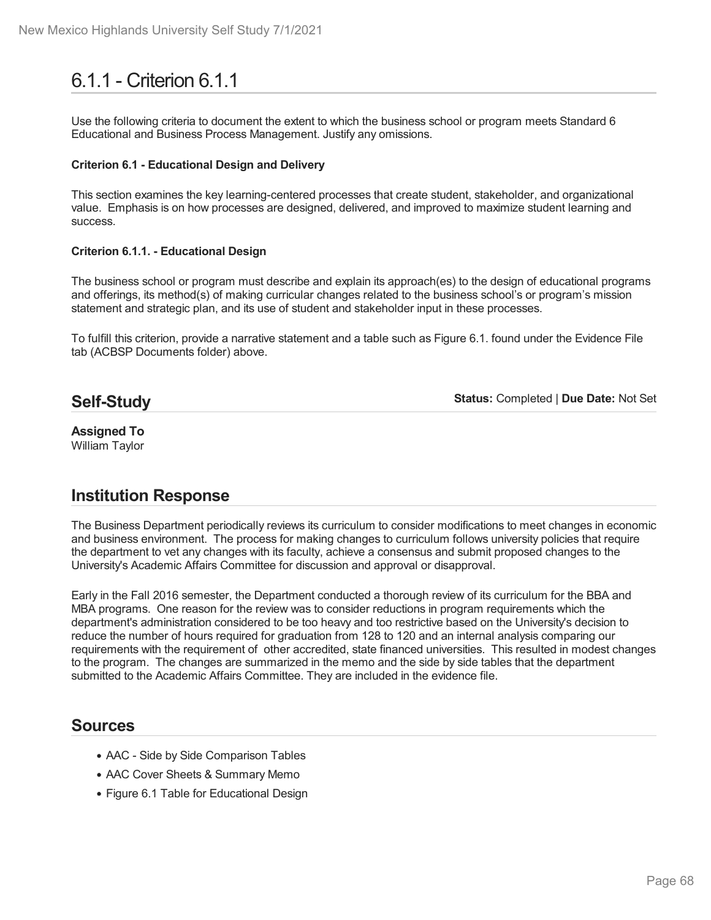# 6.1.1 - Criterion 6.1.1

Use the following criteria to document the extent to which the business school or program meets Standard 6 Educational and Business Process Management. Justify any omissions.

**Criterion 6.1 - Educational Design and Delivery**

This section examines the key learning-centered processes that create student, stakeholder, and organizational value. Emphasis is on how processes are designed, delivered, and improved to maximize student learning and success.

**Criterion 6.1.1. - Educational Design**

The business school or program must describe and explain its approach(es) to the design of educational programs and offerings, its method(s) of making curricular changes related to the business school's or program's mission statement and strategic plan, and its use of student and stakeholder input in these processes.

To fulfill this criterion, provide a narrative statement and a table such as Figure 6.1. found under the Evidence File tab (ACBSP Documents folder) above.

## Self-Study

**Status:** Completed | **Due Date:** Not Set

**Assigned To**
William Taylor

## Institution Response

The Business Department periodically reviews its curriculum to consider modifications to meet changes in economic and business environment. The process for making changes to curriculum follows university policies that require the department to vet any changes with its faculty, achieve a consensus and submit proposed changes to the University's Academic Affairs Committee for discussion and approval or disapproval.

Early in the Fall 2016 semester, the Department conducted a thorough review of its curriculum for the BBA and MBA programs. One reason for the review was to consider reductions in program requirements which the department's administration considered to be too heavy and too restrictive based on the University's decision to reduce the number of hours required for graduation from 128 to 120 and an internal analysis comparing our requirements with the requirement of other accredited, state financed universities. This resulted in modest changes to the program. The changes are summarized in the memo and the side by side tables that the department submitted to the Academic Affairs Committee. They are included in the evidence file.

## Sources

- AAC - Side by Side Comparison Tables
- AAC Cover Sheets & Summary Memo
- Figure 6.1 Table for Educational Design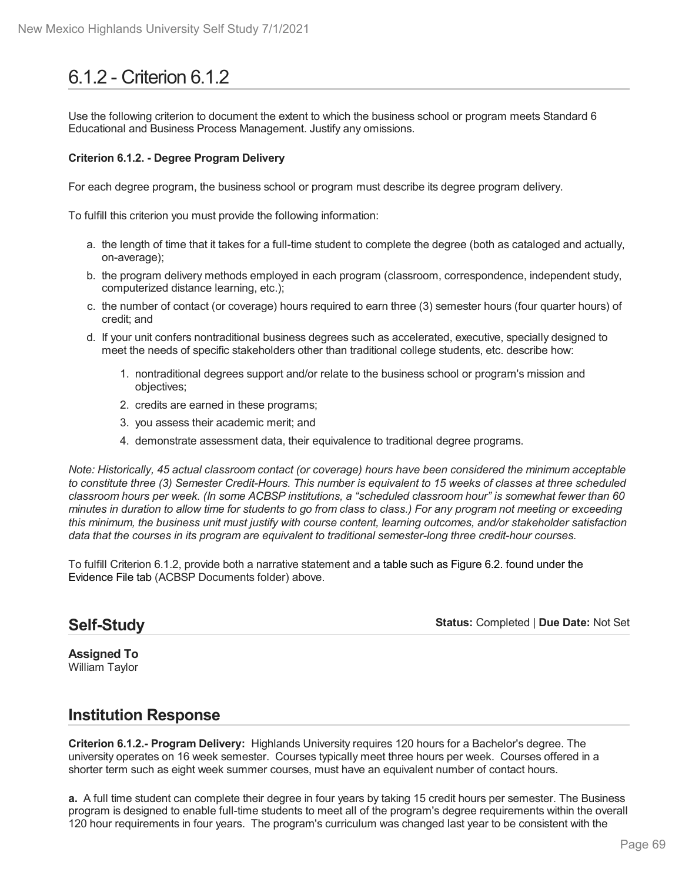# 6.1.2 - Criterion 6.1.2

Use the following criterion to document the extent to which the business school or program meets Standard 6 Educational and Business Process Management. Justify any omissions.

**Criterion 6.1.2. - Degree Program Delivery**

For each degree program, the business school or program must describe its degree program delivery.

To fulfill this criterion you must provide the following information:

a. the length of time that it takes for a full-time student to complete the degree (both as cataloged and actually, on-average);
b. the program delivery methods employed in each program (classroom, correspondence, independent study, computerized distance learning, etc.);
c. the number of contact (or coverage) hours required to earn three (3) semester hours (four quarter hours) of credit; and
d. If your unit confers nontraditional business degrees such as accelerated, executive, specially designed to meet the needs of specific stakeholders other than traditional college students, etc. describe how:
    1. nontraditional degrees support and/or relate to the business school or program's mission and objectives;
    2. credits are earned in these programs;
    3. you assess their academic merit; and
    4. demonstrate assessment data, their equivalence to traditional degree programs.

*Note: Historically, 45 actual classroom contact (or coverage) hours have been considered the minimum acceptable to constitute three (3) Semester Credit-Hours. This number is equivalent to 15 weeks of classes at three scheduled classroom hours per week. (In some ACBSP institutions, a "scheduled classroom hour" is somewhat fewer than 60 minutes in duration to allow time for students to go from class to class.) For any program not meeting or exceeding this minimum, the business unit must justify with course content, learning outcomes, and/or stakeholder satisfaction data that the courses in its program are equivalent to traditional semester-long three credit-hour courses.*

To fulfill Criterion 6.1.2, provide both a narrative statement and a table such as Figure 6.2. found under the Evidence File tab (ACBSP Documents folder) above.

## Self-Study

**Status:** Completed | **Due Date:** Not Set

**Assigned To**
William Taylor

## Institution Response

**Criterion 6.1.2.- Program Delivery:** Highlands University requires 120 hours for a Bachelor's degree. The university operates on 16 week semester. Courses typically meet three hours per week. Courses offered in a shorter term such as eight week summer courses, must have an equivalent number of contact hours.

**a.** A full time student can complete their degree in four years by taking 15 credit hours per semester. The Business program is designed to enable full-time students to meet all of the program's degree requirements within the overall 120 hour requirements in four years. The program's curriculum was changed last year to be consistent with the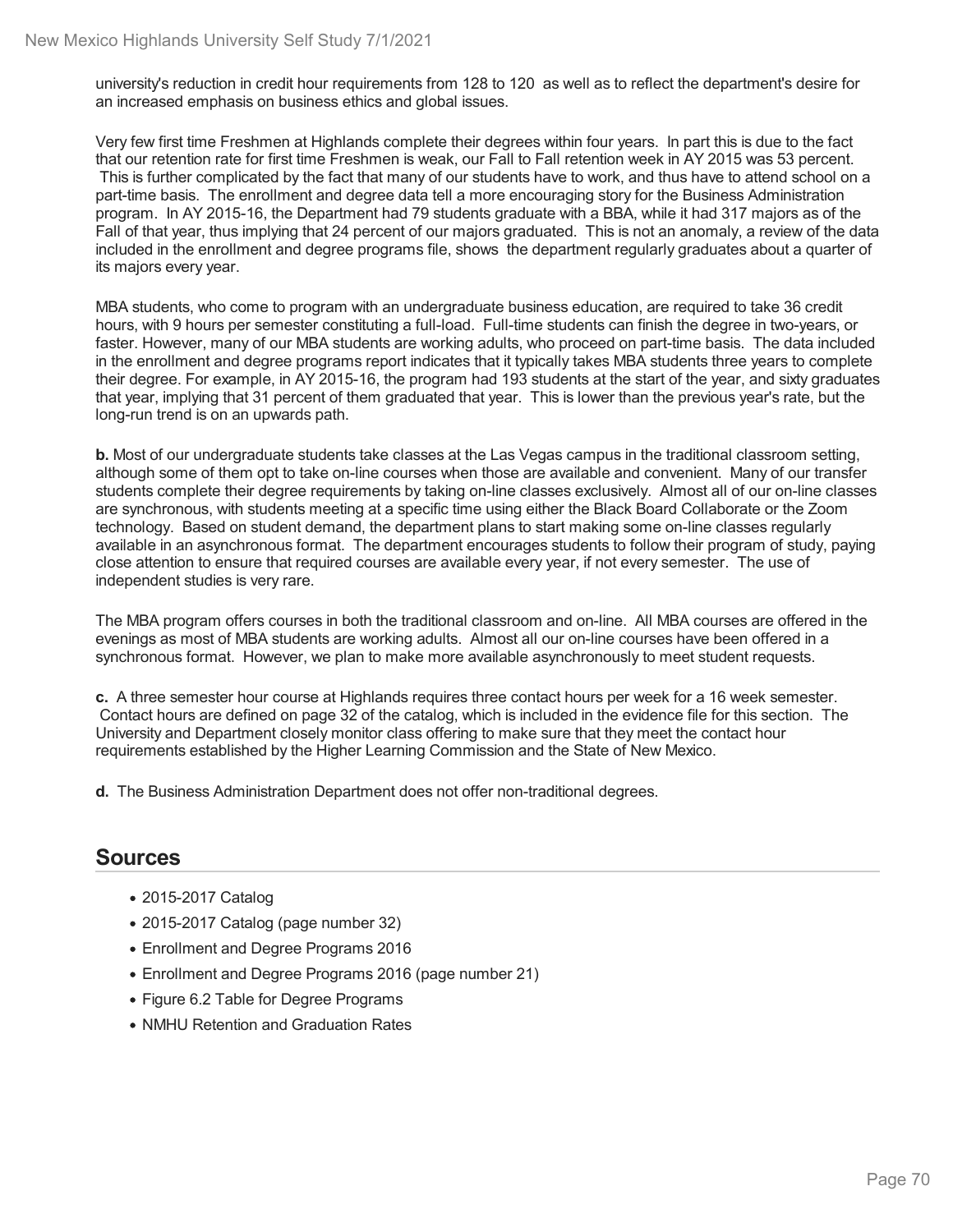university's reduction in credit hour requirements from 128 to 120 as well as to reflect the department's desire for an increased emphasis on business ethics and global issues.

Very few first time Freshmen at Highlands complete their degrees within four years. In part this is due to the fact that our retention rate for first time Freshmen is weak, our Fall to Fall retention week in AY 2015 was 53 percent. This is further complicated by the fact that many of our students have to work, and thus have to attend school on a part-time basis. The enrollment and degree data tell a more encouraging story for the Business Administration program. In AY 2015-16, the Department had 79 students graduate with a BBA, while it had 317 majors as of the Fall of that year, thus implying that 24 percent of our majors graduated. This is not an anomaly, a review of the data included in the enrollment and degree programs file, shows the department regularly graduates about a quarter of its majors every year.

MBA students, who come to program with an undergraduate business education, are required to take 36 credit hours, with 9 hours per semester constituting a full-load. Full-time students can finish the degree in two-years, or faster. However, many of our MBA students are working adults, who proceed on part-time basis. The data included in the enrollment and degree programs report indicates that it typically takes MBA students three years to complete their degree. For example, in AY 2015-16, the program had 193 students at the start of the year, and sixty graduates that year, implying that 31 percent of them graduated that year. This is lower than the previous year's rate, but the long-run trend is on an upwards path.

**b.** Most of our undergraduate students take classes at the Las Vegas campus in the traditional classroom setting, although some of them opt to take on-line courses when those are available and convenient. Many of our transfer students complete their degree requirements by taking on-line classes exclusively. Almost all of our on-line classes are synchronous, with students meeting at a specific time using either the Black Board Collaborate or the Zoom technology. Based on student demand, the department plans to start making some on-line classes regularly available in an asynchronous format. The department encourages students to follow their program of study, paying close attention to ensure that required courses are available every year, if not every semester. The use of independent studies is very rare.

The MBA program offers courses in both the traditional classroom and on-line. All MBA courses are offered in the evenings as most of MBA students are working adults. Almost all our on-line courses have been offered in a synchronous format. However, we plan to make more available asynchronously to meet student requests.

**c.** A three semester hour course at Highlands requires three contact hours per week for a 16 week semester. Contact hours are defined on page 32 of the catalog, which is included in the evidence file for this section. The University and Department closely monitor class offering to make sure that they meet the contact hour requirements established by the Higher Learning Commission and the State of New Mexico.

**d.** The Business Administration Department does not offer non-traditional degrees.

## Sources

- 2015-2017 Catalog
- 2015-2017 Catalog (page number 32)
- Enrollment and Degree Programs 2016
- Enrollment and Degree Programs 2016 (page number 21)
- Figure 6.2 Table for Degree Programs
- NMHU Retention and Graduation Rates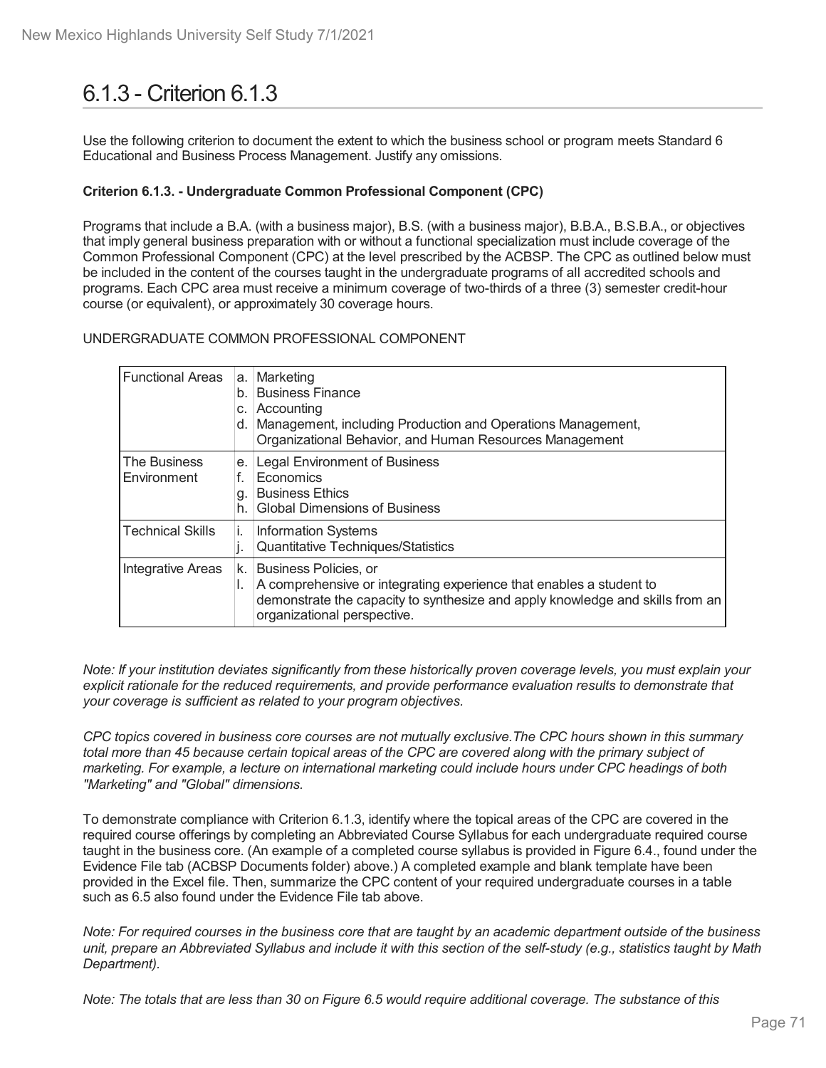# 6.1.3 - Criterion 6.1.3

Use the following criterion to document the extent to which the business school or program meets Standard 6 Educational and Business Process Management. Justify any omissions.

**Criterion 6.1.3. - Undergraduate Common Professional Component (CPC)**

Programs that include a B.A. (with a business major), B.S. (with a business major), B.B.A., B.S.B.A., or objectives that imply general business preparation with or without a functional specialization must include coverage of the Common Professional Component (CPC) at the level prescribed by the ACBSP. The CPC as outlined below must be included in the content of the courses taught in the undergraduate programs of all accredited schools and programs. Each CPC area must receive a minimum coverage of two-thirds of a three (3) semester credit-hour course (or equivalent), or approximately 30 coverage hours.

UNDERGRADUATE COMMON PROFESSIONAL COMPONENT

| | | |
|---|---|---|
| Functional Areas | a.<br>b.<br>c.<br>d. | Marketing<br>Business Finance<br>Accounting<br>Management, including Production and Operations Management, Organizational Behavior, and Human Resources Management |
| The Business Environment | e.<br>f.<br>g.<br>h. | Legal Environment of Business<br>Economics<br>Business Ethics<br>Global Dimensions of Business |
| Technical Skills | i.<br>j. | Information Systems<br>Quantitative Techniques/Statistics |
| Integrative Areas | k.<br>l. | Business Policies, or<br>A comprehensive or integrating experience that enables a student to demonstrate the capacity to synthesize and apply knowledge and skills from an organizational perspective. |

*Note: If your institution deviates significantly from these historically proven coverage levels, you must explain your explicit rationale for the reduced requirements, and provide performance evaluation results to demonstrate that your coverage is sufficient as related to your program objectives.*

*CPC topics covered in business core courses are not mutually exclusive.The CPC hours shown in this summary total more than 45 because certain topical areas of the CPC are covered along with the primary subject of marketing. For example, a lecture on international marketing could include hours under CPC headings of both "Marketing" and "Global" dimensions.*

To demonstrate compliance with Criterion 6.1.3, identify where the topical areas of the CPC are covered in the required course offerings by completing an Abbreviated Course Syllabus for each undergraduate required course taught in the business core. (An example of a completed course syllabus is provided in Figure 6.4., found under the Evidence File tab (ACBSP Documents folder) above.) A completed example and blank template have been provided in the Excel file. Then, summarize the CPC content of your required undergraduate courses in a table such as 6.5 also found under the Evidence File tab above.

*Note: For required courses in the business core that are taught by an academic department outside of the business unit, prepare an Abbreviated Syllabus and include it with this section of the self-study (e.g., statistics taught by Math Department).*

*Note: The totals that are less than 30 on Figure 6.5 would require additional coverage. The substance of this*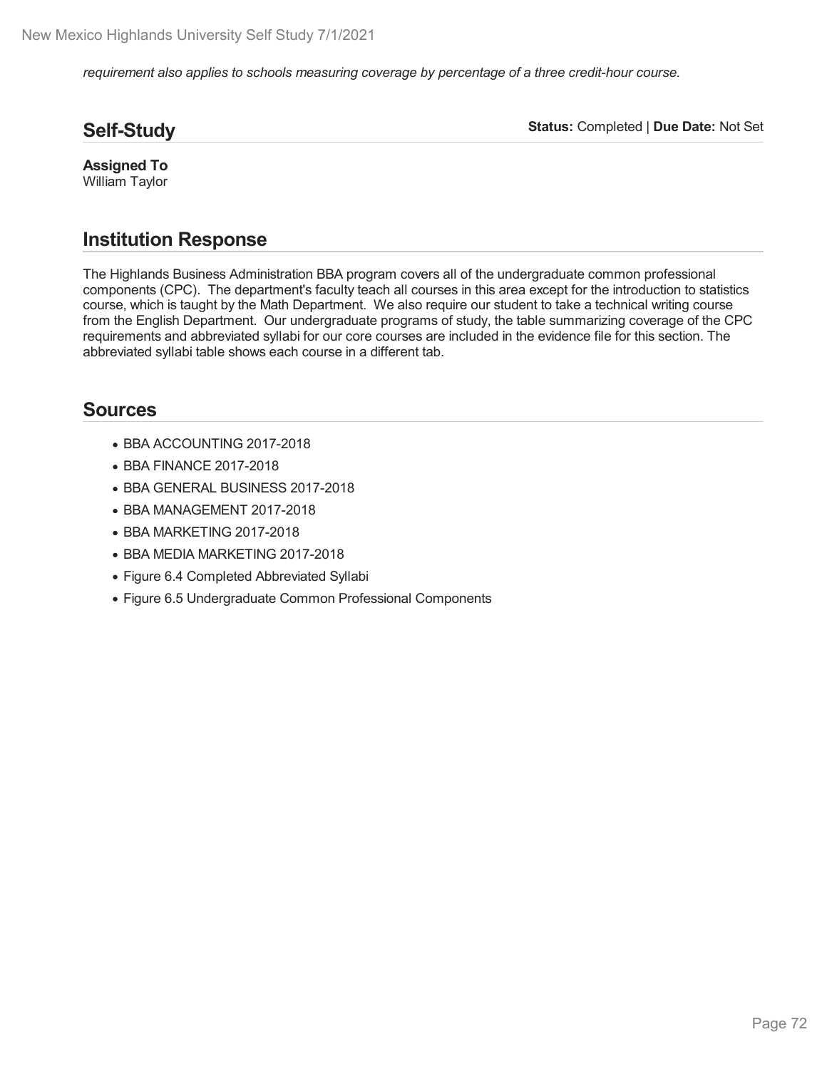*requirement also applies to schools measuring coverage by percentage of a three credit-hour course.*

## Self-Study

**Status:** Completed | **Due Date:** Not Set

**Assigned To**
William Taylor

## Institution Response

The Highlands Business Administration BBA program covers all of the undergraduate common professional components (CPC). The department's faculty teach all courses in this area except for the introduction to statistics course, which is taught by the Math Department. We also require our student to take a technical writing course from the English Department. Our undergraduate programs of study, the table summarizing coverage of the CPC requirements and abbreviated syllabi for our core courses are included in the evidence file for this section. The abbreviated syllabi table shows each course in a different tab.

## Sources

- BBA ACCOUNTING 2017-2018
- BBA FINANCE 2017-2018
- BBA GENERAL BUSINESS 2017-2018
- BBA MANAGEMENT 2017-2018
- BBA MARKETING 2017-2018
- BBA MEDIA MARKETING 2017-2018
- Figure 6.4 Completed Abbreviated Syllabi
- Figure 6.5 Undergraduate Common Professional Components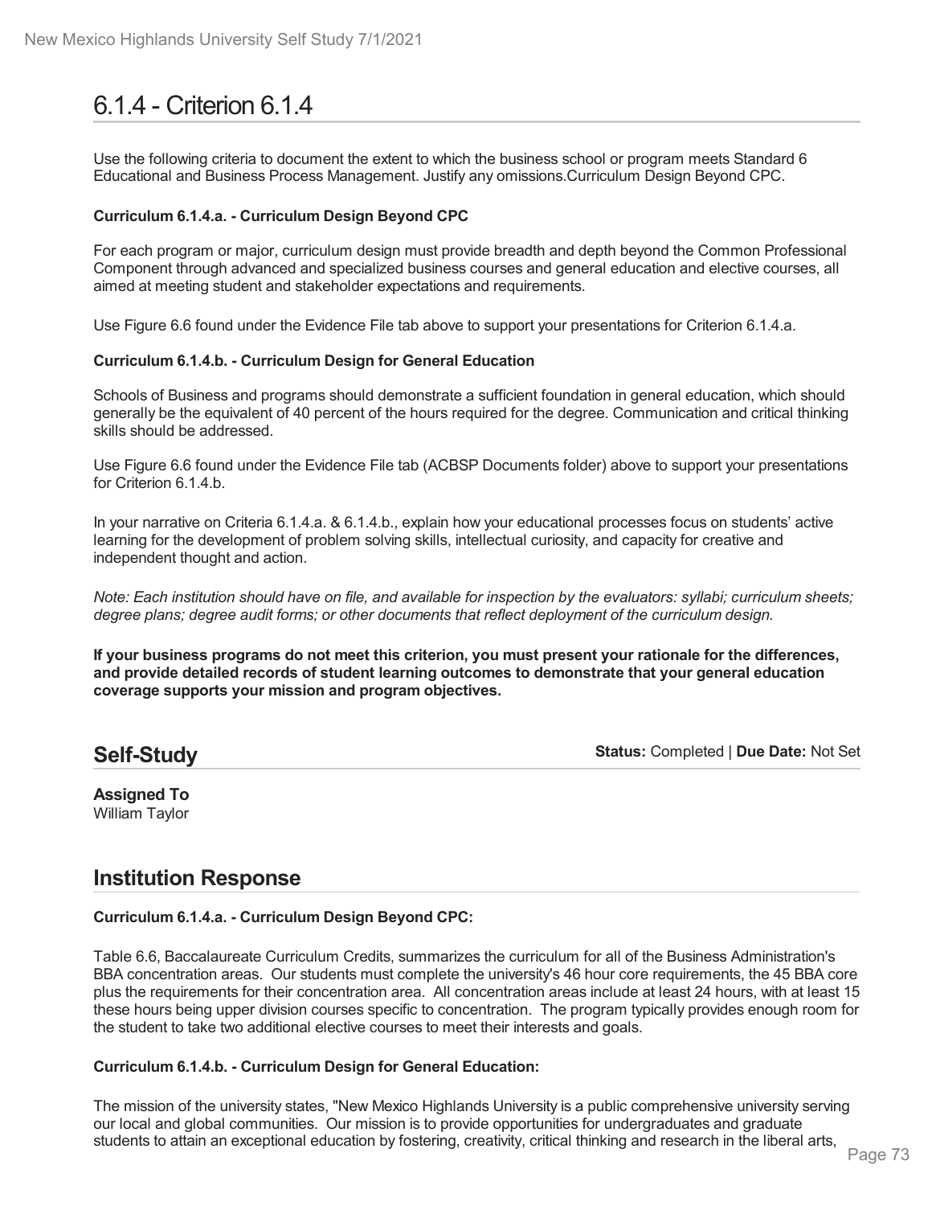# 6.1.4 - Criterion 6.1.4

Use the following criteria to document the extent to which the business school or program meets Standard 6 Educational and Business Process Management. Justify any omissions.Curriculum Design Beyond CPC.

**Curriculum 6.1.4.a. - Curriculum Design Beyond CPC**

For each program or major, curriculum design must provide breadth and depth beyond the Common Professional Component through advanced and specialized business courses and general education and elective courses, all aimed at meeting student and stakeholder expectations and requirements.

Use Figure 6.6 found under the Evidence File tab above to support your presentations for Criterion 6.1.4.a.

**Curriculum 6.1.4.b. - Curriculum Design for General Education**

Schools of Business and programs should demonstrate a sufficient foundation in general education, which should generally be the equivalent of 40 percent of the hours required for the degree. Communication and critical thinking skills should be addressed.

Use Figure 6.6 found under the Evidence File tab (ACBSP Documents folder) above to support your presentations for Criterion 6.1.4.b.

In your narrative on Criteria 6.1.4.a. & 6.1.4.b., explain how your educational processes focus on students' active learning for the development of problem solving skills, intellectual curiosity, and capacity for creative and independent thought and action.

*Note: Each institution should have on file, and available for inspection by the evaluators: syllabi; curriculum sheets; degree plans; degree audit forms; or other documents that reflect deployment of the curriculum design.*

**If your business programs do not meet this criterion, you must present your rationale for the differences, and provide detailed records of student learning outcomes to demonstrate that your general education coverage supports your mission and program objectives.**

## Self-Study

**Status:** Completed | **Due Date:** Not Set

**Assigned To**
William Taylor

## Institution Response

**Curriculum 6.1.4.a. - Curriculum Design Beyond CPC:**

Table 6.6, Baccalaureate Curriculum Credits, summarizes the curriculum for all of the Business Administration's BBA concentration areas. Our students must complete the university's 46 hour core requirements, the 45 BBA core plus the requirements for their concentration area. All concentration areas include at least 24 hours, with at least 15 these hours being upper division courses specific to concentration. The program typically provides enough room for the student to take two additional elective courses to meet their interests and goals.

**Curriculum 6.1.4.b. - Curriculum Design for General Education:**

The mission of the university states, "New Mexico Highlands University is a public comprehensive university serving our local and global communities. Our mission is to provide opportunities for undergraduates and graduate students to attain an exceptional education by fostering, creativity, critical thinking and research in the liberal arts,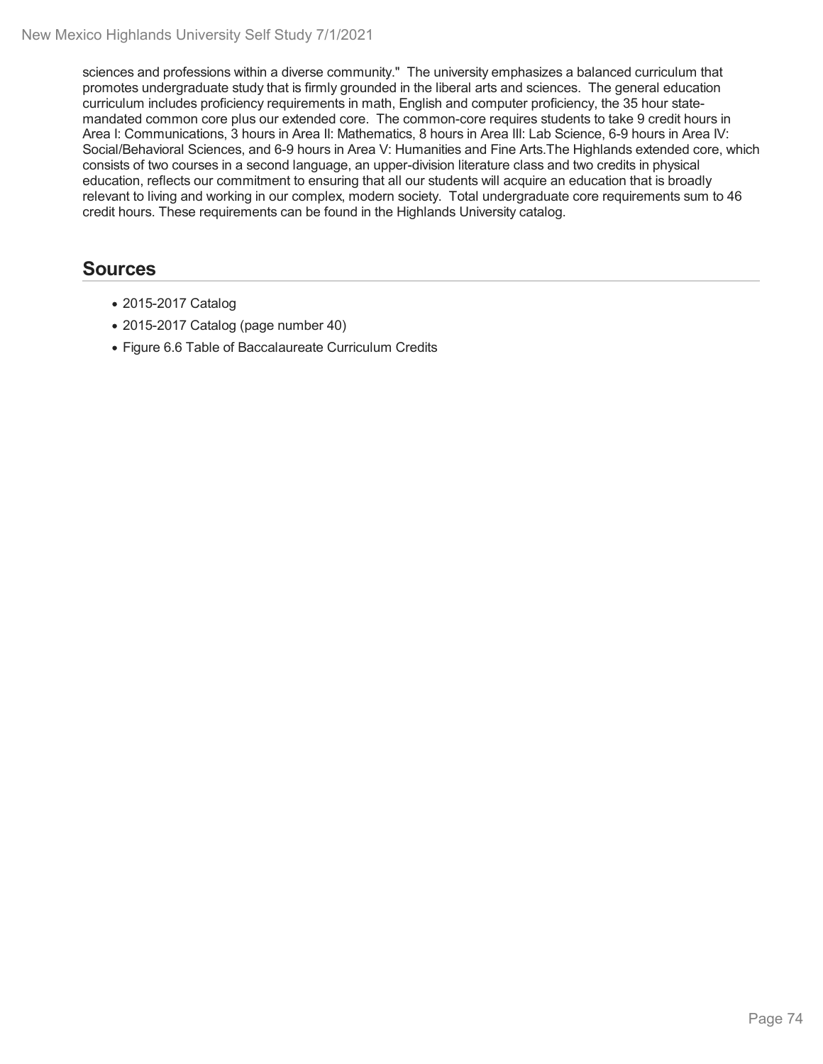sciences and professions within a diverse community." The university emphasizes a balanced curriculum that promotes undergraduate study that is firmly grounded in the liberal arts and sciences. The general education curriculum includes proficiency requirements in math, English and computer proficiency, the 35 hour state-mandated common core plus our extended core. The common-core requires students to take 9 credit hours in Area I: Communications, 3 hours in Area II: Mathematics, 8 hours in Area III: Lab Science, 6-9 hours in Area IV: Social/Behavioral Sciences, and 6-9 hours in Area V: Humanities and Fine Arts.The Highlands extended core, which consists of two courses in a second language, an upper-division literature class and two credits in physical education, reflects our commitment to ensuring that all our students will acquire an education that is broadly relevant to living and working in our complex, modern society. Total undergraduate core requirements sum to 46 credit hours. These requirements can be found in the Highlands University catalog.

## Sources

- 2015-2017 Catalog
- 2015-2017 Catalog (page number 40)
- Figure 6.6 Table of Baccalaureate Curriculum Credits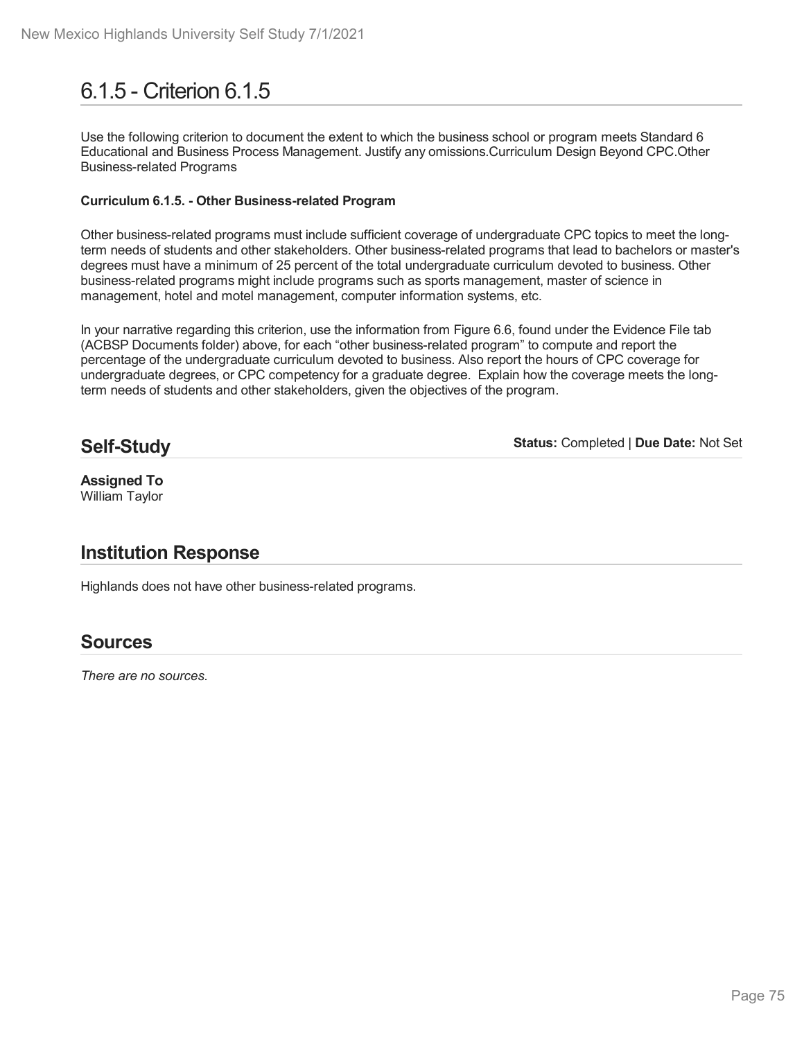# 6.1.5 - Criterion 6.1.5

Use the following criterion to document the extent to which the business school or program meets Standard 6 Educational and Business Process Management. Justify any omissions.Curriculum Design Beyond CPC.Other Business-related Programs

**Curriculum 6.1.5. - Other Business-related Program**

Other business-related programs must include sufficient coverage of undergraduate CPC topics to meet the long-term needs of students and other stakeholders. Other business-related programs that lead to bachelors or master's degrees must have a minimum of 25 percent of the total undergraduate curriculum devoted to business. Other business-related programs might include programs such as sports management, master of science in management, hotel and motel management, computer information systems, etc.

In your narrative regarding this criterion, use the information from Figure 6.6, found under the Evidence File tab (ACBSP Documents folder) above, for each "other business-related program" to compute and report the percentage of the undergraduate curriculum devoted to business. Also report the hours of CPC coverage for undergraduate degrees, or CPC competency for a graduate degree. Explain how the coverage meets the long-term needs of students and other stakeholders, given the objectives of the program.

## Self-Study

**Status:** Completed | **Due Date:** Not Set

**Assigned To**
William Taylor

## Institution Response

Highlands does not have other business-related programs.

## Sources

*There are no sources.*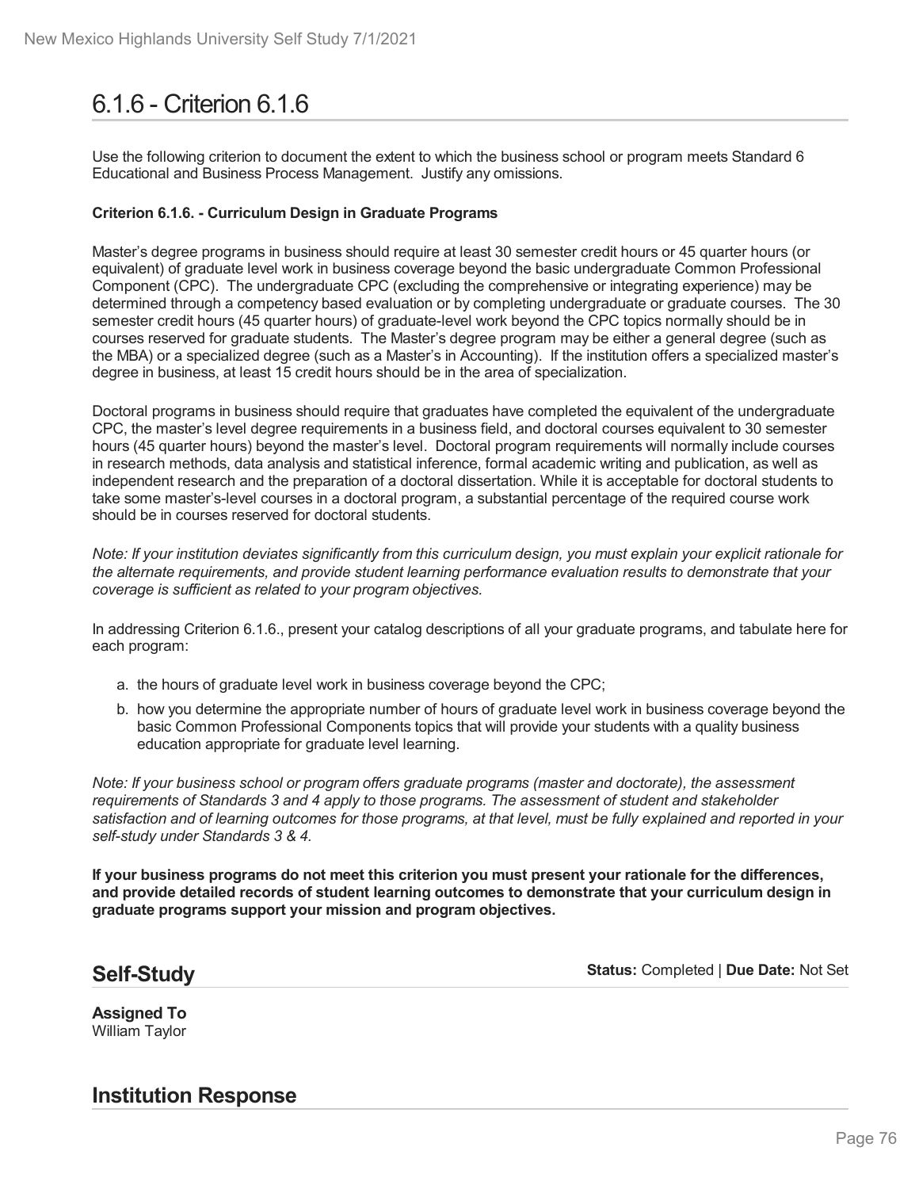# 6.1.6 - Criterion 6.1.6

Use the following criterion to document the extent to which the business school or program meets Standard 6 Educational and Business Process Management. Justify any omissions.

**Criterion 6.1.6. - Curriculum Design in Graduate Programs**

Master's degree programs in business should require at least 30 semester credit hours or 45 quarter hours (or equivalent) of graduate level work in business coverage beyond the basic undergraduate Common Professional Component (CPC). The undergraduate CPC (excluding the comprehensive or integrating experience) may be determined through a competency based evaluation or by completing undergraduate or graduate courses. The 30 semester credit hours (45 quarter hours) of graduate-level work beyond the CPC topics normally should be in courses reserved for graduate students. The Master's degree program may be either a general degree (such as the MBA) or a specialized degree (such as a Master's in Accounting). If the institution offers a specialized master's degree in business, at least 15 credit hours should be in the area of specialization.

Doctoral programs in business should require that graduates have completed the equivalent of the undergraduate CPC, the master's level degree requirements in a business field, and doctoral courses equivalent to 30 semester hours (45 quarter hours) beyond the master's level. Doctoral program requirements will normally include courses in research methods, data analysis and statistical inference, formal academic writing and publication, as well as independent research and the preparation of a doctoral dissertation. While it is acceptable for doctoral students to take some master's-level courses in a doctoral program, a substantial percentage of the required course work should be in courses reserved for doctoral students.

*Note: If your institution deviates significantly from this curriculum design, you must explain your explicit rationale for the alternate requirements, and provide student learning performance evaluation results to demonstrate that your coverage is sufficient as related to your program objectives.*

In addressing Criterion 6.1.6., present your catalog descriptions of all your graduate programs, and tabulate here for each program:

a. the hours of graduate level work in business coverage beyond the CPC;
b. how you determine the appropriate number of hours of graduate level work in business coverage beyond the basic Common Professional Components topics that will provide your students with a quality business education appropriate for graduate level learning.

*Note: If your business school or program offers graduate programs (master and doctorate), the assessment requirements of Standards 3 and 4 apply to those programs. The assessment of student and stakeholder satisfaction and of learning outcomes for those programs, at that level, must be fully explained and reported in your self-study under Standards 3 & 4.*

**If your business programs do not meet this criterion you must present your rationale for the differences, and provide detailed records of student learning outcomes to demonstrate that your curriculum design in graduate programs support your mission and program objectives.**

## Self-Study

**Status:** Completed | **Due Date:** Not Set

**Assigned To**
William Taylor

## Institution Response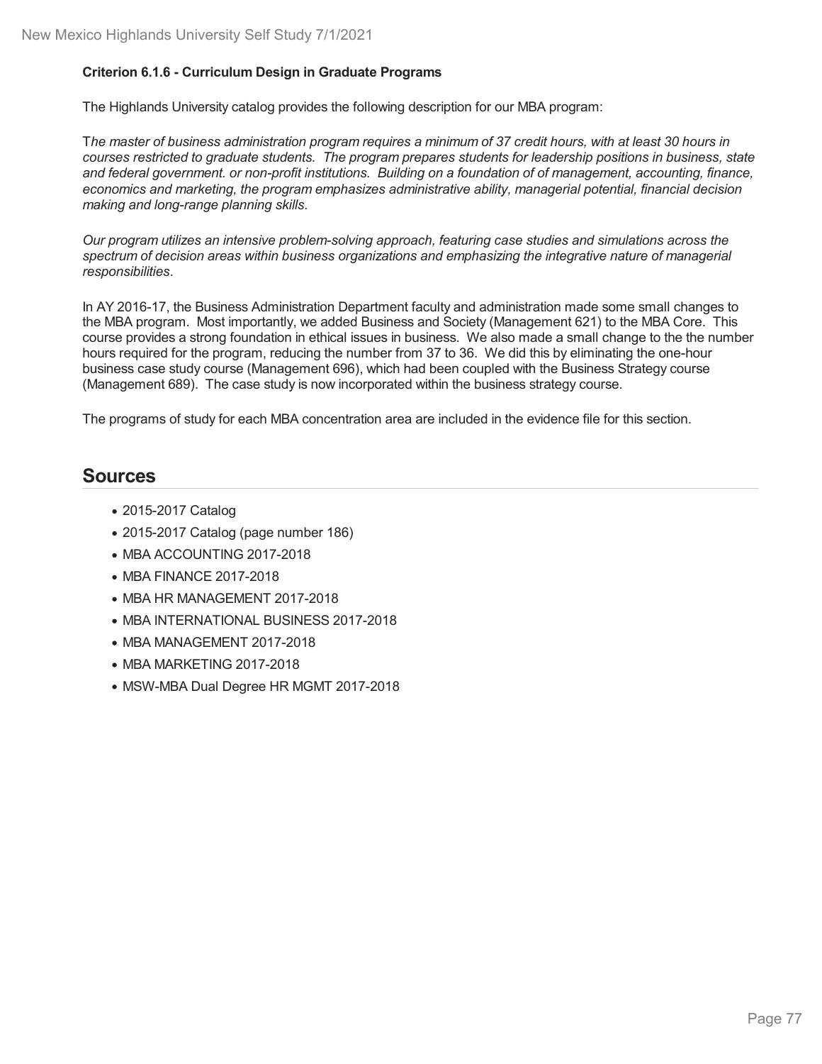**Criterion 6.1.6 - Curriculum Design in Graduate Programs**

The Highlands University catalog provides the following description for our MBA program:

T*he master of business administration program requires a minimum of 37 credit hours, with at least 30 hours in courses restricted to graduate students. The program prepares students for leadership positions in business, state and federal government. or non-profit institutions. Building on a foundation of of management, accounting, finance, economics and marketing, the program emphasizes administrative ability, managerial potential, financial decision making and long-range planning skills.*

*Our program utilizes an intensive problem-solving approach, featuring case studies and simulations across the spectrum of decision areas within business organizations and emphasizing the integrative nature of managerial responsibilities*.

In AY 2016-17, the Business Administration Department faculty and administration made some small changes to the MBA program. Most importantly, we added Business and Society (Management 621) to the MBA Core. This course provides a strong foundation in ethical issues in business. We also made a small change to the the number hours required for the program, reducing the number from 37 to 36. We did this by eliminating the one-hour business case study course (Management 696), which had been coupled with the Business Strategy course (Management 689). The case study is now incorporated within the business strategy course.

The programs of study for each MBA concentration area are included in the evidence file for this section.

## Sources

- 2015-2017 Catalog
- 2015-2017 Catalog (page number 186)
- MBA ACCOUNTING 2017-2018
- MBA FINANCE 2017-2018
- MBA HR MANAGEMENT 2017-2018
- MBA INTERNATIONAL BUSINESS 2017-2018
- MBA MANAGEMENT 2017-2018
- MBA MARKETING 2017-2018
- MSW-MBA Dual Degree HR MGMT 2017-2018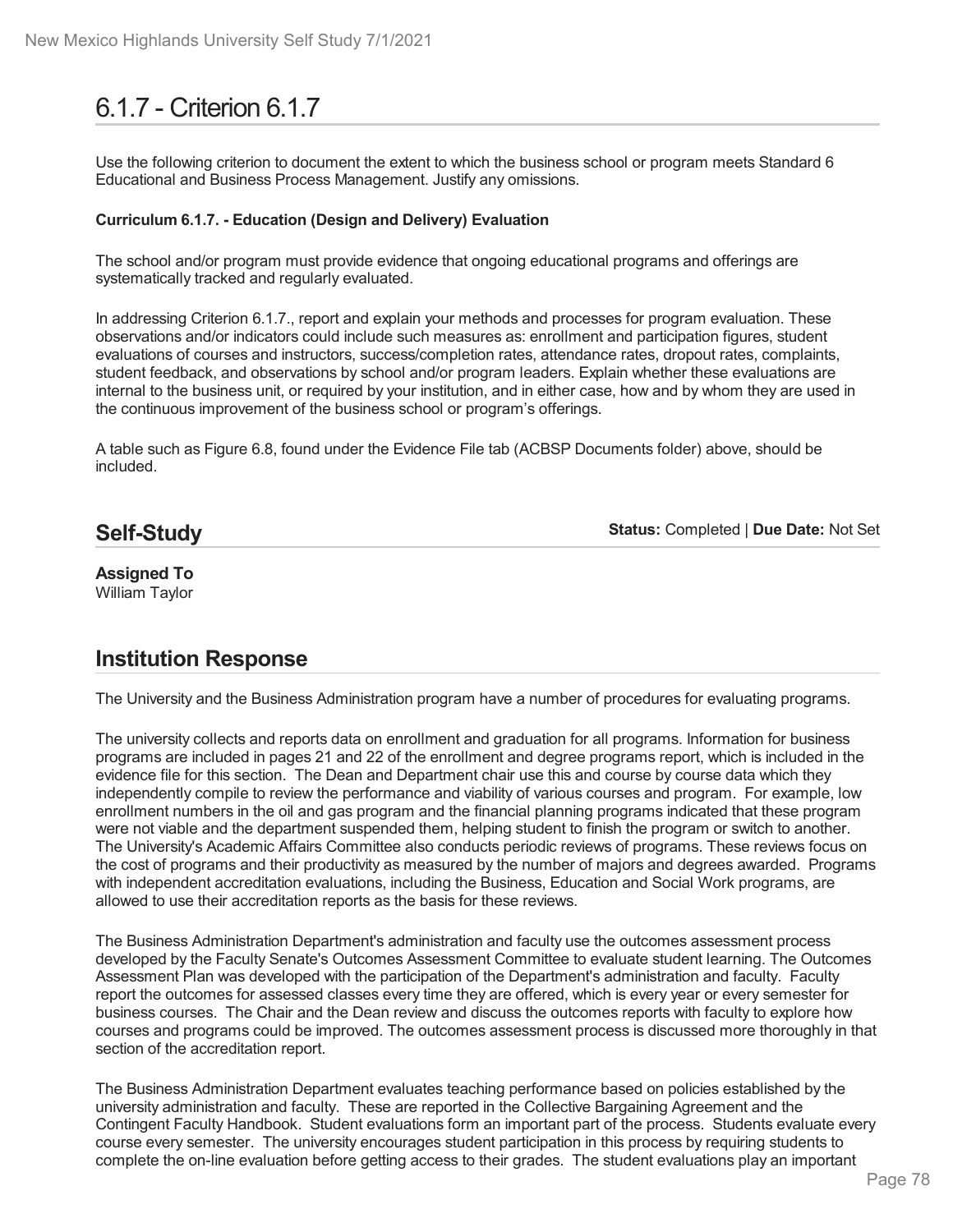# 6.1.7 - Criterion 6.1.7

Use the following criterion to document the extent to which the business school or program meets Standard 6 Educational and Business Process Management. Justify any omissions.

**Curriculum 6.1.7. - Education (Design and Delivery) Evaluation**

The school and/or program must provide evidence that ongoing educational programs and offerings are systematically tracked and regularly evaluated.

In addressing Criterion 6.1.7., report and explain your methods and processes for program evaluation. These observations and/or indicators could include such measures as: enrollment and participation figures, student evaluations of courses and instructors, success/completion rates, attendance rates, dropout rates, complaints, student feedback, and observations by school and/or program leaders. Explain whether these evaluations are internal to the business unit, or required by your institution, and in either case, how and by whom they are used in the continuous improvement of the business school or program's offerings.

A table such as Figure 6.8, found under the Evidence File tab (ACBSP Documents folder) above, should be included.

## Self-Study

**Status:** Completed | **Due Date:** Not Set

**Assigned To**
William Taylor

## Institution Response

The University and the Business Administration program have a number of procedures for evaluating programs.

The university collects and reports data on enrollment and graduation for all programs. Information for business programs are included in pages 21 and 22 of the enrollment and degree programs report, which is included in the evidence file for this section. The Dean and Department chair use this and course by course data which they independently compile to review the performance and viability of various courses and program. For example, low enrollment numbers in the oil and gas program and the financial planning programs indicated that these program were not viable and the department suspended them, helping student to finish the program or switch to another. The University's Academic Affairs Committee also conducts periodic reviews of programs. These reviews focus on the cost of programs and their productivity as measured by the number of majors and degrees awarded. Programs with independent accreditation evaluations, including the Business, Education and Social Work programs, are allowed to use their accreditation reports as the basis for these reviews.

The Business Administration Department's administration and faculty use the outcomes assessment process developed by the Faculty Senate's Outcomes Assessment Committee to evaluate student learning. The Outcomes Assessment Plan was developed with the participation of the Department's administration and faculty. Faculty report the outcomes for assessed classes every time they are offered, which is every year or every semester for business courses. The Chair and the Dean review and discuss the outcomes reports with faculty to explore how courses and programs could be improved. The outcomes assessment process is discussed more thoroughly in that section of the accreditation report.

The Business Administration Department evaluates teaching performance based on policies established by the university administration and faculty. These are reported in the Collective Bargaining Agreement and the Contingent Faculty Handbook. Student evaluations form an important part of the process. Students evaluate every course every semester. The university encourages student participation in this process by requiring students to complete the on-line evaluation before getting access to their grades. The student evaluations play an important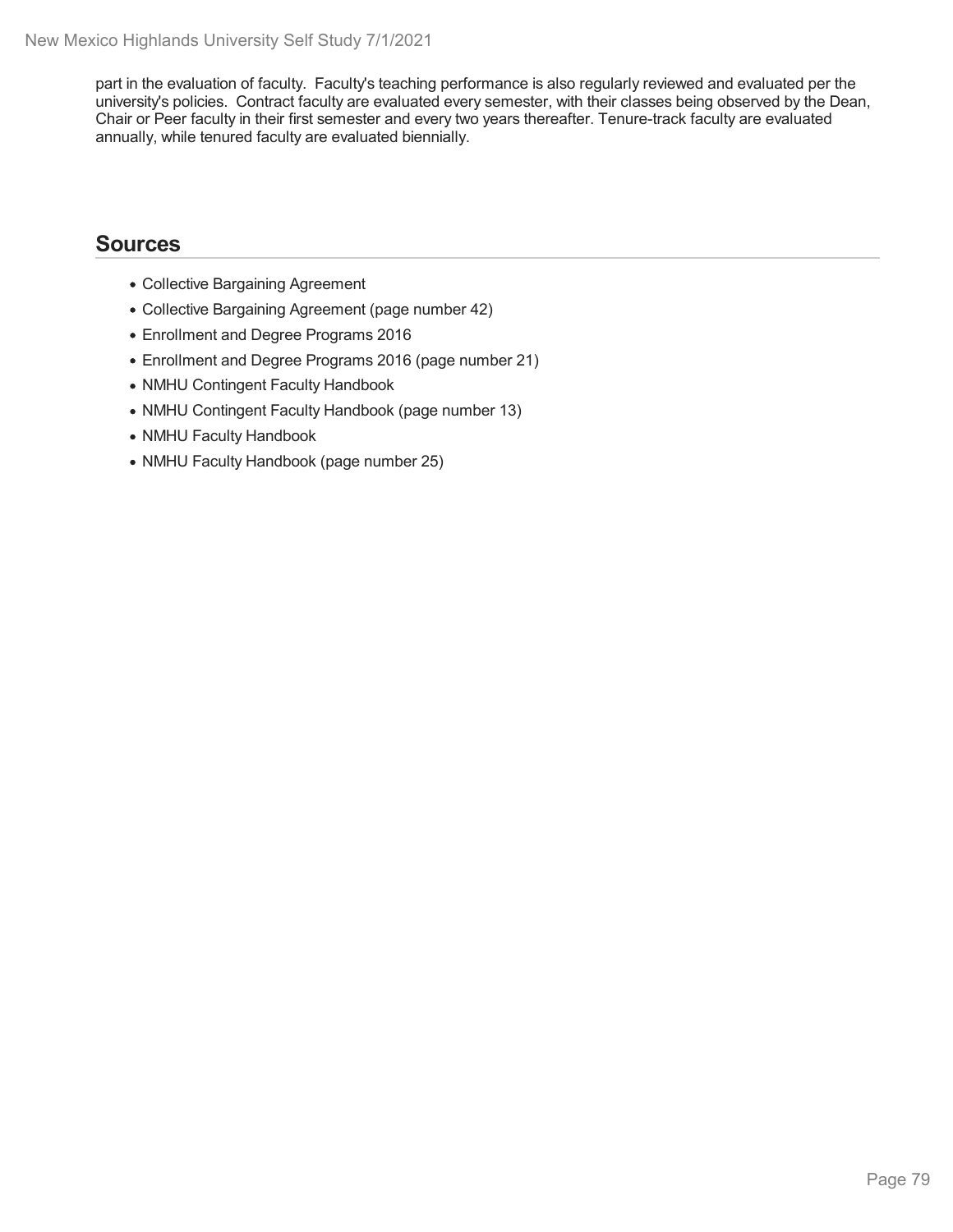part in the evaluation of faculty. Faculty's teaching performance is also regularly reviewed and evaluated per the university's policies. Contract faculty are evaluated every semester, with their classes being observed by the Dean, Chair or Peer faculty in their first semester and every two years thereafter. Tenure-track faculty are evaluated annually, while tenured faculty are evaluated biennially.

## Sources

- Collective Bargaining Agreement
- Collective Bargaining Agreement (page number 42)
- Enrollment and Degree Programs 2016
- Enrollment and Degree Programs 2016 (page number 21)
- NMHU Contingent Faculty Handbook
- NMHU Contingent Faculty Handbook (page number 13)
- NMHU Faculty Handbook
- NMHU Faculty Handbook (page number 25)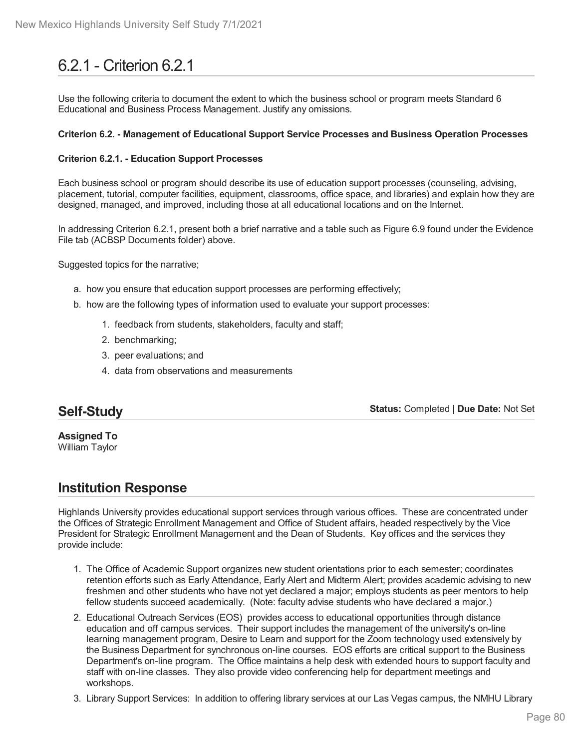# 6.2.1 - Criterion 6.2.1

Use the following criteria to document the extent to which the business school or program meets Standard 6 Educational and Business Process Management. Justify any omissions.

**Criterion 6.2. - Management of Educational Support Service Processes and Business Operation Processes**

**Criterion 6.2.1. - Education Support Processes**

Each business school or program should describe its use of education support processes (counseling, advising, placement, tutorial, computer facilities, equipment, classrooms, office space, and libraries) and explain how they are designed, managed, and improved, including those at all educational locations and on the Internet.

In addressing Criterion 6.2.1, present both a brief narrative and a table such as Figure 6.9 found under the Evidence File tab (ACBSP Documents folder) above.

Suggested topics for the narrative;

a. how you ensure that education support processes are performing effectively;
b. how are the following types of information used to evaluate your support processes:
    1. feedback from students, stakeholders, faculty and staff;
    2. benchmarking;
    3. peer evaluations; and
    4. data from observations and measurements

## Self-Study

**Status:** Completed | **Due Date:** Not Set

**Assigned To**
William Taylor

## Institution Response

Highlands University provides educational support services through various offices. These are concentrated under the Offices of Strategic Enrollment Management and Office of Student affairs, headed respectively by the Vice President for Strategic Enrollment Management and the Dean of Students. Key offices and the services they provide include:

1. The Office of Academic Support organizes new student orientations prior to each semester; coordinates retention efforts such as Early Attendance, Early Alert and Midterm Alert; provides academic advising to new freshmen and other students who have not yet declared a major; employs students as peer mentors to help fellow students succeed academically. (Note: faculty advise students who have declared a major.)
2. Educational Outreach Services (EOS) provides access to educational opportunities through distance education and off campus services. Their support includes the management of the university's on-line learning management program, Desire to Learn and support for the Zoom technology used extensively by the Business Department for synchronous on-line courses. EOS efforts are critical support to the Business Department's on-line program. The Office maintains a help desk with extended hours to support faculty and staff with on-line classes. They also provide video conferencing help for department meetings and workshops.
3. Library Support Services: In addition to offering library services at our Las Vegas campus, the NMHU Library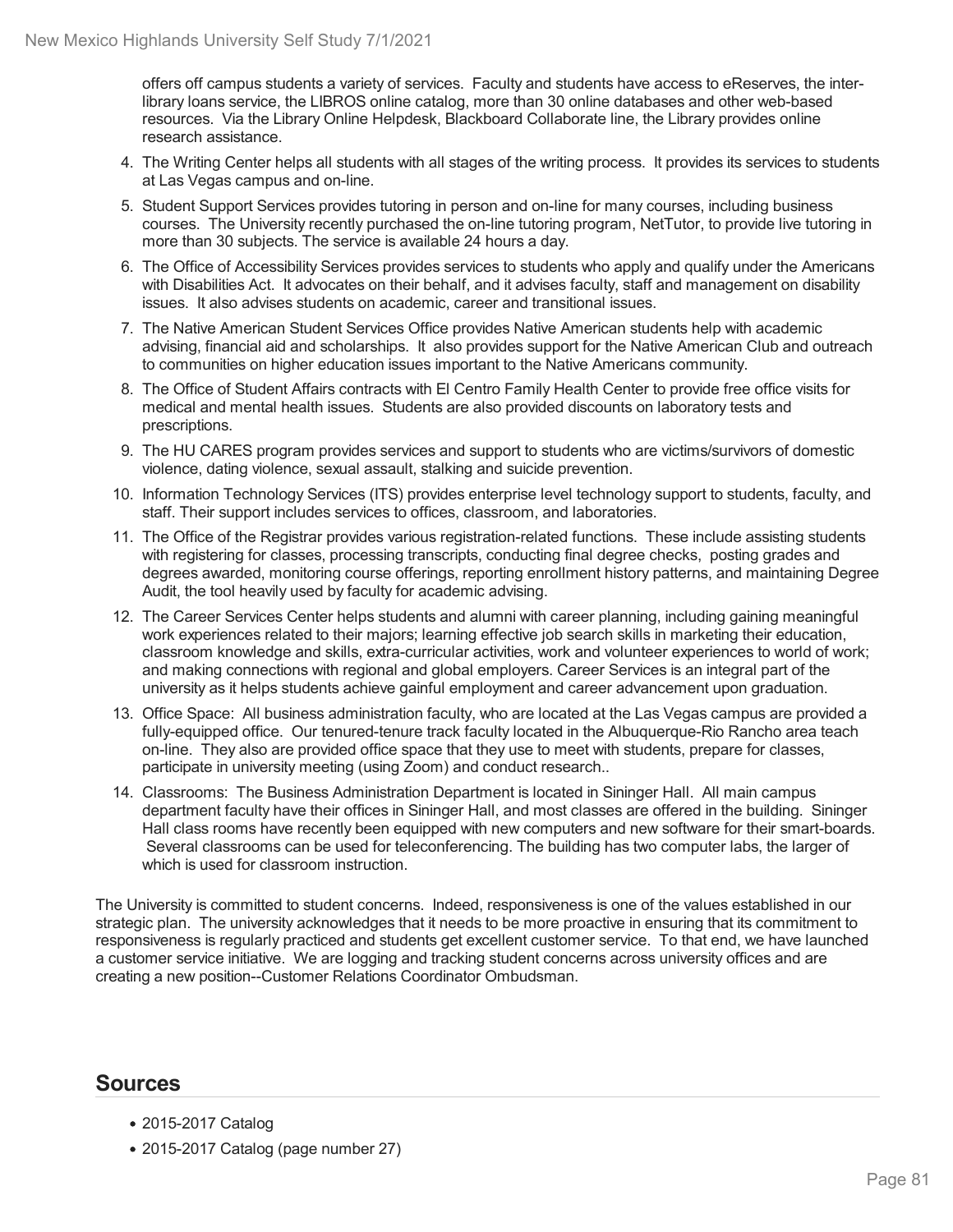offers off campus students a variety of services. Faculty and students have access to eReserves, the inter-library loans service, the LIBROS online catalog, more than 30 online databases and other web-based resources. Via the Library Online Helpdesk, Blackboard Collaborate line, the Library provides online research assistance.

4. The Writing Center helps all students with all stages of the writing process. It provides its services to students at Las Vegas campus and on-line.
5. Student Support Services provides tutoring in person and on-line for many courses, including business courses. The University recently purchased the on-line tutoring program, NetTutor, to provide live tutoring in more than 30 subjects. The service is available 24 hours a day.
6. The Office of Accessibility Services provides services to students who apply and qualify under the Americans with Disabilities Act. It advocates on their behalf, and it advises faculty, staff and management on disability issues. It also advises students on academic, career and transitional issues.
7. The Native American Student Services Office provides Native American students help with academic advising, financial aid and scholarships. It also provides support for the Native American Club and outreach to communities on higher education issues important to the Native Americans community.
8. The Office of Student Affairs contracts with El Centro Family Health Center to provide free office visits for medical and mental health issues. Students are also provided discounts on laboratory tests and prescriptions.
9. The HU CARES program provides services and support to students who are victims/survivors of domestic violence, dating violence, sexual assault, stalking and suicide prevention.
10. Information Technology Services (ITS) provides enterprise level technology support to students, faculty, and staff. Their support includes services to offices, classroom, and laboratories.
11. The Office of the Registrar provides various registration-related functions. These include assisting students with registering for classes, processing transcripts, conducting final degree checks, posting grades and degrees awarded, monitoring course offerings, reporting enrollment history patterns, and maintaining Degree Audit, the tool heavily used by faculty for academic advising.
12. The Career Services Center helps students and alumni with career planning, including gaining meaningful work experiences related to their majors; learning effective job search skills in marketing their education, classroom knowledge and skills, extra-curricular activities, work and volunteer experiences to world of work; and making connections with regional and global employers. Career Services is an integral part of the university as it helps students achieve gainful employment and career advancement upon graduation.
13. Office Space: All business administration faculty, who are located at the Las Vegas campus are provided a fully-equipped office. Our tenured-tenure track faculty located in the Albuquerque-Rio Rancho area teach on-line. They also are provided office space that they use to meet with students, prepare for classes, participate in university meeting (using Zoom) and conduct research..
14. Classrooms: The Business Administration Department is located in Sininger Hall. All main campus department faculty have their offices in Sininger Hall, and most classes are offered in the building. Sininger Hall class rooms have recently been equipped with new computers and new software for their smart-boards. Several classrooms can be used for teleconferencing. The building has two computer labs, the larger of which is used for classroom instruction.

The University is committed to student concerns. Indeed, responsiveness is one of the values established in our strategic plan. The university acknowledges that it needs to be more proactive in ensuring that its commitment to responsiveness is regularly practiced and students get excellent customer service. To that end, we have launched a customer service initiative. We are logging and tracking student concerns across university offices and are creating a new position--Customer Relations Coordinator Ombudsman.

## Sources

- 2015-2017 Catalog
- 2015-2017 Catalog (page number 27)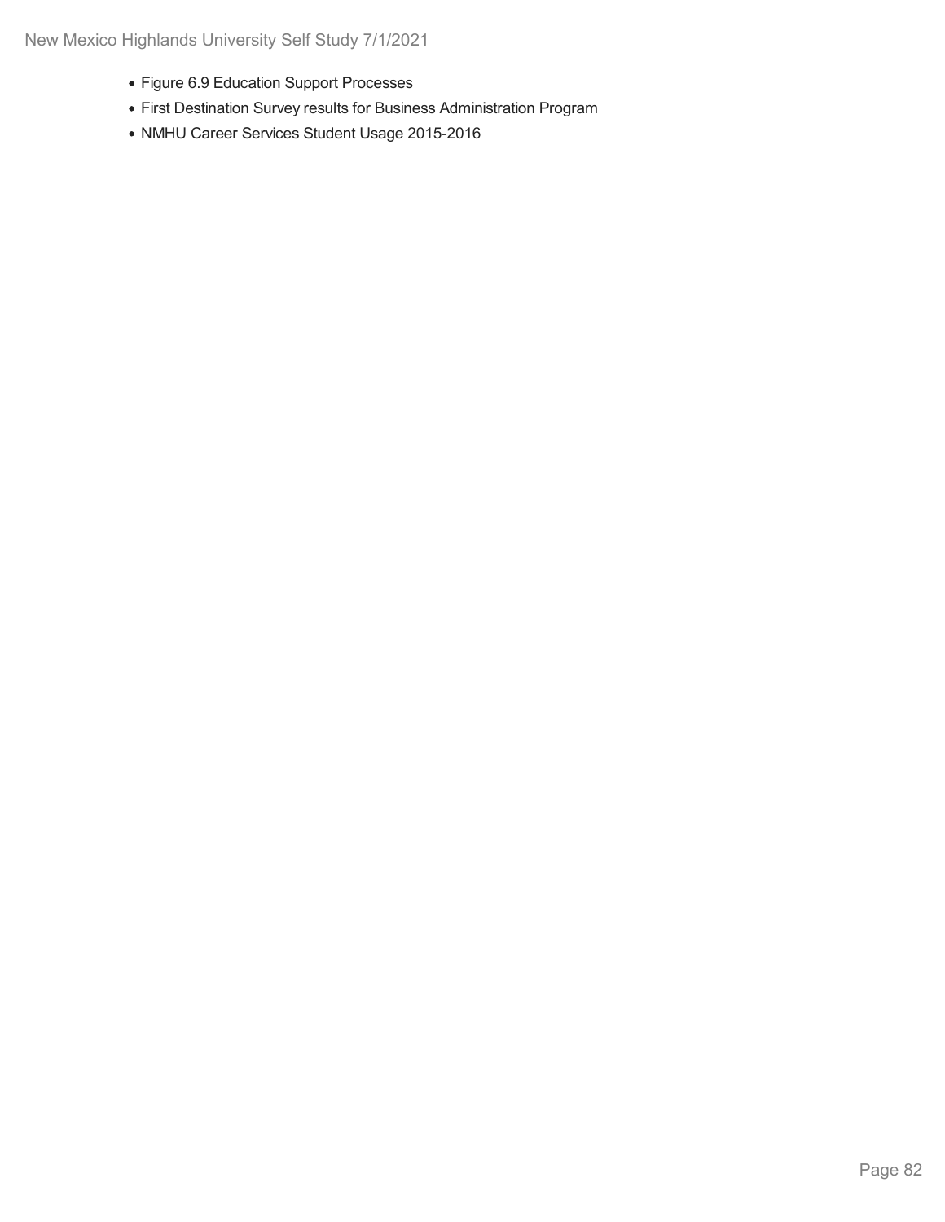- Figure 6.9 Education Support Processes
- First Destination Survey results for Business Administration Program
- NMHU Career Services Student Usage 2015-2016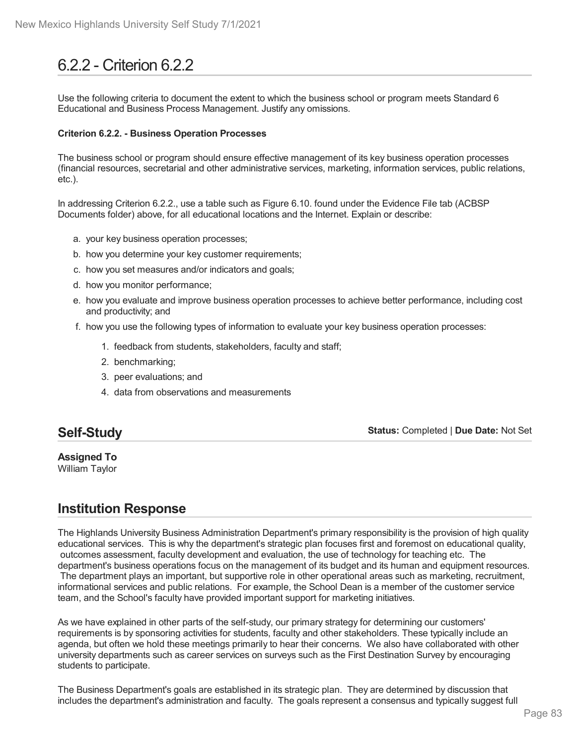# 6.2.2 - Criterion 6.2.2

Use the following criteria to document the extent to which the business school or program meets Standard 6 Educational and Business Process Management. Justify any omissions.

**Criterion 6.2.2. - Business Operation Processes**

The business school or program should ensure effective management of its key business operation processes (financial resources, secretarial and other administrative services, marketing, information services, public relations, etc.).

In addressing Criterion 6.2.2., use a table such as Figure 6.10. found under the Evidence File tab (ACBSP Documents folder) above, for all educational locations and the Internet. Explain or describe:

a. your key business operation processes;
b. how you determine your key customer requirements;
c. how you set measures and/or indicators and goals;
d. how you monitor performance;
e. how you evaluate and improve business operation processes to achieve better performance, including cost and productivity; and
f. how you use the following types of information to evaluate your key business operation processes:
   1. feedback from students, stakeholders, faculty and staff;
   2. benchmarking;
   3. peer evaluations; and
   4. data from observations and measurements

## Self-Study

**Status:** Completed | **Due Date:** Not Set

**Assigned To**
William Taylor

## Institution Response

The Highlands University Business Administration Department's primary responsibility is the provision of high quality educational services. This is why the department's strategic plan focuses first and foremost on educational quality, outcomes assessment, faculty development and evaluation, the use of technology for teaching etc. The department's business operations focus on the management of its budget and its human and equipment resources. The department plays an important, but supportive role in other operational areas such as marketing, recruitment, informational services and public relations. For example, the School Dean is a member of the customer service team, and the School's faculty have provided important support for marketing initiatives.

As we have explained in other parts of the self-study, our primary strategy for determining our customers' requirements is by sponsoring activities for students, faculty and other stakeholders. These typically include an agenda, but often we hold these meetings primarily to hear their concerns. We also have collaborated with other university departments such as career services on surveys such as the First Destination Survey by encouraging students to participate.

The Business Department's goals are established in its strategic plan. They are determined by discussion that includes the department's administration and faculty. The goals represent a consensus and typically suggest full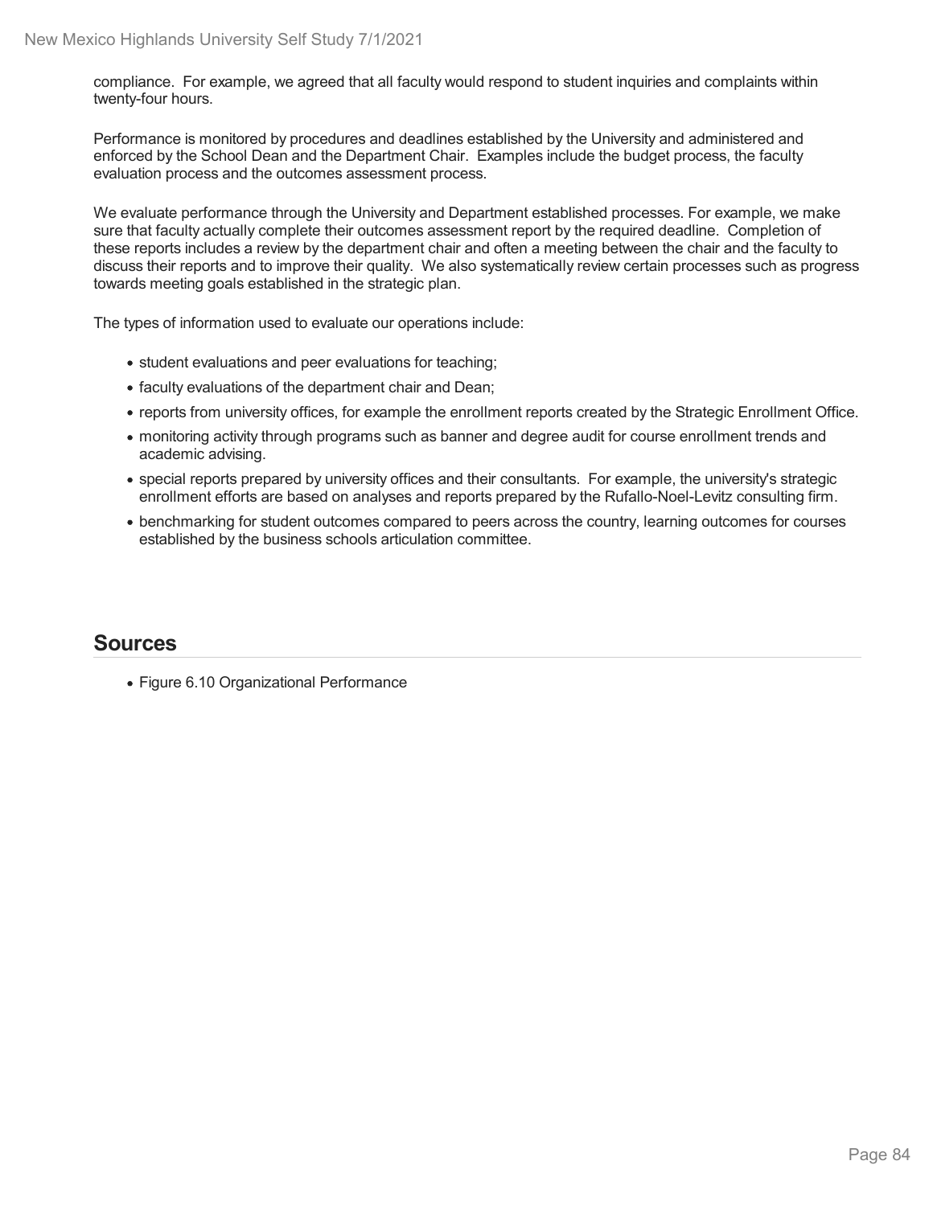compliance. For example, we agreed that all faculty would respond to student inquiries and complaints within twenty-four hours.

Performance is monitored by procedures and deadlines established by the University and administered and enforced by the School Dean and the Department Chair. Examples include the budget process, the faculty evaluation process and the outcomes assessment process.

We evaluate performance through the University and Department established processes. For example, we make sure that faculty actually complete their outcomes assessment report by the required deadline. Completion of these reports includes a review by the department chair and often a meeting between the chair and the faculty to discuss their reports and to improve their quality. We also systematically review certain processes such as progress towards meeting goals established in the strategic plan.

The types of information used to evaluate our operations include:

- student evaluations and peer evaluations for teaching;
- faculty evaluations of the department chair and Dean;
- reports from university offices, for example the enrollment reports created by the Strategic Enrollment Office.
- monitoring activity through programs such as banner and degree audit for course enrollment trends and academic advising.
- special reports prepared by university offices and their consultants. For example, the university's strategic enrollment efforts are based on analyses and reports prepared by the Rufallo-Noel-Levitz consulting firm.
- benchmarking for student outcomes compared to peers across the country, learning outcomes for courses established by the business schools articulation committee.

## Sources

- Figure 6.10 Organizational Performance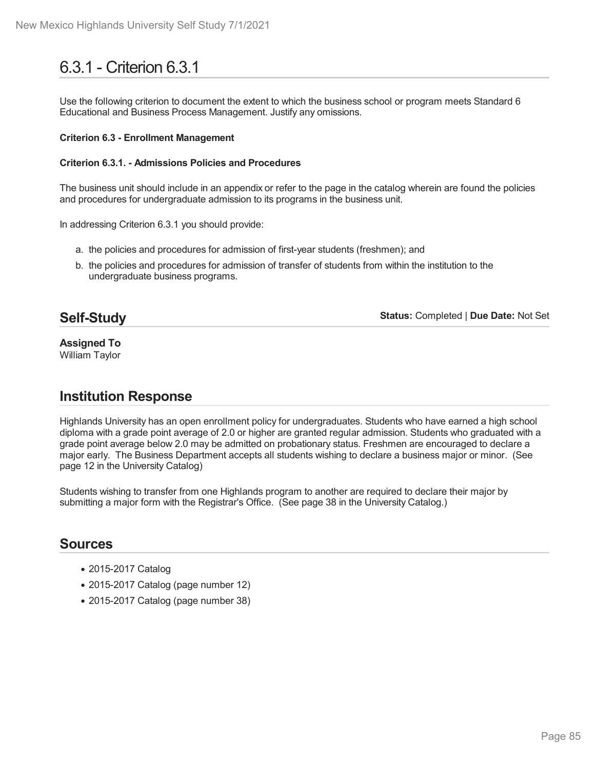# 6.3.1 - Criterion 6.3.1

Use the following criterion to document the extent to which the business school or program meets Standard 6 Educational and Business Process Management. Justify any omissions.

**Criterion 6.3 - Enrollment Management**

**Criterion 6.3.1. - Admissions Policies and Procedures**

The business unit should include in an appendix or refer to the page in the catalog wherein are found the policies and procedures for undergraduate admission to its programs in the business unit.

In addressing Criterion 6.3.1 you should provide:

a. the policies and procedures for admission of first-year students (freshmen); and
b. the policies and procedures for admission of transfer of students from within the institution to the undergraduate business programs.

## Self-Study

**Status:** Completed | **Due Date:** Not Set

**Assigned To**
William Taylor

## Institution Response

Highlands University has an open enrollment policy for undergraduates. Students who have earned a high school diploma with a grade point average of 2.0 or higher are granted regular admission. Students who graduated with a grade point average below 2.0 may be admitted on probationary status. Freshmen are encouraged to declare a major early. The Business Department accepts all students wishing to declare a business major or minor. (See page 12 in the University Catalog)

Students wishing to transfer from one Highlands program to another are required to declare their major by submitting a major form with the Registrar's Office. (See page 38 in the University Catalog.)

## Sources

- 2015-2017 Catalog
- 2015-2017 Catalog (page number 12)
- 2015-2017 Catalog (page number 38)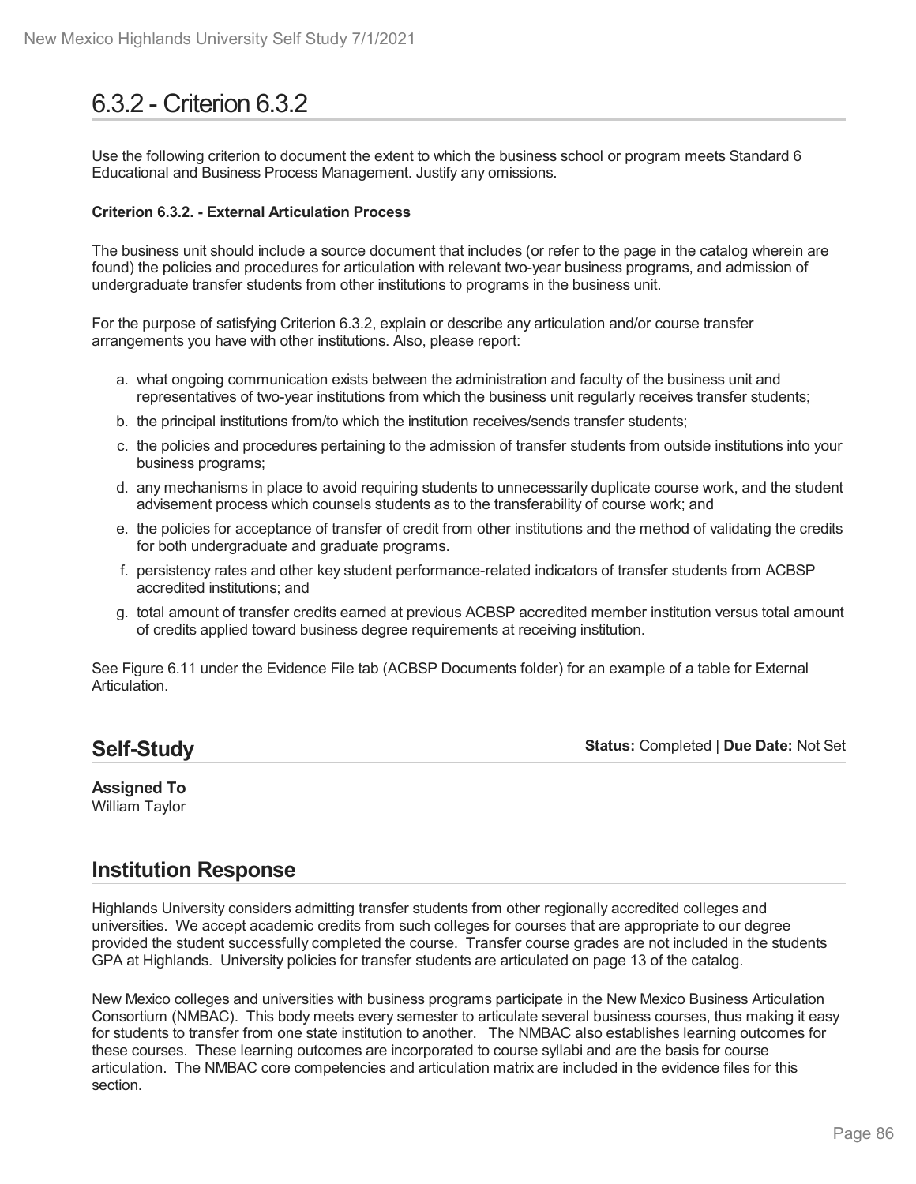# 6.3.2 - Criterion 6.3.2

Use the following criterion to document the extent to which the business school or program meets Standard 6 Educational and Business Process Management. Justify any omissions.

**Criterion 6.3.2. - External Articulation Process**

The business unit should include a source document that includes (or refer to the page in the catalog wherein are found) the policies and procedures for articulation with relevant two-year business programs, and admission of undergraduate transfer students from other institutions to programs in the business unit.

For the purpose of satisfying Criterion 6.3.2, explain or describe any articulation and/or course transfer arrangements you have with other institutions. Also, please report:

a. what ongoing communication exists between the administration and faculty of the business unit and representatives of two-year institutions from which the business unit regularly receives transfer students;
b. the principal institutions from/to which the institution receives/sends transfer students;
c. the policies and procedures pertaining to the admission of transfer students from outside institutions into your business programs;
d. any mechanisms in place to avoid requiring students to unnecessarily duplicate course work, and the student advisement process which counsels students as to the transferability of course work; and
e. the policies for acceptance of transfer of credit from other institutions and the method of validating the credits for both undergraduate and graduate programs.
f. persistency rates and other key student performance-related indicators of transfer students from ACBSP accredited institutions; and
g. total amount of transfer credits earned at previous ACBSP accredited member institution versus total amount of credits applied toward business degree requirements at receiving institution.

See Figure 6.11 under the Evidence File tab (ACBSP Documents folder) for an example of a table for External Articulation.

## Self-Study

**Status:** Completed | **Due Date:** Not Set

**Assigned To**
William Taylor

## Institution Response

Highlands University considers admitting transfer students from other regionally accredited colleges and universities. We accept academic credits from such colleges for courses that are appropriate to our degree provided the student successfully completed the course. Transfer course grades are not included in the students GPA at Highlands. University policies for transfer students are articulated on page 13 of the catalog.

New Mexico colleges and universities with business programs participate in the New Mexico Business Articulation Consortium (NMBAC). This body meets every semester to articulate several business courses, thus making it easy for students to transfer from one state institution to another. The NMBAC also establishes learning outcomes for these courses. These learning outcomes are incorporated to course syllabi and are the basis for course articulation. The NMBAC core competencies and articulation matrix are included in the evidence files for this section.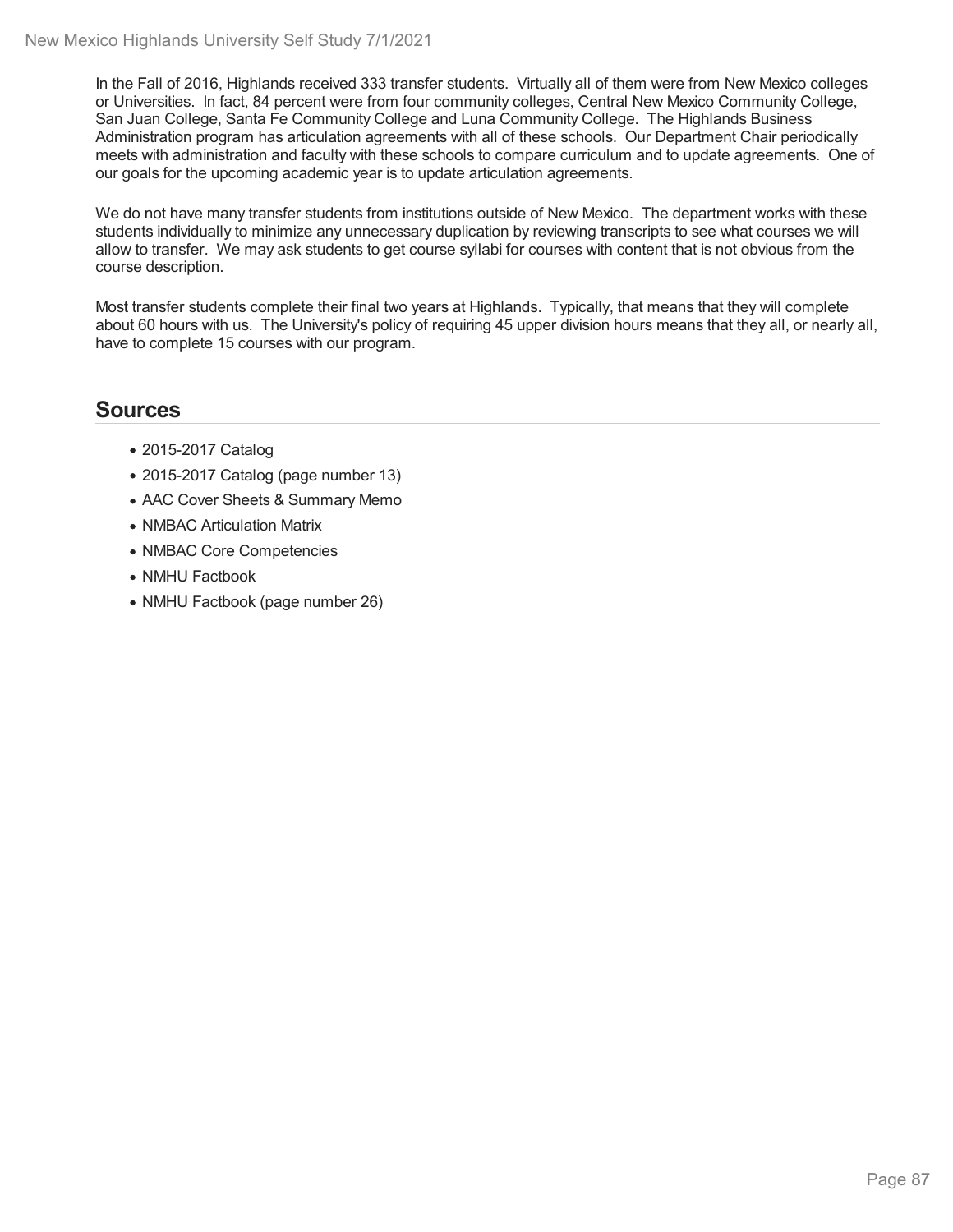In the Fall of 2016, Highlands received 333 transfer students. Virtually all of them were from New Mexico colleges or Universities. In fact, 84 percent were from four community colleges, Central New Mexico Community College, San Juan College, Santa Fe Community College and Luna Community College. The Highlands Business Administration program has articulation agreements with all of these schools. Our Department Chair periodically meets with administration and faculty with these schools to compare curriculum and to update agreements. One of our goals for the upcoming academic year is to update articulation agreements.

We do not have many transfer students from institutions outside of New Mexico. The department works with these students individually to minimize any unnecessary duplication by reviewing transcripts to see what courses we will allow to transfer. We may ask students to get course syllabi for courses with content that is not obvious from the course description.

Most transfer students complete their final two years at Highlands. Typically, that means that they will complete about 60 hours with us. The University's policy of requiring 45 upper division hours means that they all, or nearly all, have to complete 15 courses with our program.

## Sources

- 2015-2017 Catalog
- 2015-2017 Catalog (page number 13)
- AAC Cover Sheets & Summary Memo
- NMBAC Articulation Matrix
- NMBAC Core Competencies
- NMHU Factbook
- NMHU Factbook (page number 26)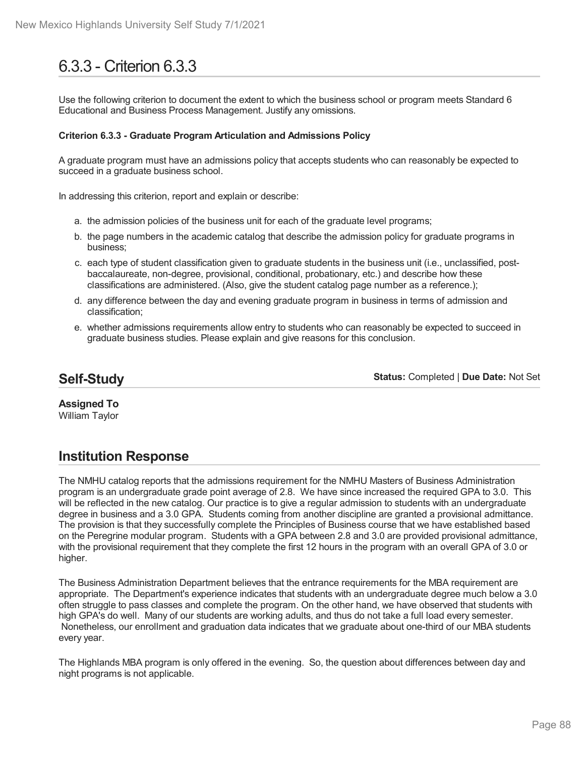# 6.3.3 - Criterion 6.3.3

Use the following criterion to document the extent to which the business school or program meets Standard 6 Educational and Business Process Management. Justify any omissions.

**Criterion 6.3.3 - Graduate Program Articulation and Admissions Policy**

A graduate program must have an admissions policy that accepts students who can reasonably be expected to succeed in a graduate business school.

In addressing this criterion, report and explain or describe:

a. the admission policies of the business unit for each of the graduate level programs;
b. the page numbers in the academic catalog that describe the admission policy for graduate programs in business;
c. each type of student classification given to graduate students in the business unit (i.e., unclassified, post-baccalaureate, non-degree, provisional, conditional, probationary, etc.) and describe how these classifications are administered. (Also, give the student catalog page number as a reference.);
d. any difference between the day and evening graduate program in business in terms of admission and classification;
e. whether admissions requirements allow entry to students who can reasonably be expected to succeed in graduate business studies. Please explain and give reasons for this conclusion.

## Self-Study

**Status:** Completed | **Due Date:** Not Set

**Assigned To**
William Taylor

## Institution Response

The NMHU catalog reports that the admissions requirement for the NMHU Masters of Business Administration program is an undergraduate grade point average of 2.8. We have since increased the required GPA to 3.0. This will be reflected in the new catalog. Our practice is to give a regular admission to students with an undergraduate degree in business and a 3.0 GPA. Students coming from another discipline are granted a provisional admittance. The provision is that they successfully complete the Principles of Business course that we have established based on the Peregrine modular program. Students with a GPA between 2.8 and 3.0 are provided provisional admittance, with the provisional requirement that they complete the first 12 hours in the program with an overall GPA of 3.0 or higher.

The Business Administration Department believes that the entrance requirements for the MBA requirement are appropriate. The Department's experience indicates that students with an undergraduate degree much below a 3.0 often struggle to pass classes and complete the program. On the other hand, we have observed that students with high GPA's do well. Many of our students are working adults, and thus do not take a full load every semester. Nonetheless, our enrollment and graduation data indicates that we graduate about one-third of our MBA students every year.

The Highlands MBA program is only offered in the evening. So, the question about differences between day and night programs is not applicable.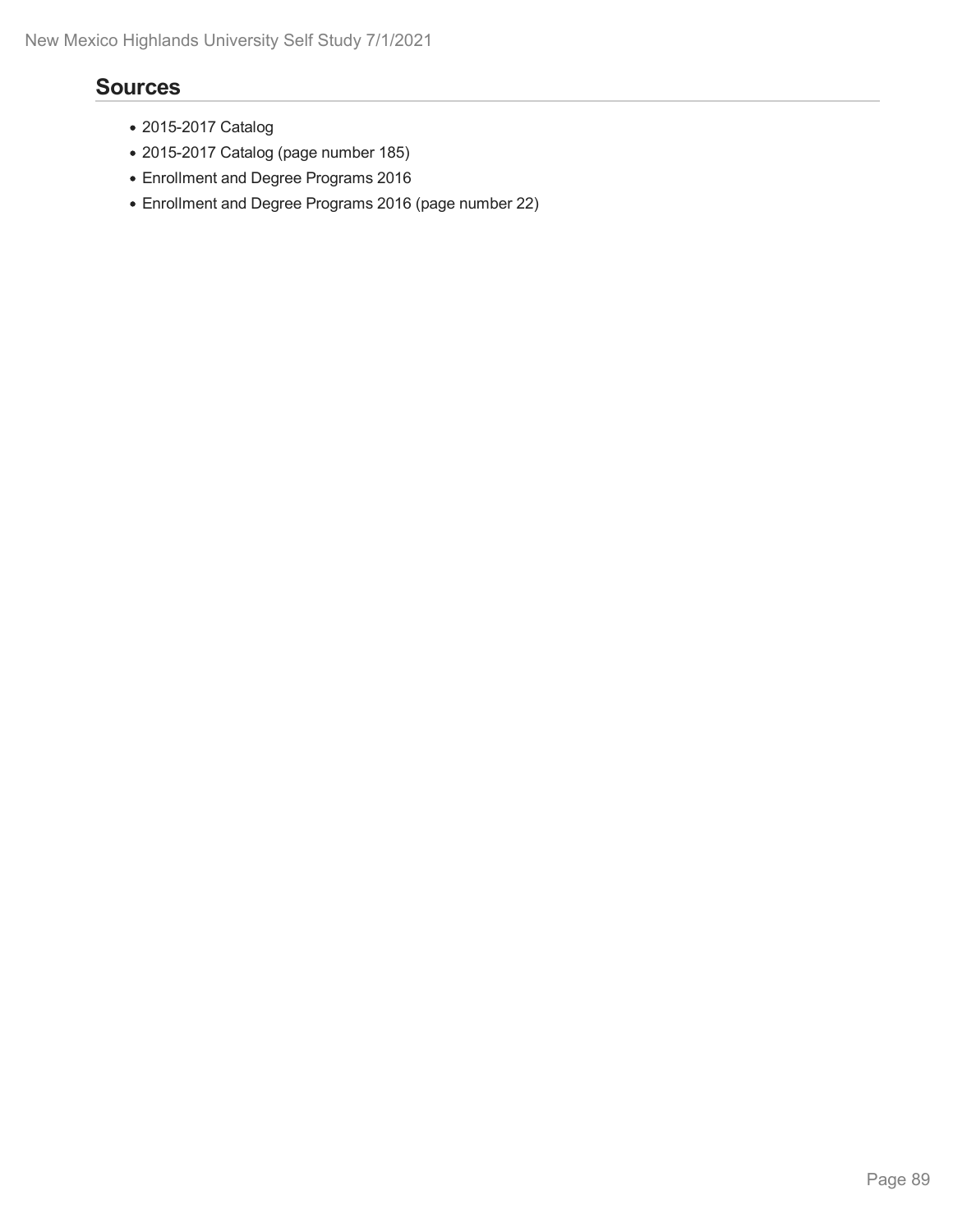## Sources

- 2015-2017 Catalog
- 2015-2017 Catalog (page number 185)
- Enrollment and Degree Programs 2016
- Enrollment and Degree Programs 2016 (page number 22)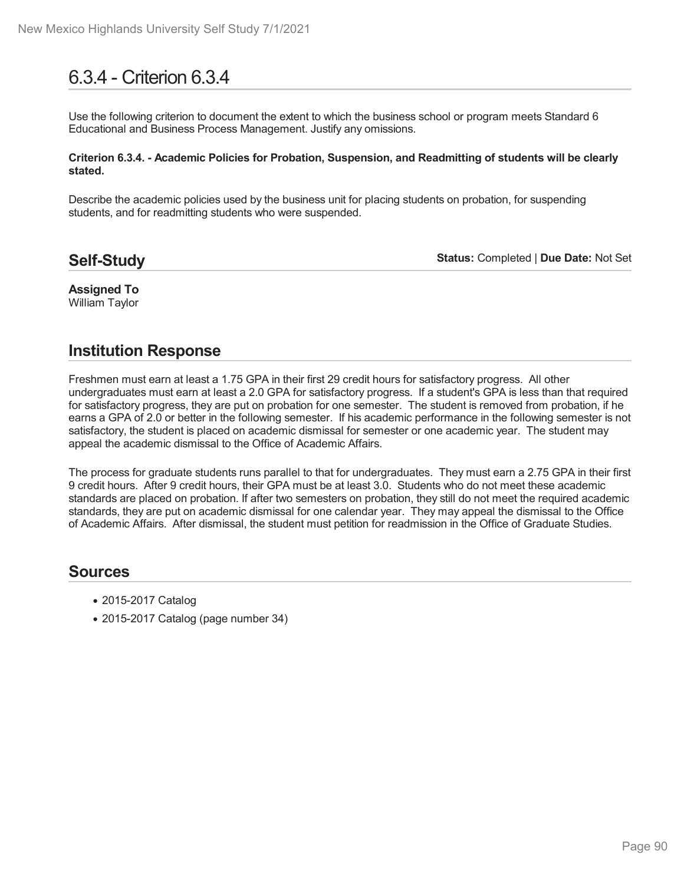# 6.3.4 - Criterion 6.3.4

Use the following criterion to document the extent to which the business school or program meets Standard 6 Educational and Business Process Management. Justify any omissions.

**Criterion 6.3.4. - Academic Policies for Probation, Suspension, and Readmitting of students will be clearly stated.**

Describe the academic policies used by the business unit for placing students on probation, for suspending students, and for readmitting students who were suspended.

## Self-Study

**Status:** Completed | **Due Date:** Not Set

**Assigned To**
William Taylor

## Institution Response

Freshmen must earn at least a 1.75 GPA in their first 29 credit hours for satisfactory progress. All other undergraduates must earn at least a 2.0 GPA for satisfactory progress. If a student's GPA is less than that required for satisfactory progress, they are put on probation for one semester. The student is removed from probation, if he earns a GPA of 2.0 or better in the following semester. If his academic performance in the following semester is not satisfactory, the student is placed on academic dismissal for semester or one academic year. The student may appeal the academic dismissal to the Office of Academic Affairs.

The process for graduate students runs parallel to that for undergraduates. They must earn a 2.75 GPA in their first 9 credit hours. After 9 credit hours, their GPA must be at least 3.0. Students who do not meet these academic standards are placed on probation. If after two semesters on probation, they still do not meet the required academic standards, they are put on academic dismissal for one calendar year. They may appeal the dismissal to the Office of Academic Affairs. After dismissal, the student must petition for readmission in the Office of Graduate Studies.

## Sources

- 2015-2017 Catalog
- 2015-2017 Catalog (page number 34)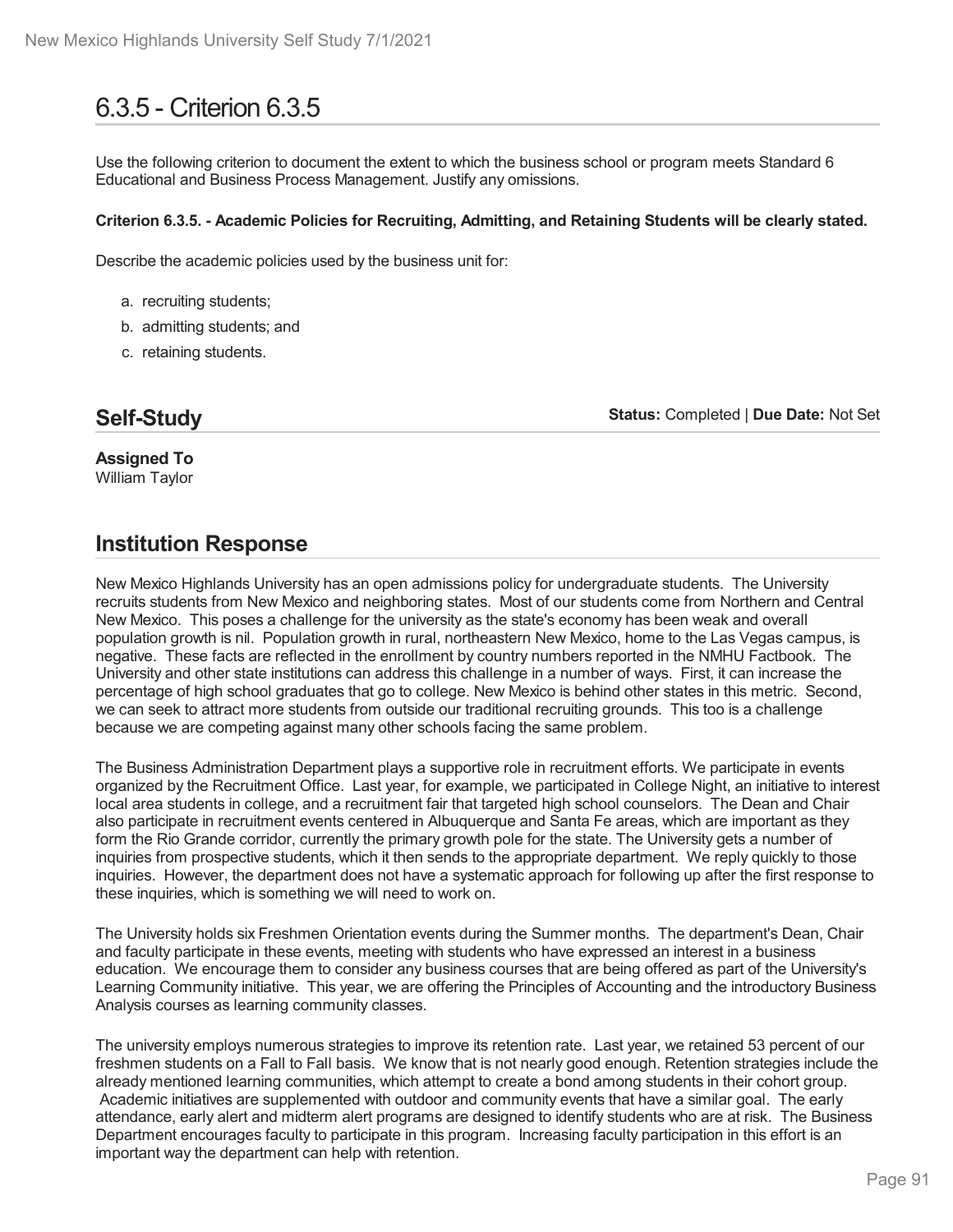# 6.3.5 - Criterion 6.3.5

Use the following criterion to document the extent to which the business school or program meets Standard 6 Educational and Business Process Management. Justify any omissions.

**Criterion 6.3.5. - Academic Policies for Recruiting, Admitting, and Retaining Students will be clearly stated.**

Describe the academic policies used by the business unit for:

a. recruiting students;
b. admitting students; and
c. retaining students.

## Self-Study

**Status:** Completed | **Due Date:** Not Set

**Assigned To**
William Taylor

## Institution Response

New Mexico Highlands University has an open admissions policy for undergraduate students. The University recruits students from New Mexico and neighboring states. Most of our students come from Northern and Central New Mexico. This poses a challenge for the university as the state's economy has been weak and overall population growth is nil. Population growth in rural, northeastern New Mexico, home to the Las Vegas campus, is negative. These facts are reflected in the enrollment by country numbers reported in the NMHU Factbook. The University and other state institutions can address this challenge in a number of ways. First, it can increase the percentage of high school graduates that go to college. New Mexico is behind other states in this metric. Second, we can seek to attract more students from outside our traditional recruiting grounds. This too is a challenge because we are competing against many other schools facing the same problem.

The Business Administration Department plays a supportive role in recruitment efforts. We participate in events organized by the Recruitment Office. Last year, for example, we participated in College Night, an initiative to interest local area students in college, and a recruitment fair that targeted high school counselors. The Dean and Chair also participate in recruitment events centered in Albuquerque and Santa Fe areas, which are important as they form the Rio Grande corridor, currently the primary growth pole for the state. The University gets a number of inquiries from prospective students, which it then sends to the appropriate department. We reply quickly to those inquiries. However, the department does not have a systematic approach for following up after the first response to these inquiries, which is something we will need to work on.

The University holds six Freshmen Orientation events during the Summer months. The department's Dean, Chair and faculty participate in these events, meeting with students who have expressed an interest in a business education. We encourage them to consider any business courses that are being offered as part of the University's Learning Community initiative. This year, we are offering the Principles of Accounting and the introductory Business Analysis courses as learning community classes.

The university employs numerous strategies to improve its retention rate. Last year, we retained 53 percent of our freshmen students on a Fall to Fall basis. We know that is not nearly good enough. Retention strategies include the already mentioned learning communities, which attempt to create a bond among students in their cohort group. Academic initiatives are supplemented with outdoor and community events that have a similar goal. The early attendance, early alert and midterm alert programs are designed to identify students who are at risk. The Business Department encourages faculty to participate in this program. Increasing faculty participation in this effort is an important way the department can help with retention.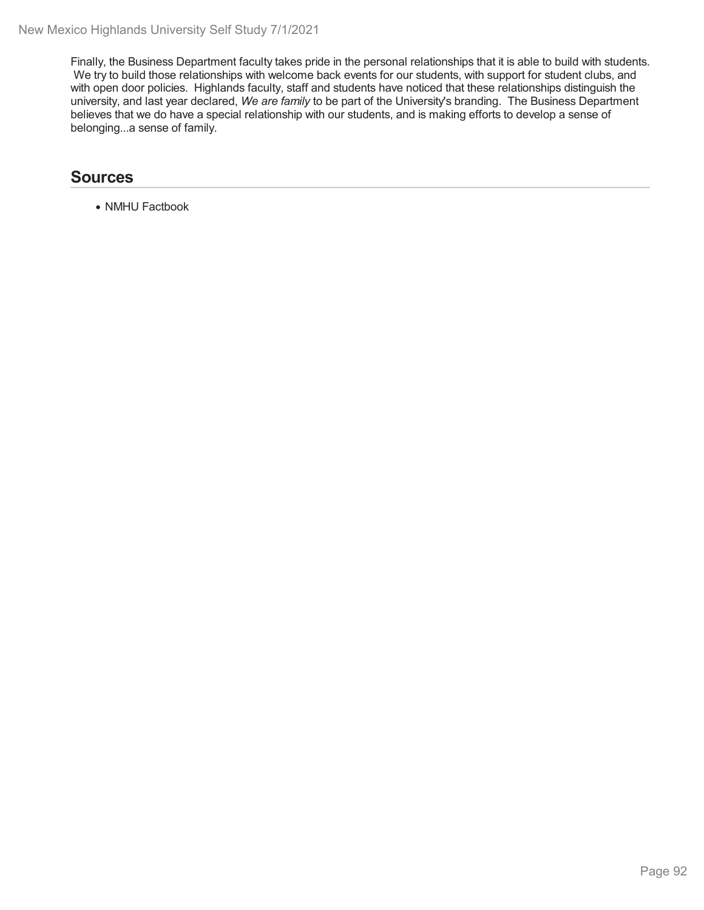Finally, the Business Department faculty takes pride in the personal relationships that it is able to build with students. We try to build those relationships with welcome back events for our students, with support for student clubs, and with open door policies. Highlands faculty, staff and students have noticed that these relationships distinguish the university, and last year declared, *We are family* to be part of the University's branding. The Business Department believes that we do have a special relationship with our students, and is making efforts to develop a sense of belonging...a sense of family.

## Sources

- NMHU Factbook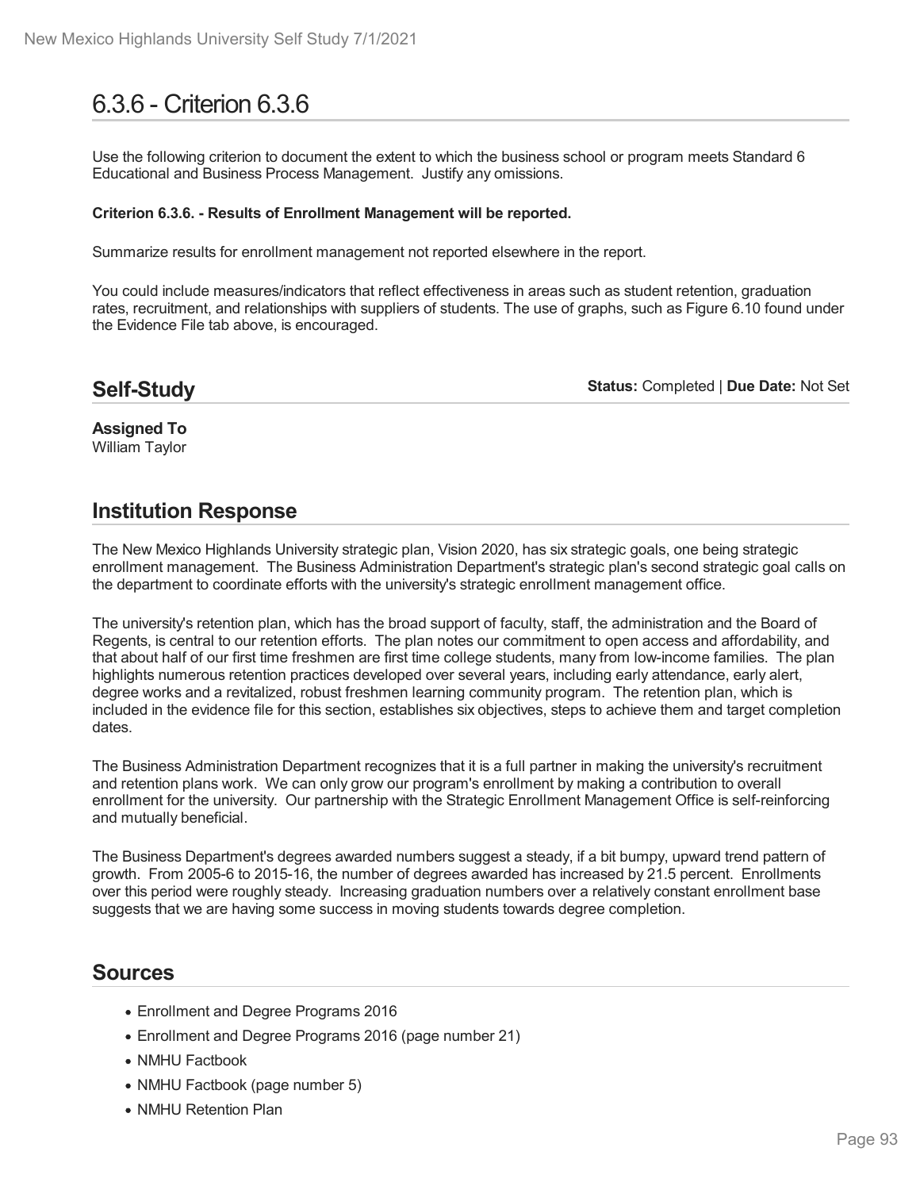# 6.3.6 - Criterion 6.3.6

Use the following criterion to document the extent to which the business school or program meets Standard 6 Educational and Business Process Management. Justify any omissions.

**Criterion 6.3.6. - Results of Enrollment Management will be reported.**

Summarize results for enrollment management not reported elsewhere in the report.

You could include measures/indicators that reflect effectiveness in areas such as student retention, graduation rates, recruitment, and relationships with suppliers of students. The use of graphs, such as Figure 6.10 found under the Evidence File tab above, is encouraged.

## Self-Study

**Status:** Completed | **Due Date:** Not Set

**Assigned To**
William Taylor

## Institution Response

The New Mexico Highlands University strategic plan, Vision 2020, has six strategic goals, one being strategic enrollment management. The Business Administration Department's strategic plan's second strategic goal calls on the department to coordinate efforts with the university's strategic enrollment management office.

The university's retention plan, which has the broad support of faculty, staff, the administration and the Board of Regents, is central to our retention efforts. The plan notes our commitment to open access and affordability, and that about half of our first time freshmen are first time college students, many from low-income families. The plan highlights numerous retention practices developed over several years, including early attendance, early alert, degree works and a revitalized, robust freshmen learning community program. The retention plan, which is included in the evidence file for this section, establishes six objectives, steps to achieve them and target completion dates.

The Business Administration Department recognizes that it is a full partner in making the university's recruitment and retention plans work. We can only grow our program's enrollment by making a contribution to overall enrollment for the university. Our partnership with the Strategic Enrollment Management Office is self-reinforcing and mutually beneficial.

The Business Department's degrees awarded numbers suggest a steady, if a bit bumpy, upward trend pattern of growth. From 2005-6 to 2015-16, the number of degrees awarded has increased by 21.5 percent. Enrollments over this period were roughly steady. Increasing graduation numbers over a relatively constant enrollment base suggests that we are having some success in moving students towards degree completion.

## Sources

- Enrollment and Degree Programs 2016
- Enrollment and Degree Programs 2016 (page number 21)
- NMHU Factbook
- NMHU Factbook (page number 5)
- NMHU Retention Plan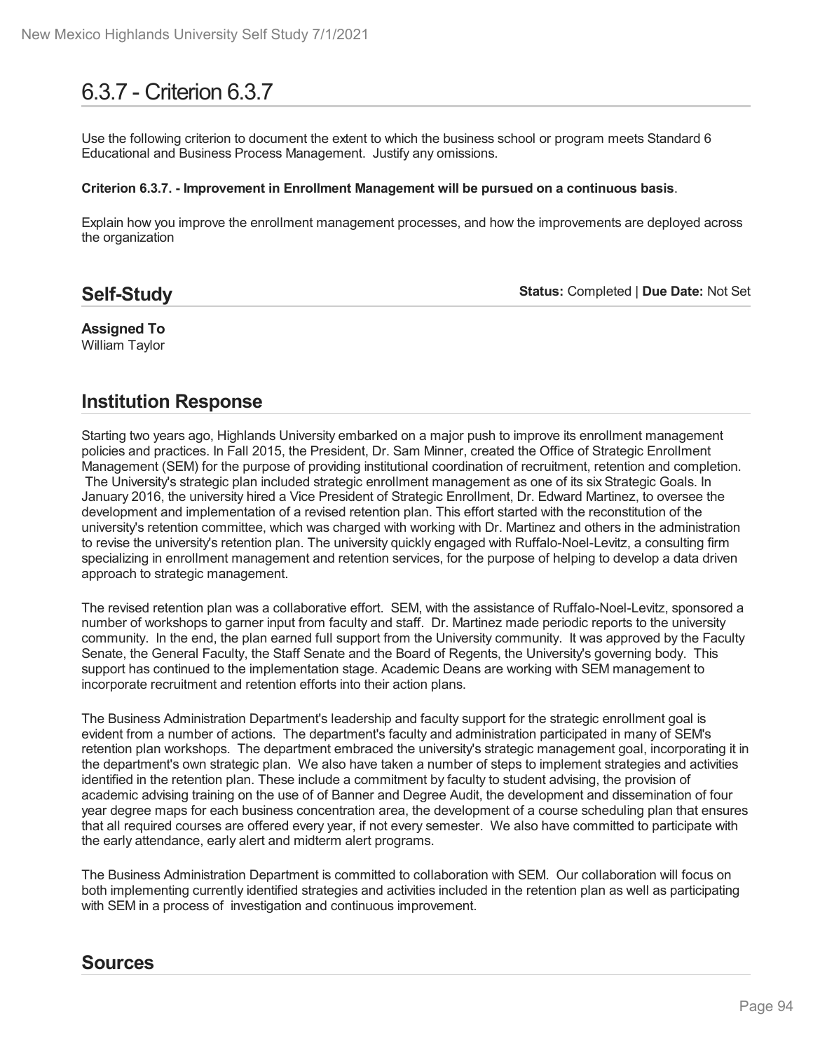# 6.3.7 - Criterion 6.3.7

Use the following criterion to document the extent to which the business school or program meets Standard 6 Educational and Business Process Management. Justify any omissions.

**Criterion 6.3.7. - Improvement in Enrollment Management will be pursued on a continuous basis**.

Explain how you improve the enrollment management processes, and how the improvements are deployed across the organization

## Self-Study

**Status:** Completed | **Due Date:** Not Set

**Assigned To**
William Taylor

## Institution Response

Starting two years ago, Highlands University embarked on a major push to improve its enrollment management policies and practices. In Fall 2015, the President, Dr. Sam Minner, created the Office of Strategic Enrollment Management (SEM) for the purpose of providing institutional coordination of recruitment, retention and completion. The University's strategic plan included strategic enrollment management as one of its six Strategic Goals. In January 2016, the university hired a Vice President of Strategic Enrollment, Dr. Edward Martinez, to oversee the development and implementation of a revised retention plan. This effort started with the reconstitution of the university's retention committee, which was charged with working with Dr. Martinez and others in the administration to revise the university's retention plan. The university quickly engaged with Ruffalo-Noel-Levitz, a consulting firm specializing in enrollment management and retention services, for the purpose of helping to develop a data driven approach to strategic management.

The revised retention plan was a collaborative effort. SEM, with the assistance of Ruffalo-Noel-Levitz, sponsored a number of workshops to garner input from faculty and staff. Dr. Martinez made periodic reports to the university community. In the end, the plan earned full support from the University community. It was approved by the Faculty Senate, the General Faculty, the Staff Senate and the Board of Regents, the University's governing body. This support has continued to the implementation stage. Academic Deans are working with SEM management to incorporate recruitment and retention efforts into their action plans.

The Business Administration Department's leadership and faculty support for the strategic enrollment goal is evident from a number of actions. The department's faculty and administration participated in many of SEM's retention plan workshops. The department embraced the university's strategic management goal, incorporating it in the department's own strategic plan. We also have taken a number of steps to implement strategies and activities identified in the retention plan. These include a commitment by faculty to student advising, the provision of academic advising training on the use of of Banner and Degree Audit, the development and dissemination of four year degree maps for each business concentration area, the development of a course scheduling plan that ensures that all required courses are offered every year, if not every semester. We also have committed to participate with the early attendance, early alert and midterm alert programs.

The Business Administration Department is committed to collaboration with SEM. Our collaboration will focus on both implementing currently identified strategies and activities included in the retention plan as well as participating with SEM in a process of investigation and continuous improvement.

## Sources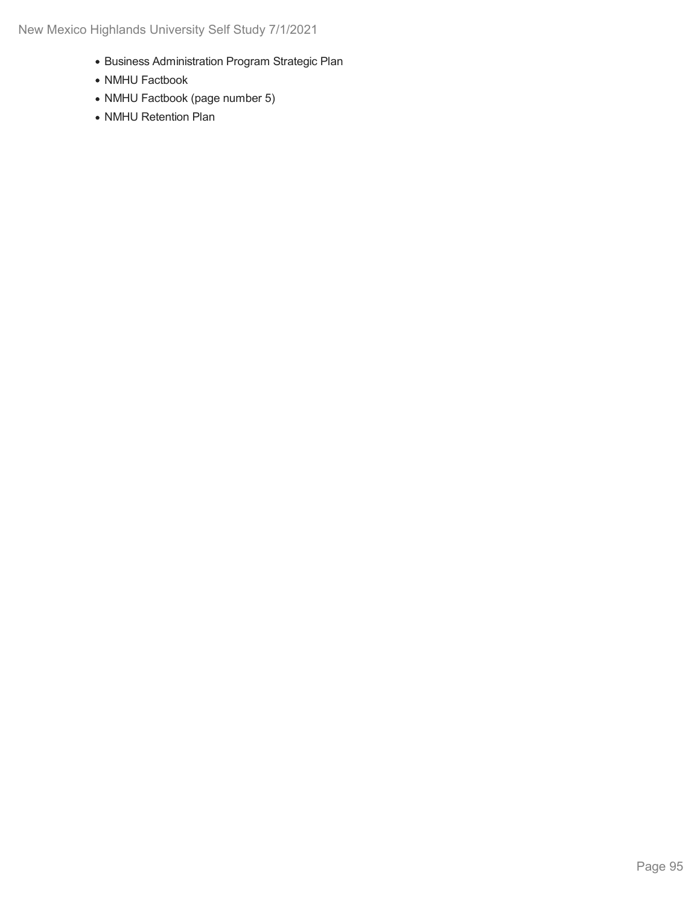- Business Administration Program Strategic Plan
- NMHU Factbook
- NMHU Factbook (page number 5)
- NMHU Retention Plan